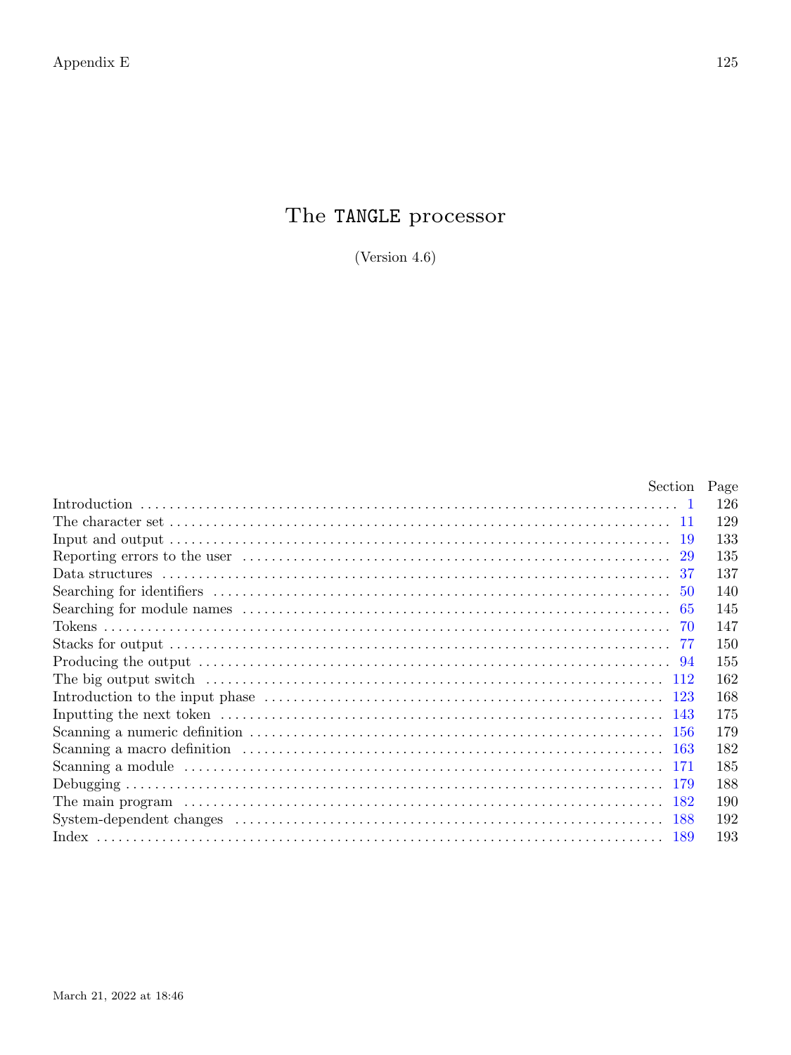# The TANGLE processor

(Version 4.6)

| | Section | Page |
|---|---|---|
| Introduction | 1 | 126 |
| The character set | 11 | 129 |
| Input and output | 19 | 133 |
| Reporting errors to the user | 29 | 135 |
| Data structures | 37 | 137 |
| Searching for identifiers | 50 | 140 |
| Searching for module names | 65 | 145 |
| Tokens | 70 | 147 |
| Stacks for output | 77 | 150 |
| Producing the output | 94 | 155 |
| The big output switch | 112 | 162 |
| Introduction to the input phase | 123 | 168 |
| Inputting the next token | 143 | 175 |
| Scanning a numeric definition | 156 | 179 |
| Scanning a macro definition | 163 | 182 |
| Scanning a module | 171 | 185 |
| Debugging | 179 | 188 |
| The main program | 182 | 190 |
| System-dependent changes | 188 | 192 |
| Index | 189 | 193 |

March 21, 2022 at 18:46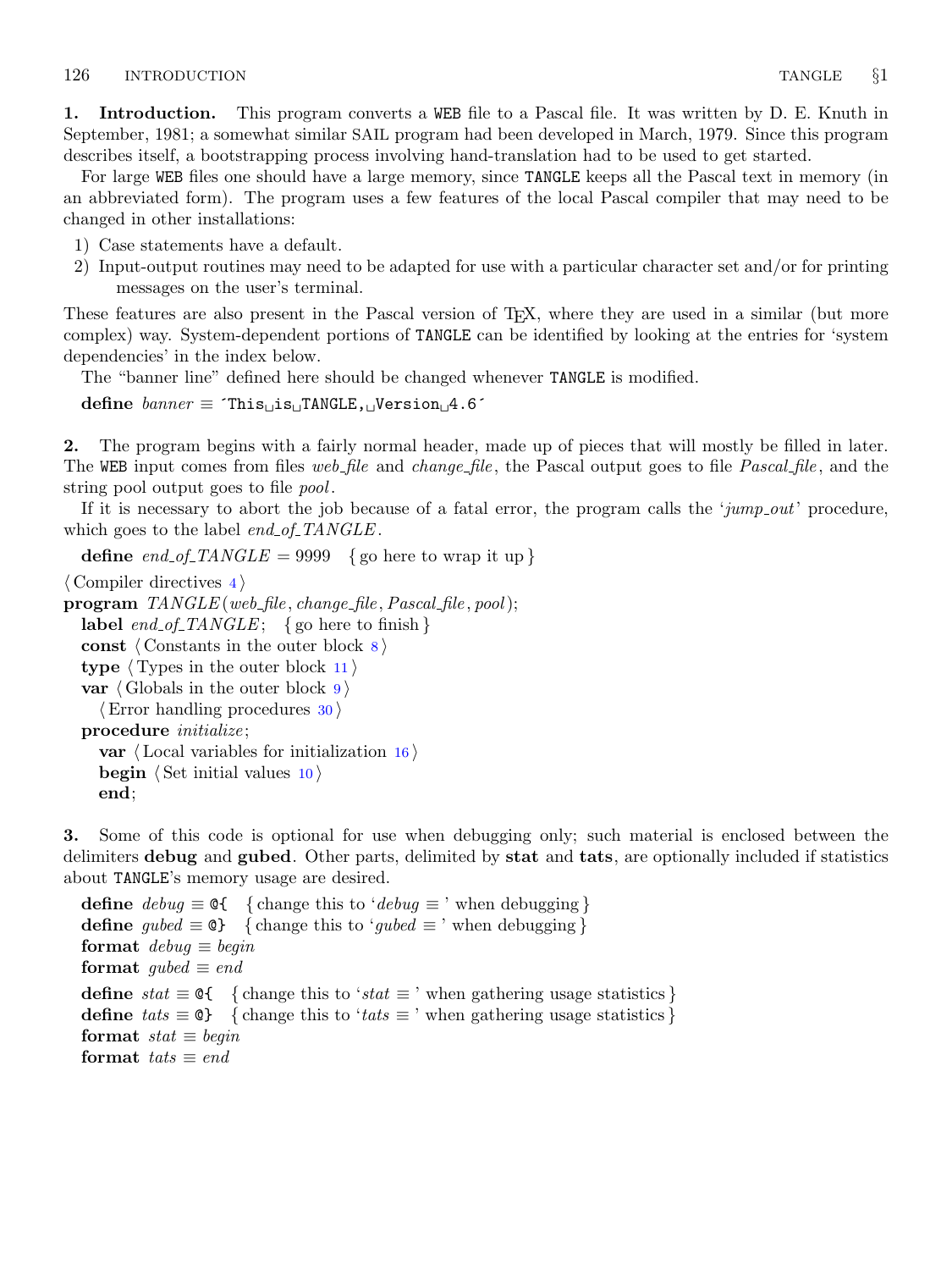**1. Introduction.** This program converts a WEB file to a Pascal file. It was written by D. E. Knuth in September, 1981; a somewhat similar SAIL program had been developed in March, 1979. Since this program describes itself, a bootstrapping process involving hand-translation had to be used to get started.

For large WEB files one should have a large memory, since TANGLE keeps all the Pascal text in memory (in an abbreviated form). The program uses a few features of the local Pascal compiler that may need to be changed in other installations:

1) Case statements have a default.
2) Input-output routines may need to be adapted for use with a particular character set and/or for printing messages on the user's terminal.

These features are also present in the Pascal version of TEX, where they are used in a similar (but more complex) way. System-dependent portions of TANGLE can be identified by looking at the entries for 'system dependencies' in the index below.

The "banner line" defined here should be changed whenever TANGLE is modified.

**define** *banner* ≡ ´This␣is␣TANGLE,␣Version␣4.6´

**2.** The program begins with a fairly normal header, made up of pieces that will mostly be filled in later. The WEB input comes from files *web_file* and *change_file*, the Pascal output goes to file *Pascal_file*, and the string pool output goes to file *pool*.

If it is necessary to abort the job because of a fatal error, the program calls the '*jump_out*' procedure, which goes to the label *end_of_TANGLE*.

**define** *end_of_TANGLE* = 9999 { go here to wrap it up }

⟨ Compiler directives 4 ⟩
**program** *TANGLE*(*web_file*, *change_file*, *Pascal_file*, *pool*);
  **label** *end_of_TANGLE*; { go here to finish }
  **const** ⟨ Constants in the outer block 8 ⟩
  **type** ⟨ Types in the outer block 11 ⟩
  **var** ⟨ Globals in the outer block 9 ⟩
    ⟨ Error handling procedures 30 ⟩
  **procedure** *initialize*;
    **var** ⟨ Local variables for initialization 16 ⟩
    **begin** ⟨ Set initial values 10 ⟩
    **end**;

**3.** Some of this code is optional for use when debugging only; such material is enclosed between the delimiters **debug** and **gubed**. Other parts, delimited by **stat** and **tats**, are optionally included if statistics about TANGLE's memory usage are desired.

**define** *debug* ≡ @{ { change this to '*debug* ≡ ' when debugging }
**define** *gubed* ≡ @} { change this to '*gubed* ≡ ' when debugging }
**format** *debug* ≡ *begin*
**format** *gubed* ≡ *end*

**define** *stat* ≡ @{ { change this to '*stat* ≡ ' when gathering usage statistics }
**define** *tats* ≡ @} { change this to '*tats* ≡ ' when gathering usage statistics }
**format** *stat* ≡ *begin*
**format** *tats* ≡ *end*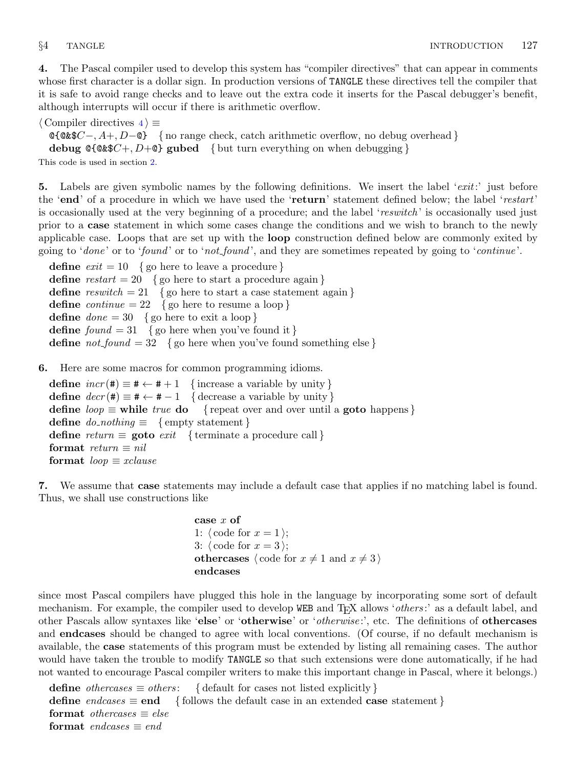**4.** The Pascal compiler used to develop this system has "compiler directives" that can appear in comments whose first character is a dollar sign. In production versions of TANGLE these directives tell the compiler that it is safe to avoid range checks and to leave out the extra code it inserts for the Pascal debugger's benefit, although interrupts will occur if there is arithmetic overflow.

⟨ Compiler directives 4 ⟩ ≡
  @{@&$$C-, A+, D-$@} { no range check, catch arithmetic overflow, no debug overhead }
  **debug** @{@&$$C+, D+$@} **gubed** { but turn everything on when debugging }

This code is used in section 2.

**5.** Labels are given symbolic names by the following definitions. We insert the label '*exit*:' just before the '**end**' of a procedure in which we have used the '**return**' statement defined below; the label '*restart*' is occasionally used at the very beginning of a procedure; and the label '*reswitch*' is occasionally used just prior to a **case** statement in which some cases change the conditions and we wish to branch to the newly applicable case. Loops that are set up with the **loop** construction defined below are commonly exited by going to '*done*' or to '*found*' or to '*not_found*', and they are sometimes repeated by going to '*continue*'.

  **define** *exit* = 10 { go here to leave a procedure }
  **define** *restart* = 20 { go here to start a procedure again }
  **define** *reswitch* = 21 { go here to start a case statement again }
  **define** *continue* = 22 { go here to resume a loop }
  **define** *done* = 30 { go here to exit a loop }
  **define** *found* = 31 { go here when you've found it }
  **define** *not_found* = 32 { go here when you've found something else }

**6.** Here are some macros for common programming idioms.

  **define** *incr*(#) ≡ # ← # + 1 { increase a variable by unity }
  **define** *decr*(#) ≡ # ← # − 1 { decrease a variable by unity }
  **define** *loop* ≡ **while** *true* **do** { repeat over and over until a **goto** happens }
  **define** *do_nothing* ≡ { empty statement }
  **define** *return* ≡ **goto** *exit* { terminate a procedure call }
  **format** *return* ≡ *nil*
  **format** *loop* ≡ *xclause*

**7.** We assume that **case** statements may include a default case that applies if no matching label is found. Thus, we shall use constructions like

> **case** *x* **of**
> 1: ⟨ code for $x = 1$ ⟩;
> 3: ⟨ code for $x = 3$ ⟩;
> **othercases** ⟨ code for $x \neq 1$ and $x \neq 3$ ⟩
> **endcases**

since most Pascal compilers have plugged this hole in the language by incorporating some sort of default mechanism. For example, the compiler used to develop WEB and TeX allows '*others*:' as a default label, and other Pascals allow syntaxes like '**else**' or '**otherwise**' or '*otherwise*:', etc. The definitions of **othercases** and **endcases** should be changed to agree with local conventions. (Of course, if no default mechanism is available, the **case** statements of this program must be extended by listing all remaining cases. The author would have taken the trouble to modify TANGLE so that such extensions were done automatically, if he had not wanted to encourage Pascal compiler writers to make this important change in Pascal, where it belongs.)

  **define** *othercases* ≡ *others*: { default for cases not listed explicitly }
  **define** *endcases* ≡ **end** { follows the default case in an extended **case** statement }
  **format** *othercases* ≡ *else*
  **format** *endcases* ≡ *end*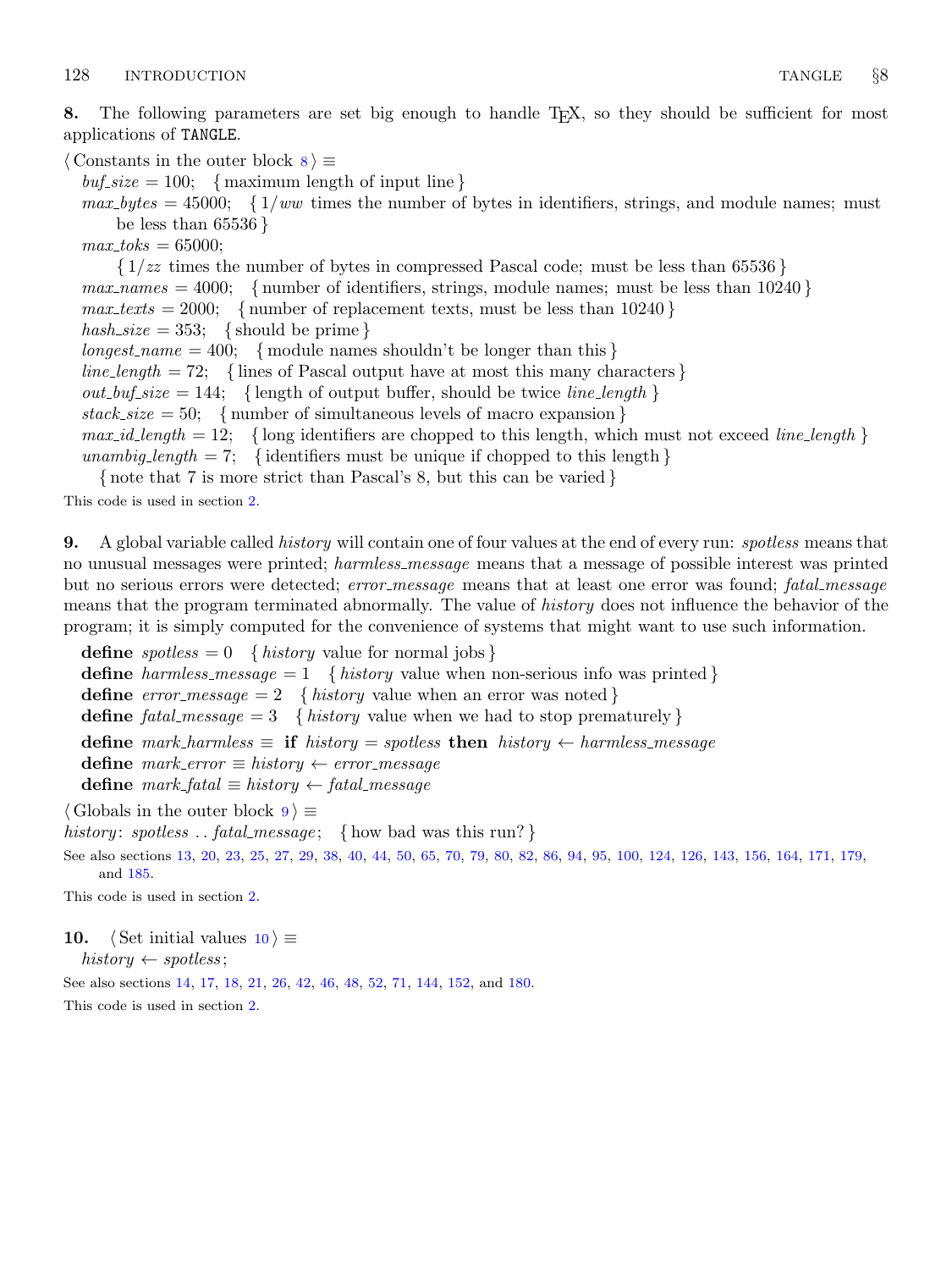**8.** The following parameters are set big enough to handle TeX, so they should be sufficient for most applications of TANGLE.

⟨ Constants in the outer block 8 ⟩ ≡
 *buf_size* = 100; { maximum length of input line }
 *max_bytes* = 45000; { $1/ww$ times the number of bytes in identifiers, strings, and module names; must be less than 65536 }
 *max_toks* = 65000;
  { $1/zz$ times the number of bytes in compressed Pascal code; must be less than 65536 }
 *max_names* = 4000; { number of identifiers, strings, module names; must be less than 10240 }
 *max_texts* = 2000; { number of replacement texts, must be less than 10240 }
 *hash_size* = 353; { should be prime }
 *longest_name* = 400; { module names shouldn't be longer than this }
 *line_length* = 72; { lines of Pascal output have at most this many characters }
 *out_buf_size* = 144; { length of output buffer, should be twice *line_length* }
 *stack_size* = 50; { number of simultaneous levels of macro expansion }
 *max_id_length* = 12; { long identifiers are chopped to this length, which must not exceed *line_length* }
 *unambig_length* = 7; { identifiers must be unique if chopped to this length }
  { note that 7 is more strict than Pascal's 8, but this can be varied }

This code is used in section 2.

**9.** A global variable called *history* will contain one of four values at the end of every run: *spotless* means that no unusual messages were printed; *harmless_message* means that a message of possible interest was printed but no serious errors were detected; *error_message* means that at least one error was found; *fatal_message* means that the program terminated abnormally. The value of *history* does not influence the behavior of the program; it is simply computed for the convenience of systems that might want to use such information.

 **define** *spotless* = 0 { *history* value for normal jobs }
 **define** *harmless_message* = 1 { *history* value when non-serious info was printed }
 **define** *error_message* = 2 { *history* value when an error was noted }
 **define** *fatal_message* = 3 { *history* value when we had to stop prematurely }
 **define** *mark_harmless* ≡ **if** *history* = *spotless* **then** *history* ← *harmless_message*
 **define** *mark_error* ≡ *history* ← *error_message*
 **define** *mark_fatal* ≡ *history* ← *fatal_message*

⟨ Globals in the outer block 9 ⟩ ≡
*history*: *spotless* .. *fatal_message*; { how bad was this run? }

See also sections 13, 20, 23, 25, 27, 29, 38, 40, 44, 50, 65, 70, 79, 80, 82, 86, 94, 95, 100, 124, 126, 143, 156, 164, 171, 179, and 185.

This code is used in section 2.

**10.** ⟨ Set initial values 10 ⟩ ≡
 *history* ← *spotless*;

See also sections 14, 17, 18, 21, 26, 42, 46, 48, 52, 71, 144, 152, and 180.

This code is used in section 2.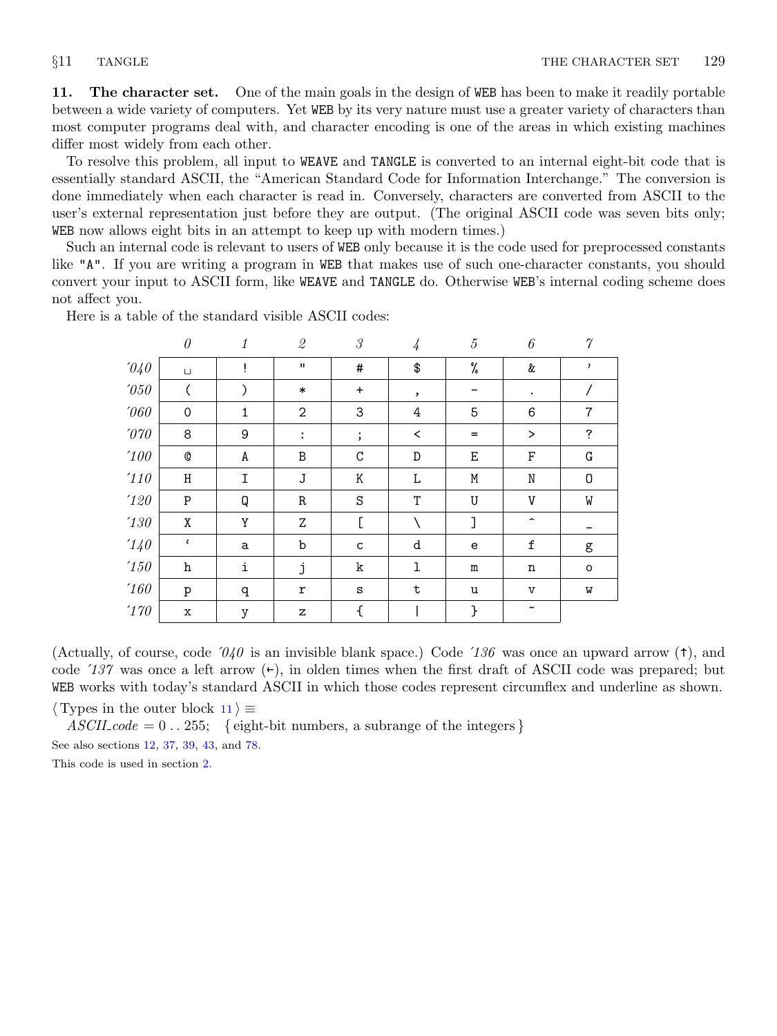**11. The character set.** One of the main goals in the design of WEB has been to make it readily portable between a wide variety of computers. Yet WEB by its very nature must use a greater variety of characters than most computer programs deal with, and character encoding is one of the areas in which existing machines differ most widely from each other.

To resolve this problem, all input to WEAVE and TANGLE is converted to an internal eight-bit code that is essentially standard ASCII, the "American Standard Code for Information Interchange." The conversion is done immediately when each character is read in. Conversely, characters are converted from ASCII to the user's external representation just before they are output. (The original ASCII code was seven bits only; WEB now allows eight bits in an attempt to keep up with modern times.)

Such an internal code is relevant to users of WEB only because it is the code used for preprocessed constants like "A". If you are writing a program in WEB that makes use of such one-character constants, you should convert your input to ASCII form, like WEAVE and TANGLE do. Otherwise WEB's internal coding scheme does not affect you.

Here is a table of the standard visible ASCII codes:

| | *0* | *1* | *2* | *3* | *4* | *5* | *6* | *7* |
|---|---|---|---|---|---|---|---|---|
| *´040* | ␣ | ! | " | # | $ | % | & | ' |
| *´050* | ( | ) | * | + | , | - | . | / |
| *´060* | 0 | 1 | 2 | 3 | 4 | 5 | 6 | 7 |
| *´070* | 8 | 9 | : | ; | < | = | > | ? |
| *´100* | @ | A | B | C | D | E | F | G |
| *´110* | H | I | J | K | L | M | N | O |
| *´120* | P | Q | R | S | T | U | V | W |
| *´130* | X | Y | Z | [ | \ | ] | ^ | _ |
| *´140* | ` | a | b | c | d | e | f | g |
| *´150* | h | i | j | k | l | m | n | o |
| *´160* | p | q | r | s | t | u | v | w |
| *´170* | x | y | z | { | \| | } | ~ | |

(Actually, of course, code *´040* is an invisible blank space.) Code *´136* was once an upward arrow (↑), and code *´137* was once a left arrow (←), in olden times when the first draft of ASCII code was prepared; but WEB works with today's standard ASCII in which those codes represent circumflex and underline as shown.

⟨ Types in the outer block 11 ⟩ ≡

*ASCII_code* = 0 . . 255; { eight-bit numbers, a subrange of the integers }

See also sections 12, 37, 39, 43, and 78.

This code is used in section 2.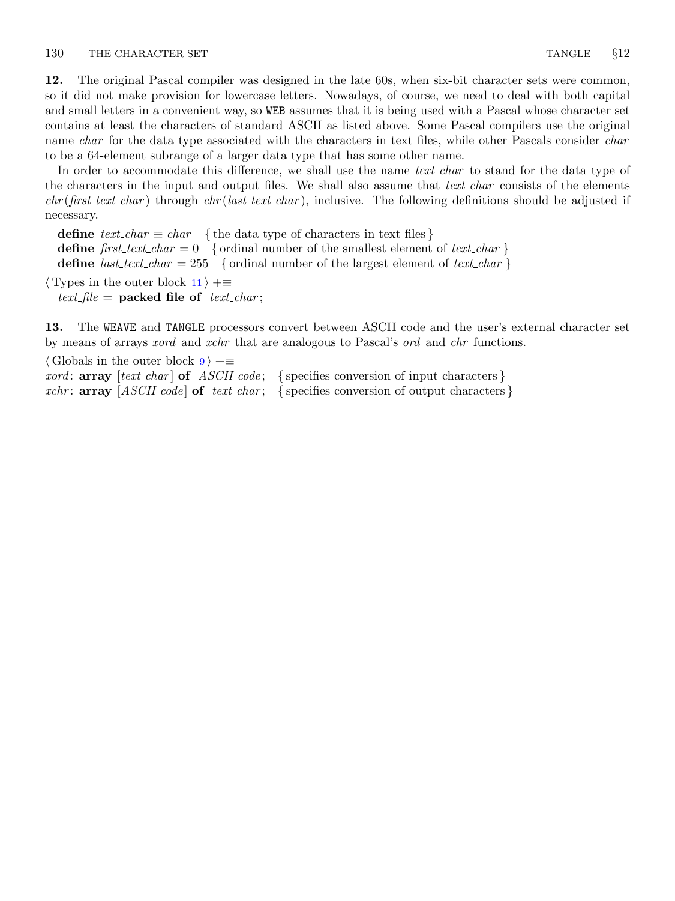**12.** The original Pascal compiler was designed in the late 60s, when six-bit character sets were common, so it did not make provision for lowercase letters. Nowadays, of course, we need to deal with both capital and small letters in a convenient way, so WEB assumes that it is being used with a Pascal whose character set contains at least the characters of standard ASCII as listed above. Some Pascal compilers use the original name *char* for the data type associated with the characters in text files, while other Pascals consider *char* to be a 64-element subrange of a larger data type that has some other name.

In order to accommodate this difference, we shall use the name *text_char* to stand for the data type of the characters in the input and output files. We shall also assume that *text_char* consists of the elements *chr*(*first_text_char*) through *chr*(*last_text_char*), inclusive. The following definitions should be adjusted if necessary.

**define** *text_char* ≡ *char* { the data type of characters in text files }
**define** *first_text_char* = 0 { ordinal number of the smallest element of *text_char* }
**define** *last_text_char* = 255 { ordinal number of the largest element of *text_char* }

⟨ Types in the outer block 11 ⟩ +≡
*text_file* = **packed file of** *text_char*;

**13.** The WEAVE and TANGLE processors convert between ASCII code and the user's external character set by means of arrays *xord* and *xchr* that are analogous to Pascal's *ord* and *chr* functions.

⟨ Globals in the outer block 9 ⟩ +≡
*xord*: **array** [*text_char*] **of** *ASCII_code*; { specifies conversion of input characters }
*xchr*: **array** [*ASCII_code*] **of** *text_char*; { specifies conversion of output characters }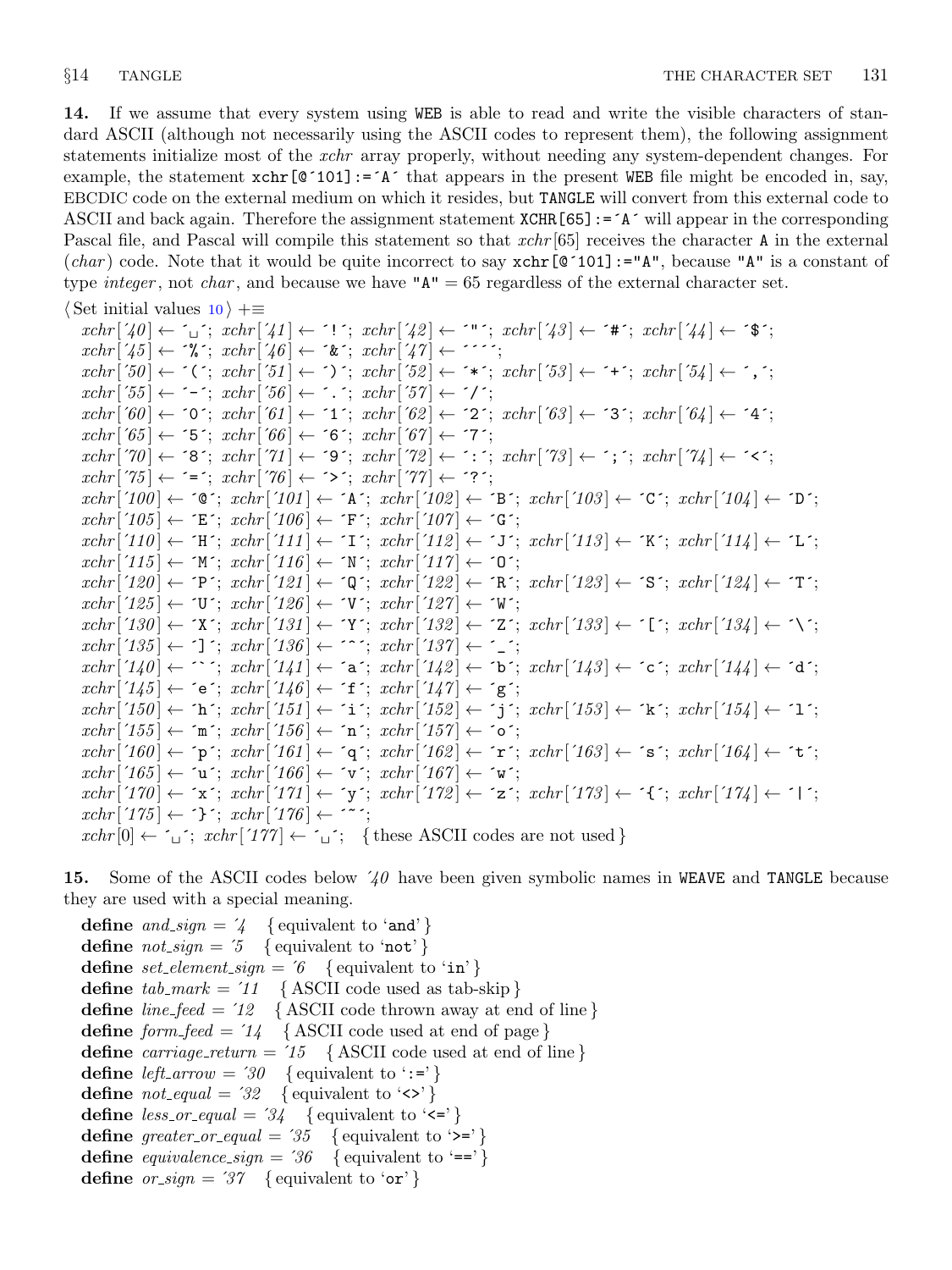**14.** If we assume that every system using WEB is able to read and write the visible characters of standard ASCII (although not necessarily using the ASCII codes to represent them), the following assignment statements initialize most of the *xchr* array properly, without needing any system-dependent changes. For example, the statement `xchr[@´101]:=´A´` that appears in the present WEB file might be encoded in, say, EBCDIC code on the external medium on which it resides, but TANGLE will convert from this external code to ASCII and back again. Therefore the assignment statement `XCHR[65]:=´A´` will appear in the corresponding Pascal file, and Pascal will compile this statement so that *xchr*[65] receives the character A in the external (*char*) code. Note that it would be quite incorrect to say `xchr[@´101]:="A"`, because "A" is a constant of type *integer*, not *char*, and because we have "A" = 65 regardless of the external character set.

⟨Set initial values 10⟩ +≡

```
xchr[´40] ← ´␣´; xchr[´41] ← ´!´; xchr[´42] ← ´"´; xchr[´43] ← ´#´; xchr[´44] ← ´$´;
xchr[´45] ← ´%´; xchr[´46] ← ´&´; xchr[´47] ← ´´´´;
xchr[´50] ← ´(´; xchr[´51] ← ´)´; xchr[´52] ← ´*´; xchr[´53] ← ´+´; xchr[´54] ← ´,´;
xchr[´55] ← ´-´; xchr[´56] ← ´.´; xchr[´57] ← ´/´;
xchr[´60] ← ´0´; xchr[´61] ← ´1´; xchr[´62] ← ´2´; xchr[´63] ← ´3´; xchr[´64] ← ´4´;
xchr[´65] ← ´5´; xchr[´66] ← ´6´; xchr[´67] ← ´7´;
xchr[´70] ← ´8´; xchr[´71] ← ´9´; xchr[´72] ← ´:´; xchr[´73] ← ´;´; xchr[´74] ← ´<´;
xchr[´75] ← ´=´; xchr[´76] ← ´>´; xchr[´77] ← ´?´;
xchr[´100] ← ´@´; xchr[´101] ← ´A´; xchr[´102] ← ´B´; xchr[´103] ← ´C´; xchr[´104] ← ´D´;
xchr[´105] ← ´E´; xchr[´106] ← ´F´; xchr[´107] ← ´G´;
xchr[´110] ← ´H´; xchr[´111] ← ´I´; xchr[´112] ← ´J´; xchr[´113] ← ´K´; xchr[´114] ← ´L´;
xchr[´115] ← ´M´; xchr[´116] ← ´N´; xchr[´117] ← ´O´;
xchr[´120] ← ´P´; xchr[´121] ← ´Q´; xchr[´122] ← ´R´; xchr[´123] ← ´S´; xchr[´124] ← ´T´;
xchr[´125] ← ´U´; xchr[´126] ← ´V´; xchr[´127] ← ´W´;
xchr[´130] ← ´X´; xchr[´131] ← ´Y´; xchr[´132] ← ´Z´; xchr[´133] ← ´[´; xchr[´134] ← ´\´;
xchr[´135] ← ´]´; xchr[´136] ← ´^´; xchr[´137] ← ´_´;
xchr[´140] ← ´`´; xchr[´141] ← ´a´; xchr[´142] ← ´b´; xchr[´143] ← ´c´; xchr[´144] ← ´d´;
xchr[´145] ← ´e´; xchr[´146] ← ´f´; xchr[´147] ← ´g´;
xchr[´150] ← ´h´; xchr[´151] ← ´i´; xchr[´152] ← ´j´; xchr[´153] ← ´k´; xchr[´154] ← ´l´;
xchr[´155] ← ´m´; xchr[´156] ← ´n´; xchr[´157] ← ´o´;
xchr[´160] ← ´p´; xchr[´161] ← ´q´; xchr[´162] ← ´r´; xchr[´163] ← ´s´; xchr[´164] ← ´t´;
xchr[´165] ← ´u´; xchr[´166] ← ´v´; xchr[´167] ← ´w´;
xchr[´170] ← ´x´; xchr[´171] ← ´y´; xchr[´172] ← ´z´; xchr[´173] ← ´{´; xchr[´174] ← ´|´;
xchr[´175] ← ´}´; xchr[´176] ← ´~´;
xchr[0] ← ´␣´; xchr[´177] ← ´␣´;   { these ASCII codes are not used }
```

**15.** Some of the ASCII codes below ´40 have been given symbolic names in WEAVE and TANGLE because they are used with a special meaning.

```
define and_sign = ´4   { equivalent to 'and' }
define not_sign = ´5   { equivalent to 'not' }
define set_element_sign = ´6   { equivalent to 'in' }
define tab_mark = ´11   { ASCII code used as tab-skip }
define line_feed = ´12   { ASCII code thrown away at end of line }
define form_feed = ´14   { ASCII code used at end of page }
define carriage_return = ´15   { ASCII code used at end of line }
define left_arrow = ´30   { equivalent to ':=' }
define not_equal = ´32   { equivalent to '<>' }
define less_or_equal = ´34   { equivalent to '<=' }
define greater_or_equal = ´35   { equivalent to '>=' }
define equivalence_sign = ´36   { equivalent to '==' }
define or_sign = ´37   { equivalent to 'or' }
```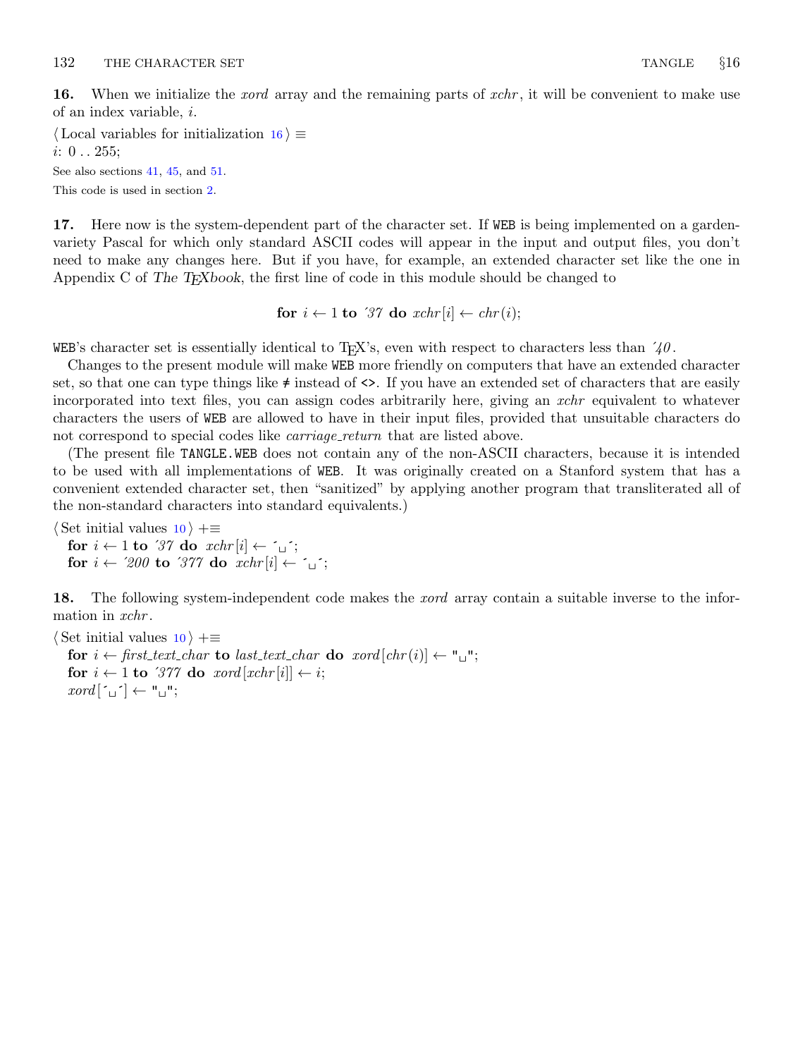**16.** When we initialize the *xord* array and the remaining parts of *xchr*, it will be convenient to make use of an index variable, *i*.

⟨ Local variables for initialization 16 ⟩ ≡
*i*: 0 . . 255;

See also sections 41, 45, and 51.

This code is used in section 2.

**17.** Here now is the system-dependent part of the character set. If WEB is being implemented on a garden-variety Pascal for which only standard ASCII codes will appear in the input and output files, you don't need to make any changes here. But if you have, for example, an extended character set like the one in Appendix C of *The TEXbook*, the first line of code in this module should be changed to

**for** $i \leftarrow 1$ **to** ´37 **do** *xchr*[*i*] ← *chr*(*i*);

WEB's character set is essentially identical to TEX's, even with respect to characters less than ´40.

Changes to the present module will make WEB more friendly on computers that have an extended character set, so that one can type things like ≠ instead of <>. If you have an extended set of characters that are easily incorporated into text files, you can assign codes arbitrarily here, giving an *xchr* equivalent to whatever characters the users of WEB are allowed to have in their input files, provided that unsuitable characters do not correspond to special codes like *carriage_return* that are listed above.

(The present file TANGLE.WEB does not contain any of the non-ASCII characters, because it is intended to be used with all implementations of WEB. It was originally created on a Stanford system that has a convenient extended character set, then "sanitized" by applying another program that transliterated all of the non-standard characters into standard equivalents.)

⟨ Set initial values 10 ⟩ +≡
 **for** $i \leftarrow 1$ **to** ´37 **do** *xchr*[*i*] ← ´␣´;
 **for** $i \leftarrow$ ´200 **to** ´377 **do** *xchr*[*i*] ← ´␣´;

**18.** The following system-independent code makes the *xord* array contain a suitable inverse to the information in *xchr*.

⟨ Set initial values 10 ⟩ +≡
 **for** $i \leftarrow$ *first_text_char* **to** *last_text_char* **do** *xord*[*chr*(*i*)] ← "␣";
 **for** $i \leftarrow 1$ **to** ´377 **do** *xord*[*xchr*[*i*]] ← *i*;
 *xord*[´␣´] ← "␣";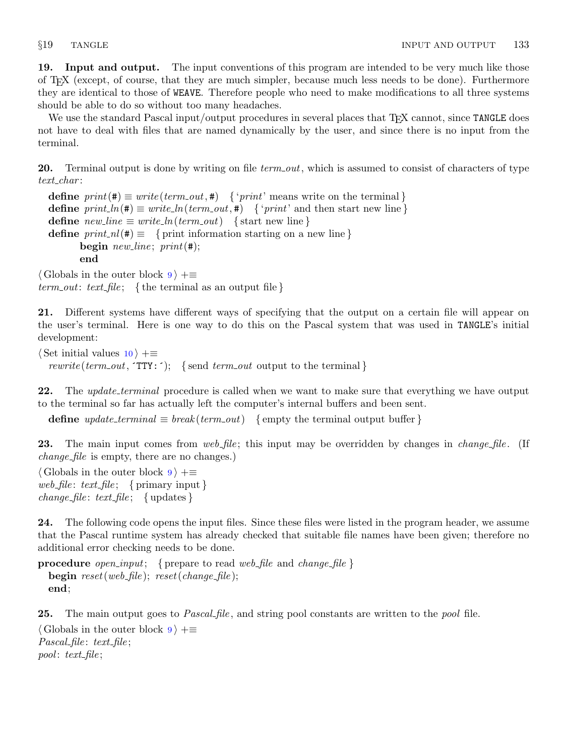**19. Input and output.** The input conventions of this program are intended to be very much like those of TEX (except, of course, that they are much simpler, because much less needs to be done). Furthermore they are identical to those of WEAVE. Therefore people who need to make modifications to all three systems should be able to do so without too many headaches.

We use the standard Pascal input/output procedures in several places that TEX cannot, since TANGLE does not have to deal with files that are named dynamically by the user, and since there is no input from the terminal.

**20.** Terminal output is done by writing on file *term_out*, which is assumed to consist of characters of type *text_char*:

**define** *print*(#) ≡ *write*(*term_out*, #) { '*print*' means write on the terminal }
**define** *print_ln*(#) ≡ *write_ln*(*term_out*, #) { '*print*' and then start new line }
**define** *new_line* ≡ *write_ln*(*term_out*) { start new line }
**define** *print_nl*(#) ≡ { print information starting on a new line }
  **begin** *new_line*; *print*(#);
  **end**

⟨ Globals in the outer block 9 ⟩ +≡
*term_out*: *text_file*; { the terminal as an output file }

**21.** Different systems have different ways of specifying that the output on a certain file will appear on the user's terminal. Here is one way to do this on the Pascal system that was used in TANGLE's initial development:

⟨ Set initial values 10 ⟩ +≡
*rewrite*(*term_out*, ´TTY:´); { send *term_out* output to the terminal }

**22.** The *update_terminal* procedure is called when we want to make sure that everything we have output to the terminal so far has actually left the computer's internal buffers and been sent.

**define** *update_terminal* ≡ *break*(*term_out*) { empty the terminal output buffer }

**23.** The main input comes from *web_file*; this input may be overridden by changes in *change_file*. (If *change_file* is empty, there are no changes.)

⟨ Globals in the outer block 9 ⟩ +≡
*web_file*: *text_file*; { primary input }
*change_file*: *text_file*; { updates }

**24.** The following code opens the input files. Since these files were listed in the program header, we assume that the Pascal runtime system has already checked that suitable file names have been given; therefore no additional error checking needs to be done.

**procedure** *open_input*; { prepare to read *web_file* and *change_file* }
  **begin** *reset*(*web_file*); *reset*(*change_file*);
  **end**;

**25.** The main output goes to *Pascal_file*, and string pool constants are written to the *pool* file.

⟨ Globals in the outer block 9 ⟩ +≡
*Pascal_file*: *text_file*;
*pool*: *text_file*;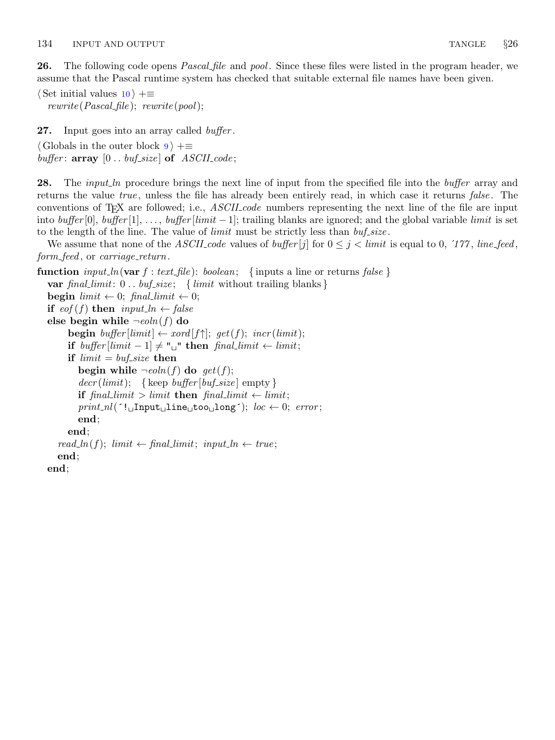**26.** The following code opens *Pascal_file* and *pool*. Since these files were listed in the program header, we assume that the Pascal runtime system has checked that suitable external file names have been given.

⟨ Set initial values 10 ⟩ +≡
  *rewrite*(*Pascal_file*); *rewrite*(*pool*);

**27.** Input goes into an array called *buffer*.

⟨ Globals in the outer block 9 ⟩ +≡
*buffer*: **array** [0 .. *buf_size*] **of** *ASCII_code*;

**28.** The *input_ln* procedure brings the next line of input from the specified file into the *buffer* array and returns the value *true*, unless the file has already been entirely read, in which case it returns *false*. The conventions of TEX are followed; i.e., *ASCII_code* numbers representing the next line of the file are input into *buffer*[0], *buffer*[1], ..., *buffer*[*limit* − 1]; trailing blanks are ignored; and the global variable *limit* is set to the length of the line. The value of *limit* must be strictly less than *buf_size*.

We assume that none of the *ASCII_code* values of *buffer*[*j*] for $0 \le j < limit$ is equal to 0, ′177, *line_feed*, *form_feed*, or *carriage_return*.

```
function input_ln(var f : text_file): boolean;   { inputs a line or returns false }
  var final_limit: 0 .. buf_size;   { limit without trailing blanks }
  begin limit ← 0; final_limit ← 0;
  if eof(f) then input_ln ← false
  else begin while ¬eoln(f) do
        begin buffer[limit] ← xord[f↑]; get(f); incr(limit);
        if buffer[limit − 1] ≠ "␣" then final_limit ← limit;
        if limit = buf_size then
          begin while ¬eoln(f) do get(f);
          decr(limit);   { keep buffer[buf_size] empty }
          if final_limit > limit then final_limit ← limit;
          print_nl('!␣Input␣line␣too␣long'); loc ← 0; error;
          end;
        end;
      read_ln(f); limit ← final_limit; input_ln ← true;
      end;
  end;
```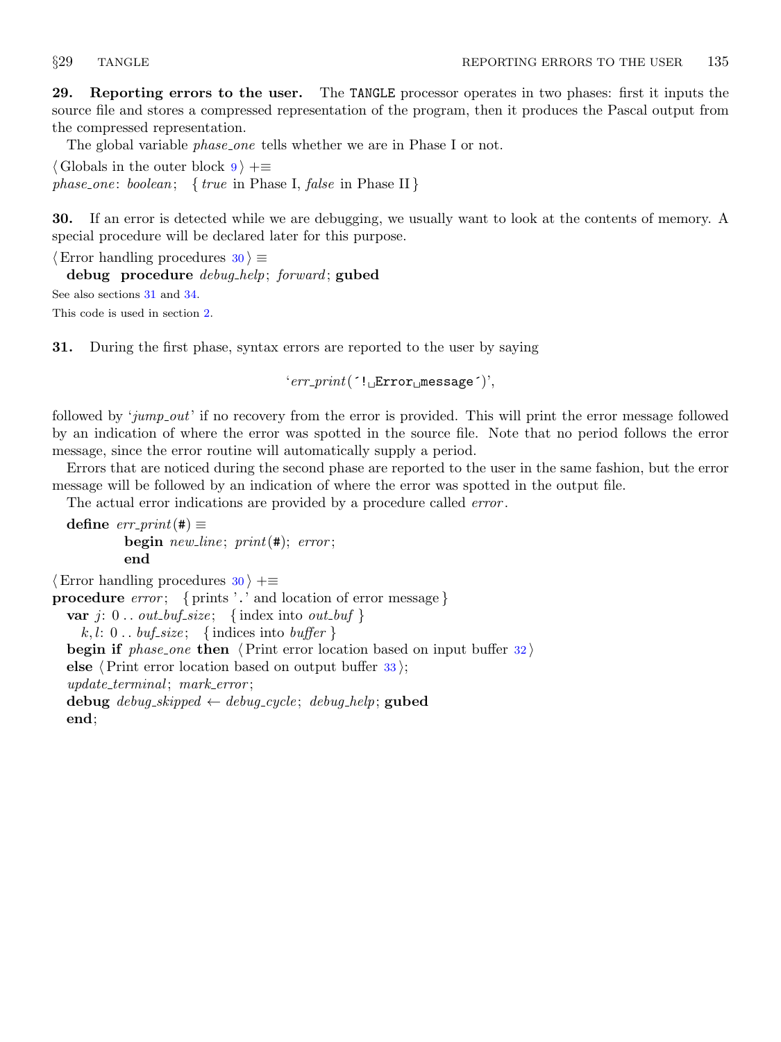**29. Reporting errors to the user.** The TANGLE processor operates in two phases: first it inputs the source file and stores a compressed representation of the program, then it produces the Pascal output from the compressed representation.

The global variable *phase_one* tells whether we are in Phase I or not.

⟨ Globals in the outer block 9 ⟩ +≡
*phase_one*: *boolean*; { *true* in Phase I, *false* in Phase II }

**30.** If an error is detected while we are debugging, we usually want to look at the contents of memory. A special procedure will be declared later for this purpose.

⟨ Error handling procedures 30 ⟩ ≡
**debug procedure** *debug_help*; *forward*; **gubed**

See also sections 31 and 34.

This code is used in section 2.

**31.** During the first phase, syntax errors are reported to the user by saying

'*err_print*(´! Error message´)',

followed by '*jump_out*' if no recovery from the error is provided. This will print the error message followed by an indication of where the error was spotted in the source file. Note that no period follows the error message, since the error routine will automatically supply a period.

Errors that are noticed during the second phase are reported to the user in the same fashion, but the error message will be followed by an indication of where the error was spotted in the output file.

The actual error indications are provided by a procedure called *error*.

```
define err_print(#) ≡
        begin new_line; print(#); error;
        end
```

⟨ Error handling procedures 30 ⟩ +≡

```
procedure error; { prints '.' and location of error message }
  var j: 0 .. out_buf_size; { index into out_buf }
    k, l: 0 .. buf_size; { indices into buffer }
  begin if phase_one then ⟨ Print error location based on input buffer 32 ⟩
  else ⟨ Print error location based on output buffer 33 ⟩;
  update_terminal; mark_error;
  debug debug_skipped ← debug_cycle; debug_help; gubed
  end;
```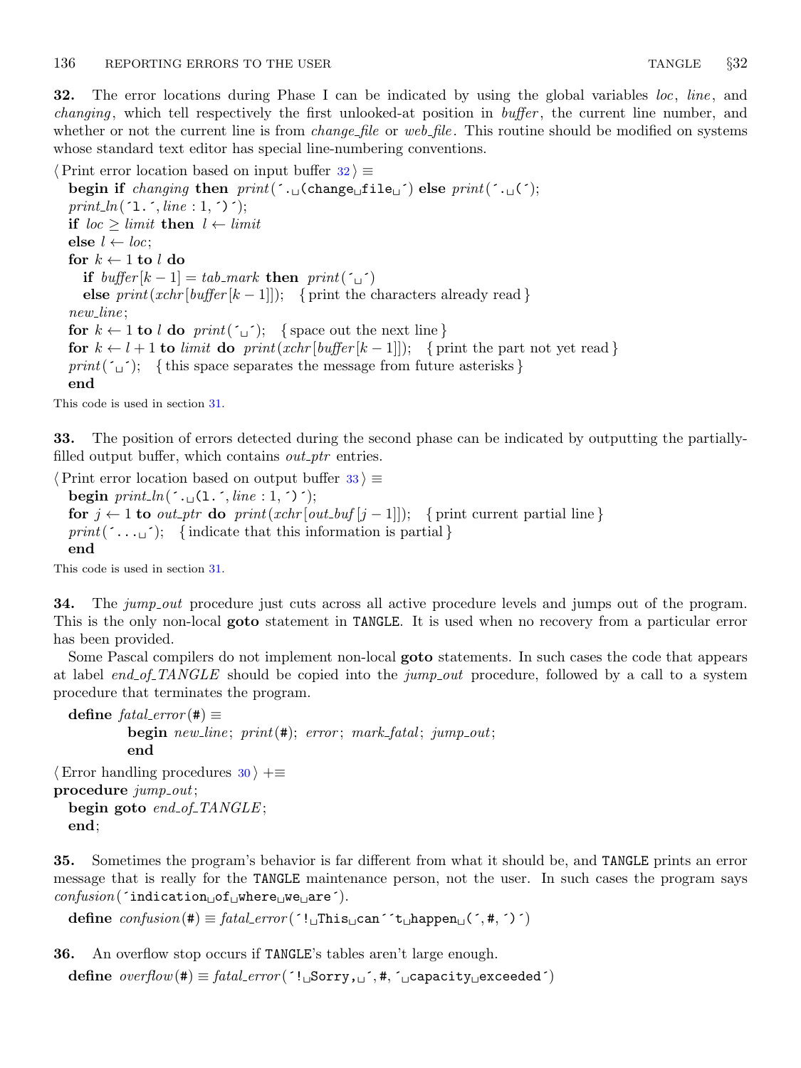**32.** The error locations during Phase I can be indicated by using the global variables *loc*, *line*, and *changing*, which tell respectively the first unlooked-at position in *buffer*, the current line number, and whether or not the current line is from *change_file* or *web_file*. This routine should be modified on systems whose standard text editor has special line-numbering conventions.

```
⟨Print error location based on input buffer 32⟩ ≡
  begin if changing then print(´.␣(change␣file␣´) else print(´.␣(´);
  print_ln(´l.´, line : 1, ´)´);
  if loc ≥ limit then l ← limit
  else l ← loc;
  for k ← 1 to l do
    if buffer[k − 1] = tab_mark then print(´␣´)
    else print(xchr[buffer[k − 1]]);   { print the characters already read }
  new_line;
  for k ← 1 to l do print(´␣´);   { space out the next line }
  for k ← l + 1 to limit do print(xchr[buffer[k − 1]]);   { print the part not yet read }
  print(´␣´);   { this space separates the message from future asterisks }
  end
```

This code is used in section 31.

**33.** The position of errors detected during the second phase can be indicated by outputting the partially-filled output buffer, which contains *out_ptr* entries.

```
⟨Print error location based on output buffer 33⟩ ≡
  begin print_ln(´.␣(l.´, line : 1, ´)´);
  for j ← 1 to out_ptr do print(xchr[out_buf[j − 1]]);   { print current partial line }
  print(´...␣´);   { indicate that this information is partial }
  end
```

This code is used in section 31.

**34.** The *jump_out* procedure just cuts across all active procedure levels and jumps out of the program. This is the only non-local **goto** statement in TANGLE. It is used when no recovery from a particular error has been provided.

Some Pascal compilers do not implement non-local **goto** statements. In such cases the code that appears at label *end_of_TANGLE* should be copied into the *jump_out* procedure, followed by a call to a system procedure that terminates the program.

```
define fatal_error(#) ≡
         begin new_line; print(#); error; mark_fatal; jump_out;
         end

⟨Error handling procedures 30⟩ +≡
procedure jump_out;
  begin goto end_of_TANGLE;
  end;
```

**35.** Sometimes the program's behavior is far different from what it should be, and TANGLE prints an error message that is really for the TANGLE maintenance person, not the user. In such cases the program says *confusion*(´indication␣of␣where␣we␣are´).

```
define confusion(#) ≡ fatal_error(´!␣This␣can´´t␣happen␣(´, #, ´)´)
```

**36.** An overflow stop occurs if TANGLE's tables aren't large enough.

```
define overflow(#) ≡ fatal_error(´!␣Sorry,␣´, #, ´␣capacity␣exceeded´)
```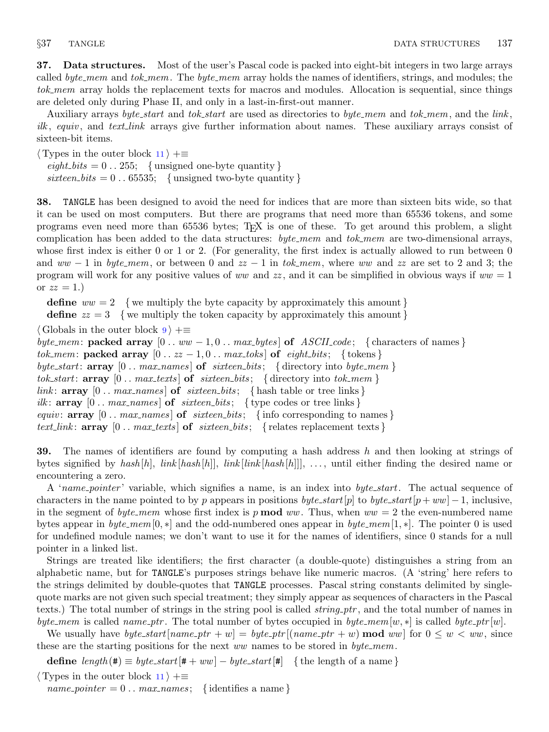**37. Data structures.** Most of the user's Pascal code is packed into eight-bit integers in two large arrays called *byte_mem* and *tok_mem*. The *byte_mem* array holds the names of identifiers, strings, and modules; the *tok_mem* array holds the replacement texts for macros and modules. Allocation is sequential, since things are deleted only during Phase II, and only in a last-in-first-out manner.

Auxiliary arrays *byte_start* and *tok_start* are used as directories to *byte_mem* and *tok_mem*, and the *link*, *ilk*, *equiv*, and *text_link* arrays give further information about names. These auxiliary arrays consist of sixteen-bit items.

⟨ Types in the outer block 11 ⟩ +≡
  *eight_bits* = 0 . . 255; { unsigned one-byte quantity }
  *sixteen_bits* = 0 . . 65535; { unsigned two-byte quantity }

**38.** TANGLE has been designed to avoid the need for indices that are more than sixteen bits wide, so that it can be used on most computers. But there are programs that need more than 65536 tokens, and some programs even need more than 65536 bytes; TeX is one of these. To get around this problem, a slight complication has been added to the data structures: *byte_mem* and *tok_mem* are two-dimensional arrays, whose first index is either 0 or 1 or 2. (For generality, the first index is actually allowed to run between 0 and $ww - 1$ in *byte_mem*, or between 0 and $zz - 1$ in *tok_mem*, where $ww$ and $zz$ are set to 2 and 3; the program will work for any positive values of $ww$ and $zz$, and it can be simplified in obvious ways if $ww = 1$ or $zz = 1$.)

  **define** $ww = 2$ { we multiply the byte capacity by approximately this amount }
  **define** $zz = 3$ { we multiply the token capacity by approximately this amount }

⟨ Globals in the outer block 9 ⟩ +≡
*byte_mem*: **packed array** [0 . . $ww - 1$, 0 . . *max_bytes*] **of** *ASCII_code*; { characters of names }
*tok_mem*: **packed array** [0 . . $zz - 1$, 0 . . *max_toks*] **of** *eight_bits*; { tokens }
*byte_start*: **array** [0 . . *max_names*] **of** *sixteen_bits*; { directory into *byte_mem* }
*tok_start*: **array** [0 . . *max_texts*] **of** *sixteen_bits*; { directory into *tok_mem* }
*link*: **array** [0 . . *max_names*] **of** *sixteen_bits*; { hash table or tree links }
*ilk*: **array** [0 . . *max_names*] **of** *sixteen_bits*; { type codes or tree links }
*equiv*: **array** [0 . . *max_names*] **of** *sixteen_bits*; { info corresponding to names }
*text_link*: **array** [0 . . *max_texts*] **of** *sixteen_bits*; { relates replacement texts }

**39.** The names of identifiers are found by computing a hash address $h$ and then looking at strings of bytes signified by $hash[h]$, $link[hash[h]]$, $link[link[hash[h]]]$, . . . , until either finding the desired name or encountering a zero.

A '*name_pointer*' variable, which signifies a name, is an index into *byte_start*. The actual sequence of characters in the name pointed to by $p$ appears in positions $byte\_start[p]$ to $byte\_start[p + ww] - 1$, inclusive, in the segment of *byte_mem* whose first index is $p \bmod ww$. Thus, when $ww = 2$ the even-numbered name bytes appear in $byte\_mem[0, *]$ and the odd-numbered ones appear in $byte\_mem[1, *]$. The pointer 0 is used for undefined module names; we don't want to use it for the names of identifiers, since 0 stands for a null pointer in a linked list.

Strings are treated like identifiers; the first character (a double-quote) distinguishes a string from an alphabetic name, but for TANGLE's purposes strings behave like numeric macros. (A 'string' here refers to the strings delimited by double-quotes that TANGLE processes. Pascal string constants delimited by single-quote marks are not given such special treatment; they simply appear as sequences of characters in the Pascal texts.) The total number of strings in the string pool is called *string_ptr*, and the total number of names in *byte_mem* is called *name_ptr*. The total number of bytes occupied in $byte\_mem[w, *]$ is called $byte\_ptr[w]$.

We usually have $byte\_start[name\_ptr + w] = byte\_ptr[(name\_ptr + w) \bmod ww]$ for $0 \le w < ww$, since these are the starting positions for the next $ww$ names to be stored in *byte_mem*.

  **define** $length(\#) \equiv byte\_start[\# + ww] - byte\_start[\#]$ { the length of a name }

⟨ Types in the outer block 11 ⟩ +≡
  *name_pointer* = 0 . . *max_names*; { identifies a name }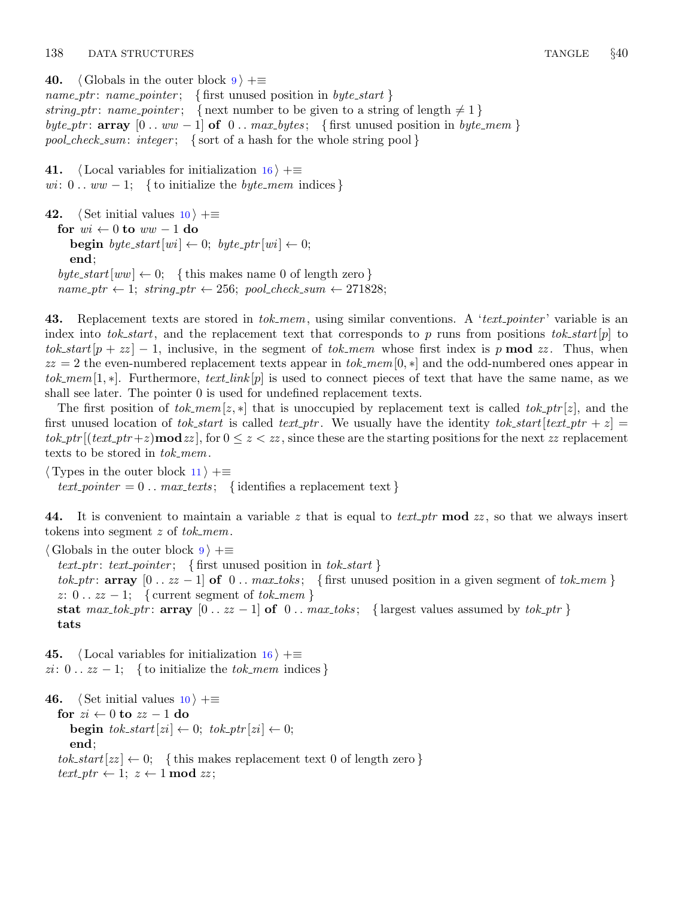**40.** ⟨ Globals in the outer block 9 ⟩ +≡
*name_ptr*: *name_pointer*; { first unused position in *byte_start* }
*string_ptr*: *name_pointer*; { next number to be given to a string of length $\neq 1$ }
*byte_ptr*: **array** $[0 \mathrel{..} ww-1]$ **of** $0 \mathrel{..} max\_bytes$; { first unused position in *byte_mem* }
*pool_check_sum*: *integer*; { sort of a hash for the whole string pool }

**41.** ⟨ Local variables for initialization 16 ⟩ +≡
*wi*: $0 \mathrel{..} ww-1$; { to initialize the *byte_mem* indices }

**42.** ⟨ Set initial values 10 ⟩ +≡

```
for wi ← 0 to ww − 1 do
   begin byte_start[wi] ← 0; byte_ptr[wi] ← 0;
   end;
byte_start[ww] ← 0;   { this makes name 0 of length zero }
name_ptr ← 1; string_ptr ← 256; pool_check_sum ← 271828;
```

**43.** Replacement texts are stored in *tok_mem*, using similar conventions. A '*text_pointer*' variable is an index into *tok_start*, and the replacement text that corresponds to $p$ runs from positions $tok\_start[p]$ to $tok\_start[p+zz]-1$, inclusive, in the segment of *tok_mem* whose first index is $p \bmod zz$. Thus, when $zz = 2$ the even-numbered replacement texts appear in $tok\_mem[0,*]$ and the odd-numbered ones appear in $tok\_mem[1,*]$. Furthermore, $text\_link[p]$ is used to connect pieces of text that have the same name, as we shall see later. The pointer 0 is used for undefined replacement texts.

The first position of $tok\_mem[z,*]$ that is unoccupied by replacement text is called $tok\_ptr[z]$, and the first unused location of *tok_start* is called *text_ptr*. We usually have the identity $tok\_start[text\_ptr + z] = tok\_ptr[(text\_ptr+z) \bmod zz]$, for $0 \le z < zz$, since these are the starting positions for the next $zz$ replacement texts to be stored in *tok_mem*.

⟨ Types in the outer block 11 ⟩ +≡
*text_pointer* $= 0 \mathrel{..} max\_texts$; { identifies a replacement text }

**44.** It is convenient to maintain a variable $z$ that is equal to $text\_ptr \bmod zz$, so that we always insert tokens into segment $z$ of *tok_mem*.

⟨ Globals in the outer block 9 ⟩ +≡
*text_ptr*: *text_pointer*; { first unused position in *tok_start* }
*tok_ptr*: **array** $[0 \mathrel{..} zz-1]$ **of** $0 \mathrel{..} max\_toks$; { first unused position in a given segment of *tok_mem* }
$z$: $0 \mathrel{..} zz-1$; { current segment of *tok_mem* }
**stat** *max_tok_ptr*: **array** $[0 \mathrel{..} zz-1]$ **of** $0 \mathrel{..} max\_toks$; { largest values assumed by *tok_ptr* }
**tats**

**45.** ⟨ Local variables for initialization 16 ⟩ +≡
*zi*: $0 \mathrel{..} zz-1$; { to initialize the *tok_mem* indices }

**46.** ⟨ Set initial values 10 ⟩ +≡

```
for zi ← 0 to zz − 1 do
   begin tok_start[zi] ← 0; tok_ptr[zi] ← 0;
   end;
tok_start[zz] ← 0;   { this makes replacement text 0 of length zero }
text_ptr ← 1; z ← 1 mod zz;
```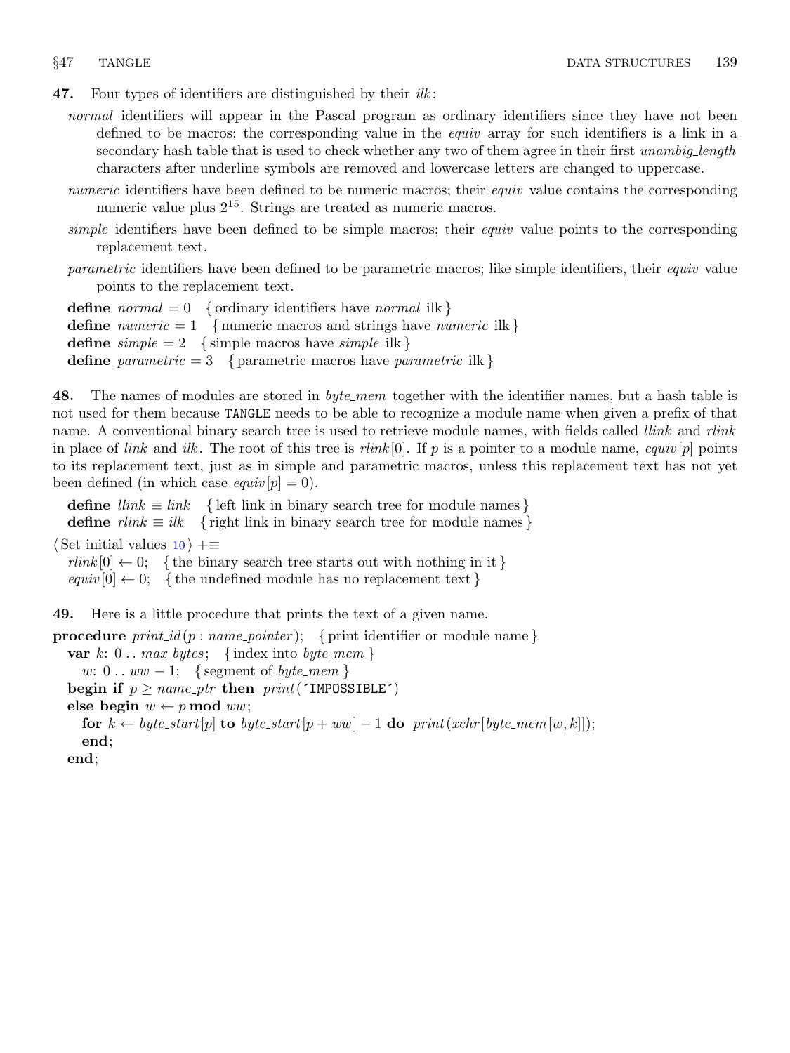**47.** Four types of identifiers are distinguished by their *ilk*:

- *normal* identifiers will appear in the Pascal program as ordinary identifiers since they have not been defined to be macros; the corresponding value in the *equiv* array for such identifiers is a link in a secondary hash table that is used to check whether any two of them agree in their first *unambig_length* characters after underline symbols are removed and lowercase letters are changed to uppercase.
- *numeric* identifiers have been defined to be numeric macros; their *equiv* value contains the corresponding numeric value plus $2^{15}$. Strings are treated as numeric macros.
- *simple* identifiers have been defined to be simple macros; their *equiv* value points to the corresponding replacement text.
- *parametric* identifiers have been defined to be parametric macros; like simple identifiers, their *equiv* value points to the replacement text.

```
define normal = 0  { ordinary identifiers have normal ilk }
define numeric = 1  { numeric macros and strings have numeric ilk }
define simple = 2  { simple macros have simple ilk }
define parametric = 3  { parametric macros have parametric ilk }
```

**48.** The names of modules are stored in *byte_mem* together with the identifier names, but a hash table is not used for them because TANGLE needs to be able to recognize a module name when given a prefix of that name. A conventional binary search tree is used to retrieve module names, with fields called *llink* and *rlink* in place of *link* and *ilk*. The root of this tree is *rlink*[0]. If *p* is a pointer to a module name, *equiv*[*p*] points to its replacement text, just as in simple and parametric macros, unless this replacement text has not yet been defined (in which case *equiv*[*p*] = 0).

```
define llink ≡ link  { left link in binary search tree for module names }
define rlink ≡ ilk  { right link in binary search tree for module names }

⟨ Set initial values 10 ⟩ +≡
  rlink[0] ← 0;  { the binary search tree starts out with nothing in it }
  equiv[0] ← 0;  { the undefined module has no replacement text }
```

**49.** Here is a little procedure that prints the text of a given name.

```
procedure print_id(p : name_pointer);  { print identifier or module name }
  var k: 0 .. max_bytes;  { index into byte_mem }
    w: 0 .. ww − 1;  { segment of byte_mem }
  begin if p ≥ name_ptr then print(´IMPOSSIBLE´)
  else begin w ← p mod ww;
    for k ← byte_start[p] to byte_start[p + ww] − 1 do print(xchr[byte_mem[w, k]]);
    end;
  end;
```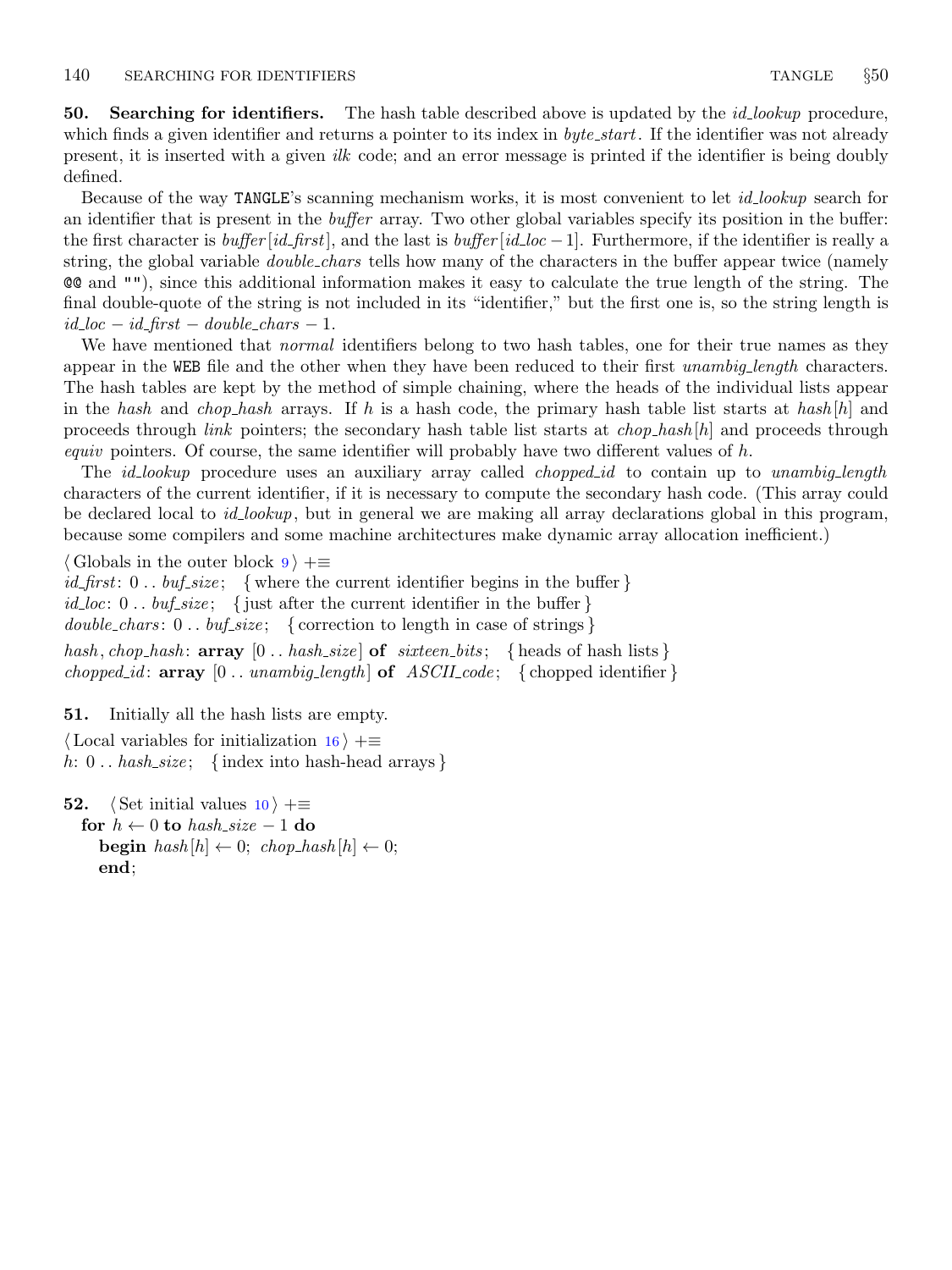**50. Searching for identifiers.** The hash table described above is updated by the *id_lookup* procedure, which finds a given identifier and returns a pointer to its index in *byte_start*. If the identifier was not already present, it is inserted with a given *ilk* code; and an error message is printed if the identifier is being doubly defined.

Because of the way TANGLE's scanning mechanism works, it is most convenient to let *id_lookup* search for an identifier that is present in the *buffer* array. Two other global variables specify its position in the buffer: the first character is *buffer*[*id_first*], and the last is *buffer*[*id_loc* − 1]. Furthermore, if the identifier is really a string, the global variable *double_chars* tells how many of the characters in the buffer appear twice (namely @@ and ""), since this additional information makes it easy to calculate the true length of the string. The final double-quote of the string is not included in its "identifier," but the first one is, so the string length is *id_loc* − *id_first* − *double_chars* − 1.

We have mentioned that *normal* identifiers belong to two hash tables, one for their true names as they appear in the WEB file and the other when they have been reduced to their first *unambig_length* characters. The hash tables are kept by the method of simple chaining, where the heads of the individual lists appear in the *hash* and *chop_hash* arrays. If *h* is a hash code, the primary hash table list starts at *hash*[*h*] and proceeds through *link* pointers; the secondary hash table list starts at *chop_hash*[*h*] and proceeds through *equiv* pointers. Of course, the same identifier will probably have two different values of *h*.

The *id_lookup* procedure uses an auxiliary array called *chopped_id* to contain up to *unambig_length* characters of the current identifier, if it is necessary to compute the secondary hash code. (This array could be declared local to *id_lookup*, but in general we are making all array declarations global in this program, because some compilers and some machine architectures make dynamic array allocation inefficient.)

⟨Globals in the outer block 9⟩ +≡
*id_first*: 0 .. *buf_size*; { where the current identifier begins in the buffer }
*id_loc*: 0 .. *buf_size*; { just after the current identifier in the buffer }
*double_chars*: 0 .. *buf_size*; { correction to length in case of strings }
*hash*, *chop_hash*: **array** [0 .. *hash_size*] **of** *sixteen_bits*; { heads of hash lists }
*chopped_id*: **array** [0 .. *unambig_length*] **of** *ASCII_code*; { chopped identifier }

**51.** Initially all the hash lists are empty.

⟨Local variables for initialization 16⟩ +≡
*h*: 0 .. *hash_size*; { index into hash-head arrays }

**52.** ⟨Set initial values 10⟩ +≡
**for** *h* ← 0 **to** *hash_size* − 1 **do**
  **begin** *hash*[*h*] ← 0; *chop_hash*[*h*] ← 0;
  **end**;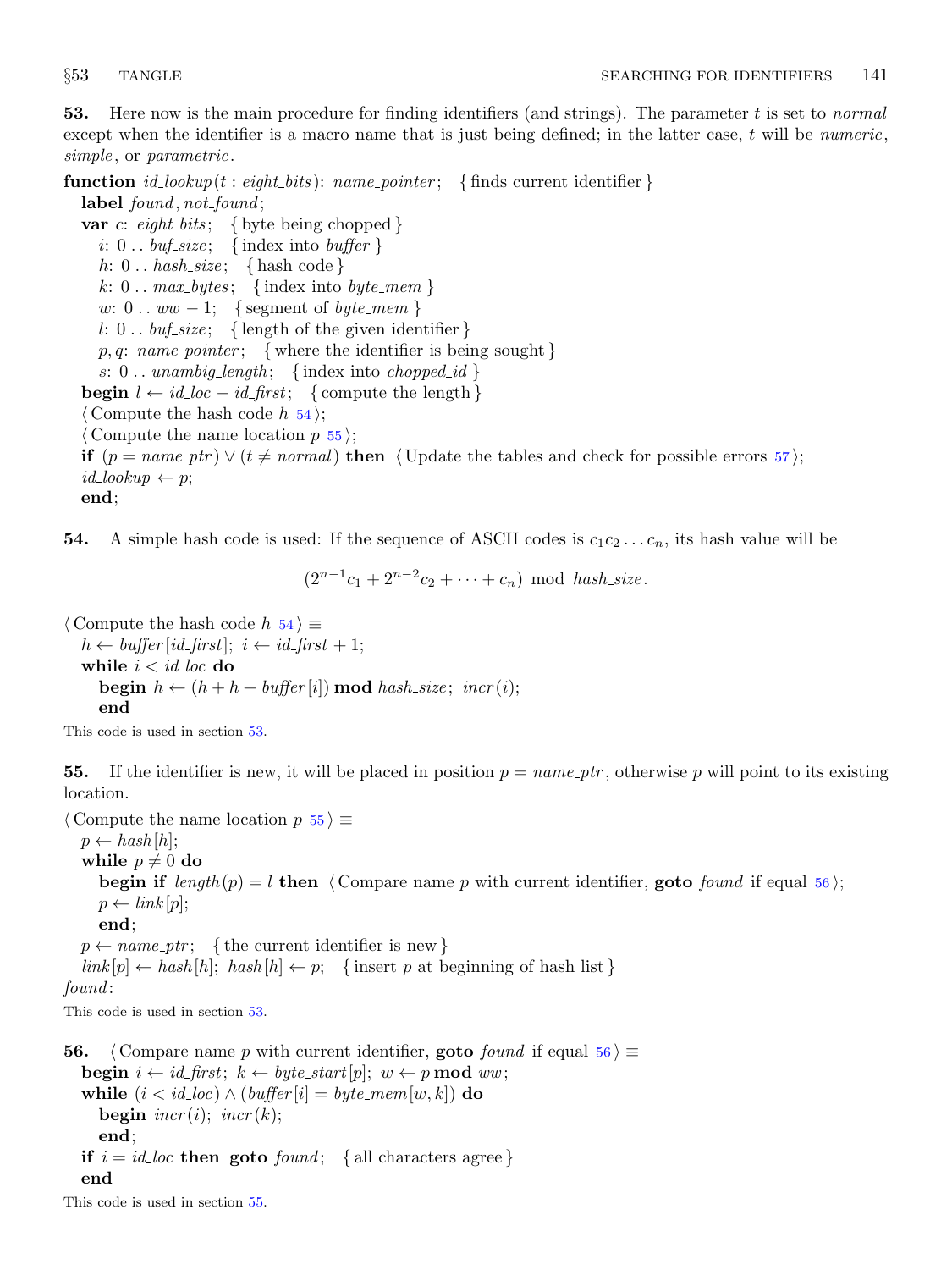**53.** Here now is the main procedure for finding identifiers (and strings). The parameter $t$ is set to *normal* except when the identifier is a macro name that is just being defined; in the latter case, $t$ will be *numeric*, *simple*, or *parametric*.

```
function id_lookup(t : eight_bits): name_pointer;   { finds current identifier }
  label found, not_found;
  var c: eight_bits;   { byte being chopped }
    i: 0 .. buf_size;   { index into buffer }
    h: 0 .. hash_size;   { hash code }
    k: 0 .. max_bytes;   { index into byte_mem }
    w: 0 .. ww − 1;   { segment of byte_mem }
    l: 0 .. buf_size;   { length of the given identifier }
    p, q: name_pointer;   { where the identifier is being sought }
    s: 0 .. unambig_length;   { index into chopped_id }
  begin l ← id_loc − id_first;   { compute the length }
  ⟨Compute the hash code h 54⟩;
  ⟨Compute the name location p 55⟩;
  if (p = name_ptr) ∨ (t ≠ normal) then ⟨Update the tables and check for possible errors 57⟩;
  id_lookup ← p;
  end;
```

**54.** A simple hash code is used: If the sequence of ASCII codes is $c_1c_2\ldots c_n$, its hash value will be

$$(2^{n-1}c_1 + 2^{n-2}c_2 + \cdots + c_n) \bmod \mathit{hash\_size}.$$

```
⟨Compute the hash code h 54⟩ ≡
  h ← buffer[id_first]; i ← id_first + 1;
  while i < id_loc do
    begin h ← (h + h + buffer[i]) mod hash_size; incr(i);
    end
```

This code is used in section 53.

**55.** If the identifier is new, it will be placed in position $p = \mathit{name\_ptr}$, otherwise $p$ will point to its existing location.

```
⟨Compute the name location p 55⟩ ≡
  p ← hash[h];
  while p ≠ 0 do
    begin if length(p) = l then ⟨Compare name p with current identifier, goto found if equal 56⟩;
    p ← link[p];
    end;
  p ← name_ptr;   { the current identifier is new }
  link[p] ← hash[h]; hash[h] ← p;   { insert p at beginning of hash list }
found:
```

This code is used in section 53.

**56.**

```
⟨Compare name p with current identifier, goto found if equal 56⟩ ≡
  begin i ← id_first; k ← byte_start[p]; w ← p mod ww;
  while (i < id_loc) ∧ (buffer[i] = byte_mem[w, k]) do
    begin incr(i); incr(k);
    end;
  if i = id_loc then goto found;   { all characters agree }
  end
```

This code is used in section 55.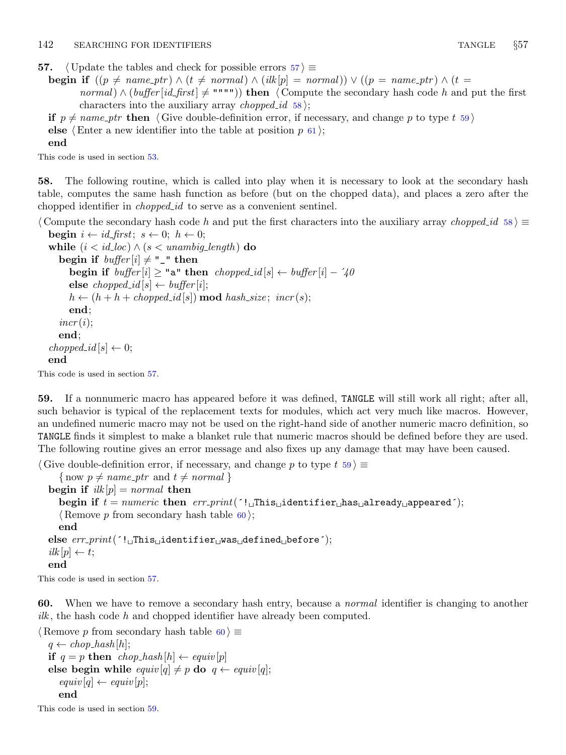**57.** ⟨ Update the tables and check for possible errors 57 ⟩ ≡

**begin if** $((p \neq name\_ptr) \land (t \neq normal) \land (ilk[p] = normal)) \lor ((p = name\_ptr) \land (t = normal) \land (buffer[id\_first] \neq \texttt{""""}))$ **then** ⟨ Compute the secondary hash code $h$ and put the first characters into the auxiliary array *chopped_id* 58 ⟩;
**if** $p \neq name\_ptr$ **then** ⟨ Give double-definition error, if necessary, and change $p$ to type $t$ 59 ⟩
**else** ⟨ Enter a new identifier into the table at position $p$ 61 ⟩;
**end**

This code is used in section 53.

**58.** The following routine, which is called into play when it is necessary to look at the secondary hash table, computes the same hash function as before (but on the chopped data), and places a zero after the chopped identifier in *chopped_id* to serve as a convenient sentinel.

⟨ Compute the secondary hash code $h$ and put the first characters into the auxiliary array *chopped_id* 58 ⟩ ≡

```
begin i ← id_first; s ← 0; h ← 0;
while (i < id_loc) ∧ (s < unambig_length) do
  begin if buffer[i] ≠ "_" then
    begin if buffer[i] ≥ "a" then chopped_id[s] ← buffer[i] − '40
    else chopped_id[s] ← buffer[i];
    h ← (h + h + chopped_id[s]) mod hash_size; incr(s);
    end;
  incr(i);
  end;
chopped_id[s] ← 0;
end
```

This code is used in section 57.

**59.** If a nonnumeric macro has appeared before it was defined, TANGLE will still work all right; after all, such behavior is typical of the replacement texts for modules, which act very much like macros. However, an undefined numeric macro may not be used on the right-hand side of another numeric macro definition, so TANGLE finds it simplest to make a blanket rule that numeric macros should be defined before they are used. The following routine gives an error message and also fixes up any damage that may have been caused.

⟨ Give double-definition error, if necessary, and change $p$ to type $t$ 59 ⟩ ≡

```
  { now p ≠ name_ptr and t ≠ normal }
begin if ilk[p] = normal then
  begin if t = numeric then err_print('! This identifier has already appeared');
  ⟨ Remove p from secondary hash table 60 ⟩;
  end
else err_print('! This identifier was defined before');
ilk[p] ← t;
end
```

This code is used in section 57.

**60.** When we have to remove a secondary hash entry, because a *normal* identifier is changing to another *ilk*, the hash code $h$ and chopped identifier have already been computed.

⟨ Remove $p$ from secondary hash table 60 ⟩ ≡

```
q ← chop_hash[h];
if q = p then chop_hash[h] ← equiv[p]
else begin while equiv[q] ≠ p do q ← equiv[q];
  equiv[q] ← equiv[p];
  end
```

This code is used in section 59.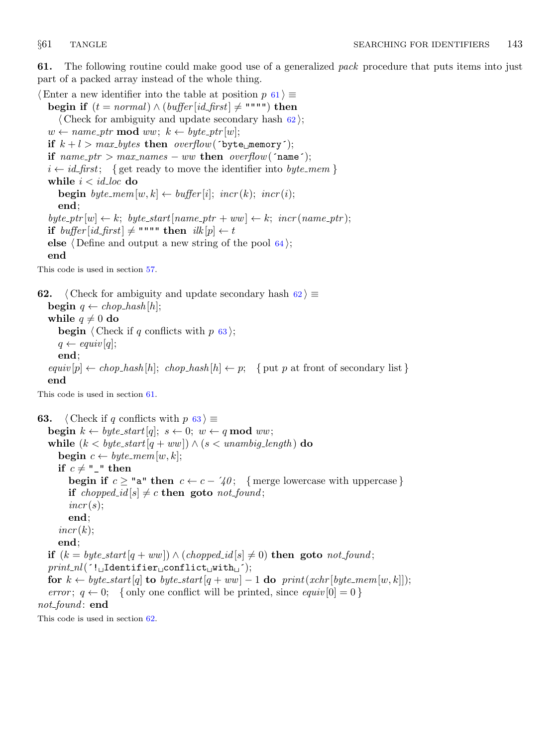**61.** The following routine could make good use of a generalized *pack* procedure that puts items into just part of a packed array instead of the whole thing.

⟨Enter a new identifier into the table at position $p$ 61⟩ ≡

```
begin if (t = normal) ∧ (buffer[id_first] ≠ """") then
    ⟨Check for ambiguity and update secondary hash 62⟩;
  w ← name_ptr mod ww; k ← byte_ptr[w];
  if k + l > max_bytes then overflow('byte memory');
  if name_ptr > max_names − ww then overflow('name');
  i ← id_first; { get ready to move the identifier into byte_mem }
  while i < id_loc do
    begin byte_mem[w, k] ← buffer[i]; incr(k); incr(i);
    end;
  byte_ptr[w] ← k; byte_start[name_ptr + ww] ← k; incr(name_ptr);
  if buffer[id_first] ≠ """" then ilk[p] ← t
  else ⟨Define and output a new string of the pool 64⟩;
  end
```

This code is used in section 57.

**62.** ⟨Check for ambiguity and update secondary hash 62⟩ ≡

```
begin q ← chop_hash[h];
  while q ≠ 0 do
    begin ⟨Check if q conflicts with p 63⟩;
    q ← equiv[q];
    end;
  equiv[p] ← chop_hash[h]; chop_hash[h] ← p; { put p at front of secondary list }
  end
```

This code is used in section 61.

**63.** ⟨Check if $q$ conflicts with $p$ 63⟩ ≡

```
begin k ← byte_start[q]; s ← 0; w ← q mod ww;
  while (k < byte_start[q + ww]) ∧ (s < unambig_length) do
    begin c ← byte_mem[w, k];
    if c ≠ "_" then
      begin if c ≥ "a" then c ← c − '40; { merge lowercase with uppercase }
      if chopped_id[s] ≠ c then goto not_found;
      incr(s);
      end;
    incr(k);
    end;
  if (k = byte_start[q + ww]) ∧ (chopped_id[s] ≠ 0) then goto not_found;
  print_nl('! Identifier conflict with ');
  for k ← byte_start[q] to byte_start[q + ww] − 1 do print(xchr[byte_mem[w, k]]);
  error; q ← 0; { only one conflict will be printed, since equiv[0] = 0 }
not_found: end
```

This code is used in section 62.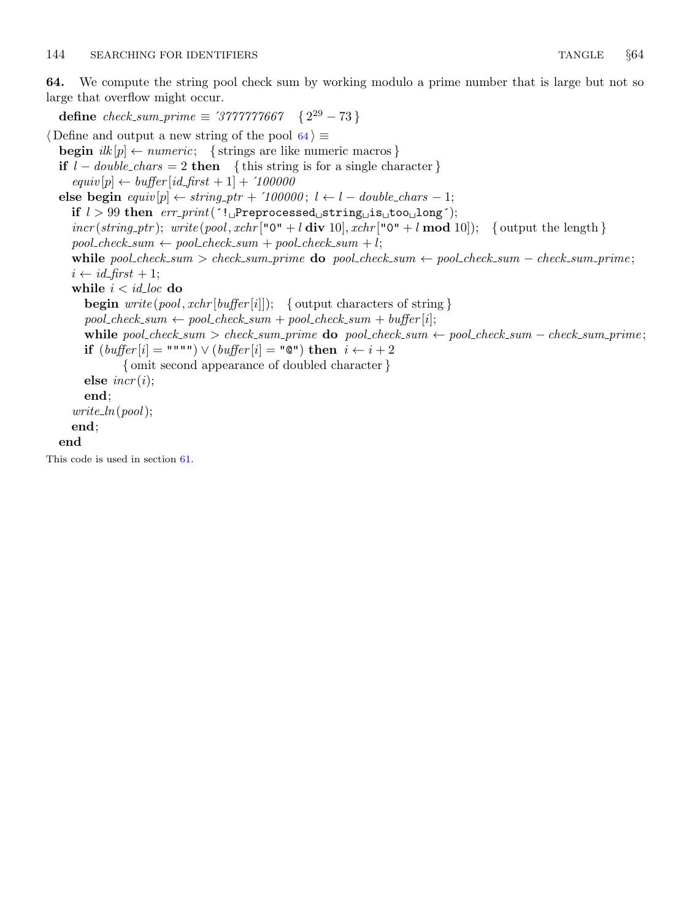**64.** We compute the string pool check sum by working modulo a prime number that is large but not so large that overflow might occur.

```
define check_sum_prime ≡ ´3777777667   { 2^29 − 73 }

⟨ Define and output a new string of the pool 64 ⟩ ≡
  begin ilk[p] ← numeric;   { strings are like numeric macros }
  if l − double_chars = 2 then   { this string is for a single character }
    equiv[p] ← buffer[id_first + 1] + ´100000
  else begin equiv[p] ← string_ptr + ´100000; l ← l − double_chars − 1;
    if l > 99 then err_print(´! Preprocessed string is too long´);
    incr(string_ptr); write(pool, xchr["0" + l div 10], xchr["0" + l mod 10]);   { output the length }
    pool_check_sum ← pool_check_sum + pool_check_sum + l;
    while pool_check_sum > check_sum_prime do pool_check_sum ← pool_check_sum − check_sum_prime;
    i ← id_first + 1;
    while i < id_loc do
      begin write(pool, xchr[buffer[i]]);   { output characters of string }
      pool_check_sum ← pool_check_sum + pool_check_sum + buffer[i];
      while pool_check_sum > check_sum_prime do pool_check_sum ← pool_check_sum − check_sum_prime;
      if (buffer[i] = """") ∨ (buffer[i] = "@") then i ← i + 2
            { omit second appearance of doubled character }
      else incr(i);
      end;
    write_ln(pool);
    end;
  end
```

This code is used in section 61.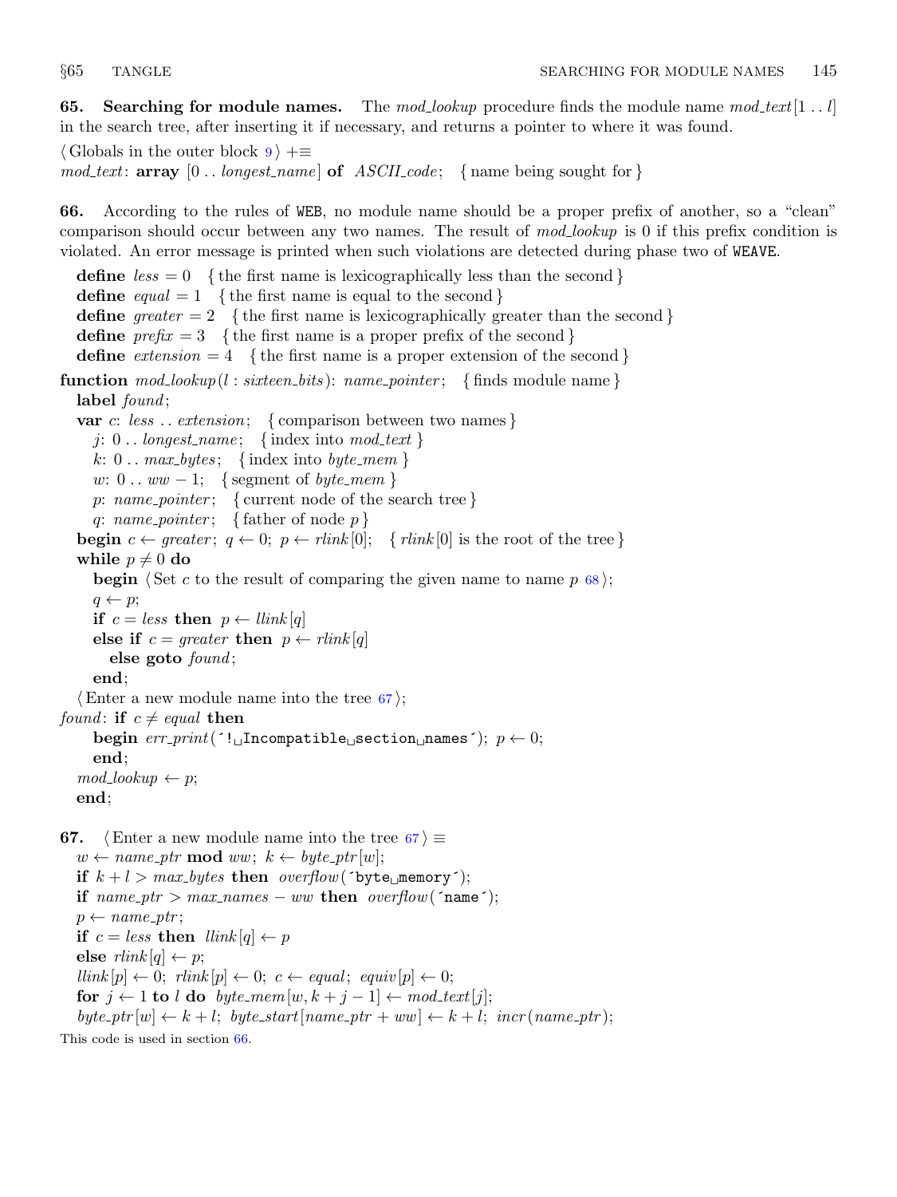**65. Searching for module names.** The *mod_lookup* procedure finds the module name *mod_text*[1 .. *l*] in the search tree, after inserting it if necessary, and returns a pointer to where it was found.

⟨ Globals in the outer block 9 ⟩ +≡
*mod_text*: **array** [0 .. *longest_name*] **of** *ASCII_code*; { name being sought for }

**66.** According to the rules of WEB, no module name should be a proper prefix of another, so a "clean" comparison should occur between any two names. The result of *mod_lookup* is 0 if this prefix condition is violated. An error message is printed when such violations are detected during phase two of WEAVE.

```
define less = 0  { the first name is lexicographically less than the second }
define equal = 1  { the first name is equal to the second }
define greater = 2  { the first name is lexicographically greater than the second }
define prefix = 3  { the first name is a proper prefix of the second }
define extension = 4  { the first name is a proper extension of the second }

function mod_lookup(l : sixteen_bits): name_pointer;  { finds module name }
  label found;
  var c: less .. extension;  { comparison between two names }
    j: 0 .. longest_name;  { index into mod_text }
    k: 0 .. max_bytes;  { index into byte_mem }
    w: 0 .. ww − 1;  { segment of byte_mem }
    p: name_pointer;  { current node of the search tree }
    q: name_pointer;  { father of node p }
  begin c ← greater; q ← 0; p ← rlink[0];  { rlink[0] is the root of the tree }
  while p ≠ 0 do
    begin ⟨ Set c to the result of comparing the given name to name p 68 ⟩;
    q ← p;
    if c = less then p ← llink[q]
    else if c = greater then p ← rlink[q]
      else goto found;
    end;
  ⟨ Enter a new module name into the tree 67 ⟩;
found: if c ≠ equal then
    begin err_print(´! Incompatible section names´); p ← 0;
    end;
  mod_lookup ← p;
  end;
```

**67.** ⟨ Enter a new module name into the tree 67 ⟩ ≡

```
w ← name_ptr mod ww; k ← byte_ptr[w];
if k + l > max_bytes then overflow(´byte memory´);
if name_ptr > max_names − ww then overflow(´name´);
p ← name_ptr;
if c = less then llink[q] ← p
else rlink[q] ← p;
llink[p] ← 0; rlink[p] ← 0; c ← equal; equiv[p] ← 0;
for j ← 1 to l do byte_mem[w, k + j − 1] ← mod_text[j];
byte_ptr[w] ← k + l; byte_start[name_ptr + ww] ← k + l; incr(name_ptr);
```

This code is used in section 66.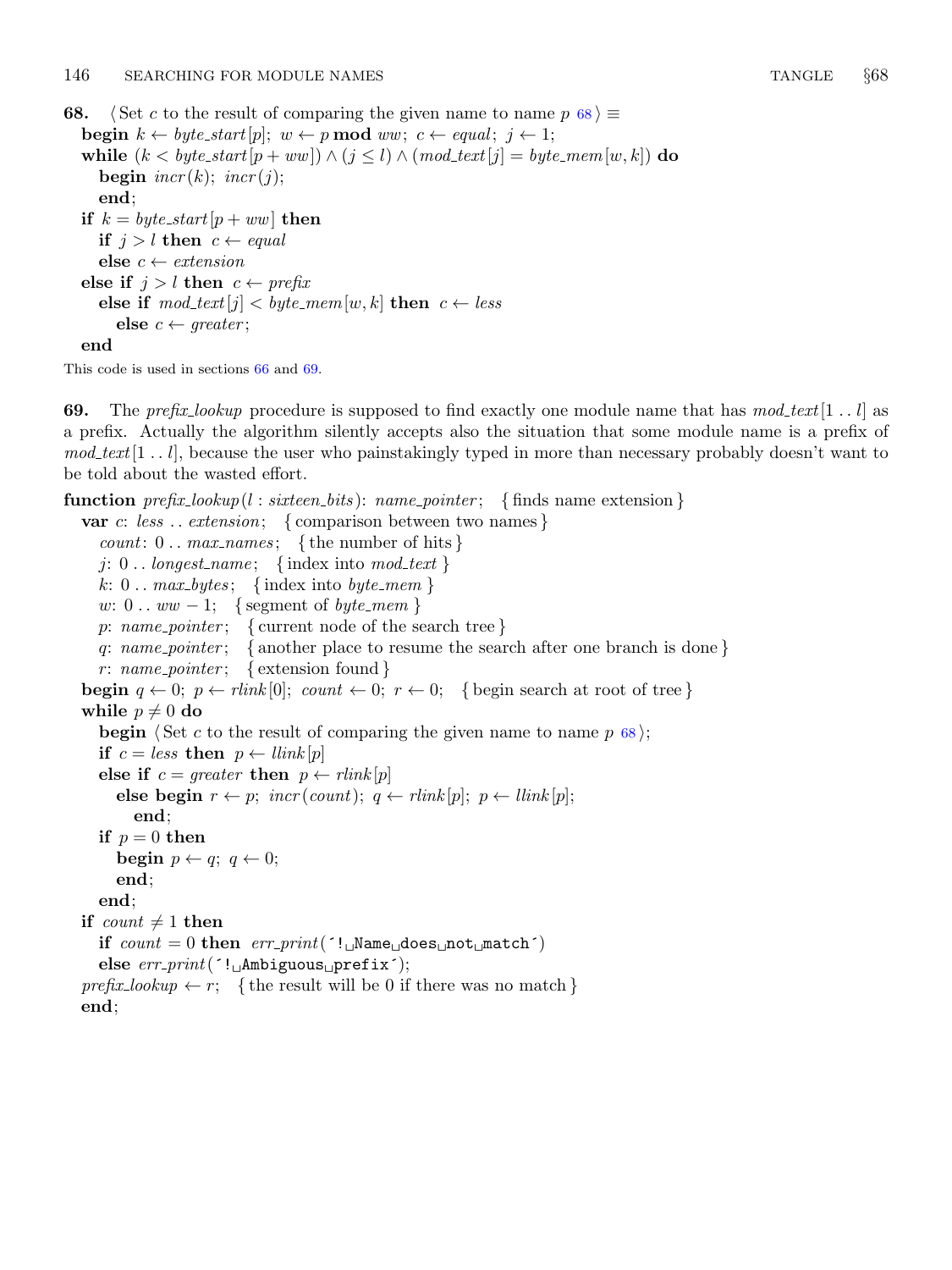**68.** ⟨ Set $c$ to the result of comparing the given name to name $p$ 68 ⟩ ≡

```
begin k ← byte_start[p]; w ← p mod ww; c ← equal; j ← 1;
while (k < byte_start[p + ww]) ∧ (j ≤ l) ∧ (mod_text[j] = byte_mem[w, k]) do
  begin incr(k); incr(j);
  end;
if k = byte_start[p + ww] then
  if j > l then c ← equal
  else c ← extension
else if j > l then c ← prefix
  else if mod_text[j] < byte_mem[w, k] then c ← less
    else c ← greater;
end
```

This code is used in sections 66 and 69.

**69.** The *prefix_lookup* procedure is supposed to find exactly one module name that has *mod_text*[1 .. *l*] as a prefix. Actually the algorithm silently accepts also the situation that some module name is a prefix of *mod_text*[1 .. *l*], because the user who painstakingly typed in more than necessary probably doesn't want to be told about the wasted effort.

```
function prefix_lookup(l : sixteen_bits): name_pointer; { finds name extension }
  var c: less .. extension; { comparison between two names }
    count: 0 .. max_names; { the number of hits }
    j: 0 .. longest_name; { index into mod_text }
    k: 0 .. max_bytes; { index into byte_mem }
    w: 0 .. ww − 1; { segment of byte_mem }
    p: name_pointer; { current node of the search tree }
    q: name_pointer; { another place to resume the search after one branch is done }
    r: name_pointer; { extension found }
  begin q ← 0; p ← rlink[0]; count ← 0; r ← 0; { begin search at root of tree }
  while p ≠ 0 do
    begin ⟨ Set c to the result of comparing the given name to name p 68 ⟩;
    if c = less then p ← llink[p]
    else if c = greater then p ← rlink[p]
      else begin r ← p; incr(count); q ← rlink[p]; p ← llink[p];
        end;
    if p = 0 then
      begin p ← q; q ← 0;
      end;
    end;
  if count ≠ 1 then
    if count = 0 then err_print(´! Name does not match´)
    else err_print(´! Ambiguous prefix´);
  prefix_lookup ← r; { the result will be 0 if there was no match }
  end;
```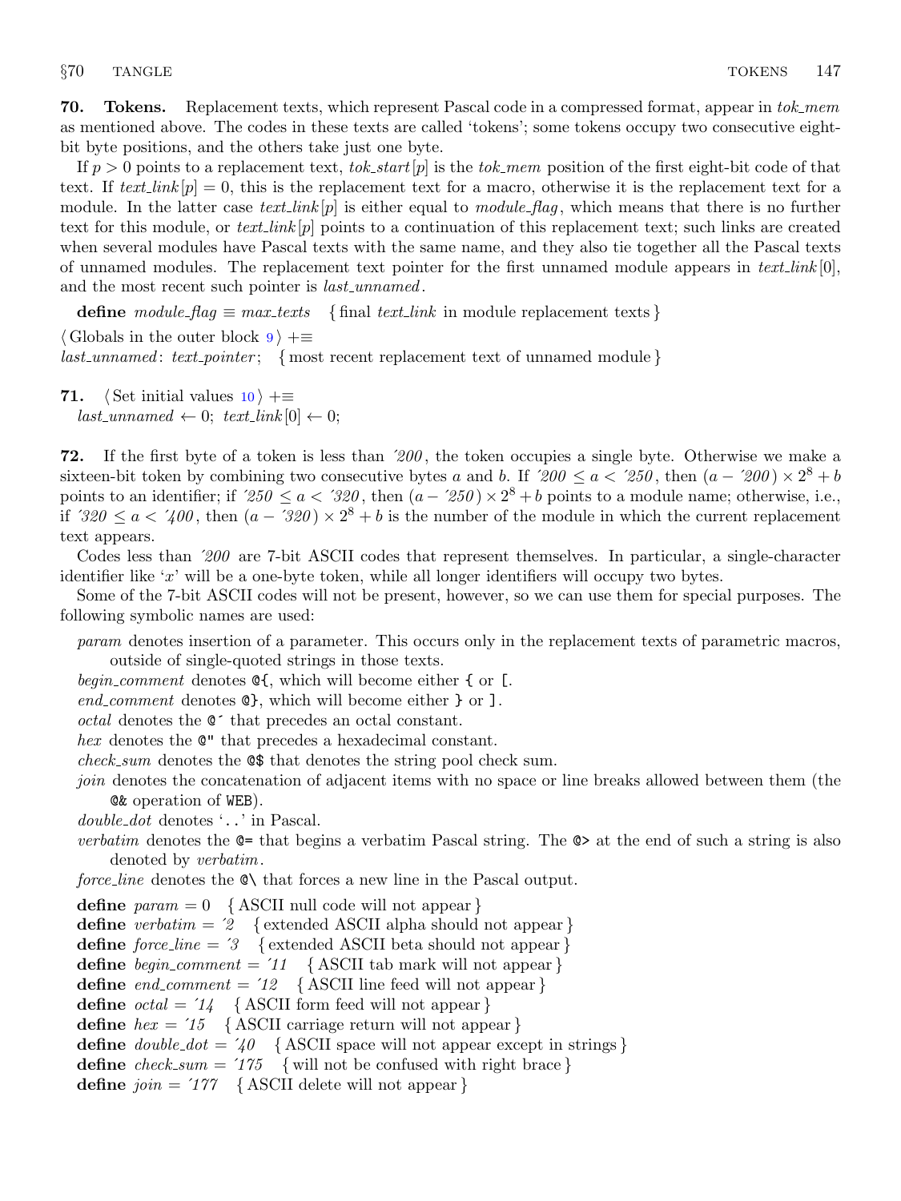**70. Tokens.** Replacement texts, which represent Pascal code in a compressed format, appear in *tok_mem* as mentioned above. The codes in these texts are called 'tokens'; some tokens occupy two consecutive eight-bit byte positions, and the others take just one byte.

If $p > 0$ points to a replacement text, *tok_start*[$p$] is the *tok_mem* position of the first eight-bit code of that text. If *text_link*[$p$] = 0, this is the replacement text for a macro, otherwise it is the replacement text for a module. In the latter case *text_link*[$p$] is either equal to *module_flag*, which means that there is no further text for this module, or *text_link*[$p$] points to a continuation of this replacement text; such links are created when several modules have Pascal texts with the same name, and they also tie together all the Pascal texts of unnamed modules. The replacement text pointer for the first unnamed module appears in *text_link*[0], and the most recent such pointer is *last_unnamed*.

**define** *module_flag* ≡ *max_texts* { final *text_link* in module replacement texts }

⟨ Globals in the outer block 9 ⟩ +≡
*last_unnamed*: *text_pointer*; { most recent replacement text of unnamed module }

**71.** ⟨ Set initial values 10 ⟩ +≡
*last_unnamed* ← 0; *text_link*[0] ← 0;

**72.** If the first byte of a token is less than ´200, the token occupies a single byte. Otherwise we make a sixteen-bit token by combining two consecutive bytes $a$ and $b$. If ´200 ≤ $a$ < ´250, then $(a - ´200) \times 2^8 + b$ points to an identifier; if ´250 ≤ $a$ < ´320, then $(a - ´250) \times 2^8 + b$ points to a module name; otherwise, i.e., if ´320 ≤ $a$ < ´400, then $(a - ´320) \times 2^8 + b$ is the number of the module in which the current replacement text appears.

Codes less than ´200 are 7-bit ASCII codes that represent themselves. In particular, a single-character identifier like '$x$' will be a one-byte token, while all longer identifiers will occupy two bytes.

Some of the 7-bit ASCII codes will not be present, however, so we can use them for special purposes. The following symbolic names are used:

*param* denotes insertion of a parameter. This occurs only in the replacement texts of parametric macros, outside of single-quoted strings in those texts.

*begin_comment* denotes `@{`, which will become either `{` or `[`.

*end_comment* denotes `@}`, which will become either `}` or `]`.

*octal* denotes the `@´` that precedes an octal constant.

*hex* denotes the `@"` that precedes a hexadecimal constant.

*check_sum* denotes the `@$` that denotes the string pool check sum.

*join* denotes the concatenation of adjacent items with no space or line breaks allowed between them (the `@&` operation of WEB).

*double_dot* denotes '`..`' in Pascal.

*verbatim* denotes the `@=` that begins a verbatim Pascal string. The `@>` at the end of such a string is also denoted by *verbatim*.

*force_line* denotes the `@\` that forces a new line in the Pascal output.

**define** *param* = 0 { ASCII null code will not appear }
**define** *verbatim* = ´2 { extended ASCII alpha should not appear }
**define** *force_line* = ´3 { extended ASCII beta should not appear }
**define** *begin_comment* = ´11 { ASCII tab mark will not appear }
**define** *end_comment* = ´12 { ASCII line feed will not appear }
**define** *octal* = ´14 { ASCII form feed will not appear }
**define** *hex* = ´15 { ASCII carriage return will not appear }
**define** *double_dot* = ´40 { ASCII space will not appear except in strings }
**define** *check_sum* = ´175 { will not be confused with right brace }
**define** *join* = ´177 { ASCII delete will not appear }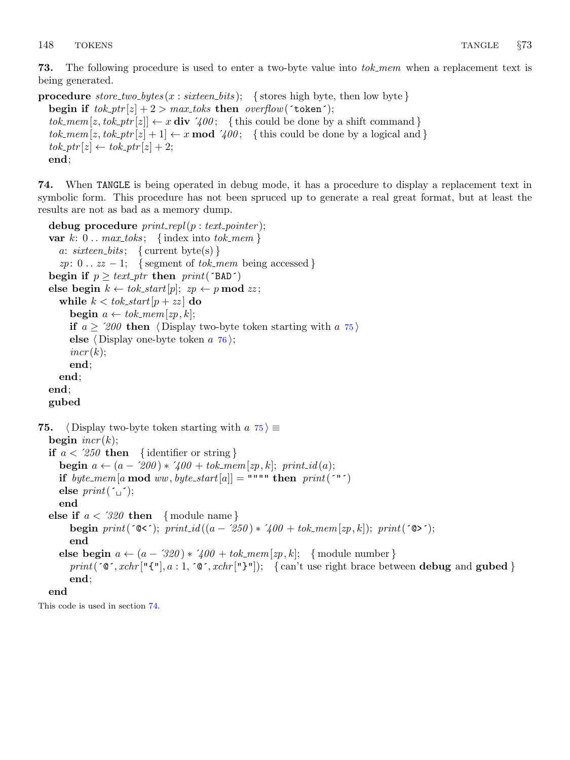**73.** The following procedure is used to enter a two-byte value into *tok_mem* when a replacement text is being generated.

```
procedure store_two_bytes(x : sixteen_bits);  { stores high byte, then low byte }
  begin if tok_ptr[z] + 2 > max_toks then overflow(´token´);
  tok_mem[z, tok_ptr[z]] ← x div ´400;  { this could be done by a shift command }
  tok_mem[z, tok_ptr[z] + 1] ← x mod ´400;  { this could be done by a logical and }
  tok_ptr[z] ← tok_ptr[z] + 2;
  end;
```

**74.** When TANGLE is being operated in debug mode, it has a procedure to display a replacement text in symbolic form. This procedure has not been spruced up to generate a real great format, but at least the results are not as bad as a memory dump.

```
debug procedure print_repl(p : text_pointer);
var k: 0 .. max_toks;  { index into tok_mem }
  a: sixteen_bits;  { current byte(s) }
  zp: 0 .. zz − 1;  { segment of tok_mem being accessed }
begin if p ≥ text_ptr then print(´BAD´)
else begin k ← tok_start[p]; zp ← p mod zz;
  while k < tok_start[p + zz] do
    begin a ← tok_mem[zp, k];
    if a ≥ ´200 then ⟨Display two-byte token starting with a 75⟩
    else ⟨Display one-byte token a 76⟩;
    incr(k);
    end;
  end;
end;
gubed
```

**75.** ⟨Display two-byte token starting with a 75⟩ ≡

```
begin incr(k);
if a < ´250 then  { identifier or string }
  begin a ← (a − ´200) * ´400 + tok_mem[zp, k]; print_id(a);
  if byte_mem[a mod ww, byte_start[a]] = """" then print(´"´)
  else print(´␣´);
  end
else if a < ´320 then  { module name }
    begin print(´@<´); print_id((a − ´250) * ´400 + tok_mem[zp, k]); print(´@>´);
    end
  else begin a ← (a − ´320) * ´400 + tok_mem[zp, k];  { module number }
    print(´@´, xchr["{"], a : 1, ´@´, xchr["}"]);  { can't use right brace between debug and gubed }
    end;
end
```

This code is used in section 74.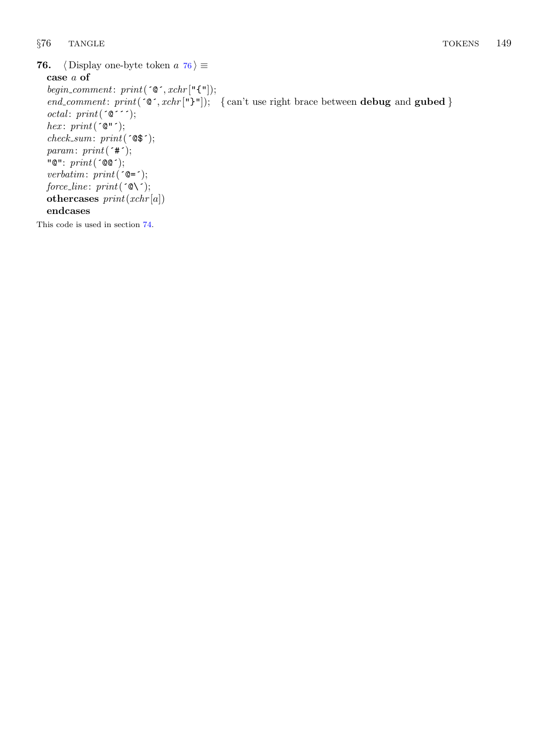**76.** ⟨ Display one-byte token *a* 76 ⟩ ≡

```
case a of
begin_comment: print('@', xchr["{"]);
end_comment: print('@', xchr["}"]);  { can't use right brace between debug and gubed }
octal: print('@''');
hex: print('@"');
check_sum: print('@$');
param: print('#');
"@": print('@@');
verbatim: print('@=');
force_line: print('@\');
othercases print(xchr[a])
endcases
```

This code is used in section 74.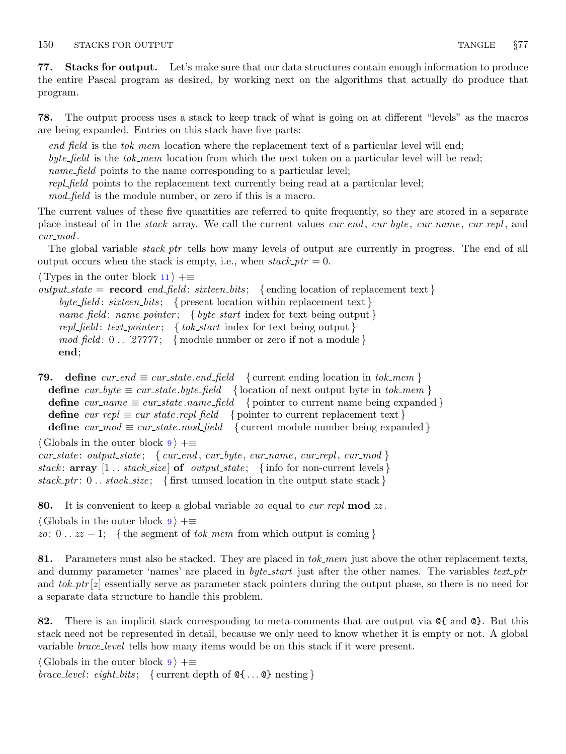**77. Stacks for output.** Let's make sure that our data structures contain enough information to produce the entire Pascal program as desired, by working next on the algorithms that actually do produce that program.

**78.** The output process uses a stack to keep track of what is going on at different "levels" as the macros are being expanded. Entries on this stack have five parts:

*end_field* is the *tok_mem* location where the replacement text of a particular level will end;
*byte_field* is the *tok_mem* location from which the next token on a particular level will be read;
*name_field* points to the name corresponding to a particular level;
*repl_field* points to the replacement text currently being read at a particular level;
*mod_field* is the module number, or zero if this is a macro.

The current values of these five quantities are referred to quite frequently, so they are stored in a separate place instead of in the *stack* array. We call the current values *cur_end*, *cur_byte*, *cur_name*, *cur_repl*, and *cur_mod*.

The global variable *stack_ptr* tells how many levels of output are currently in progress. The end of all output occurs when the stack is empty, i.e., when $stack\_ptr = 0$.

⟨ Types in the outer block 11 ⟩ +≡
*output_state* = **record** *end_field*: *sixteen_bits*; { ending location of replacement text }
  *byte_field*: *sixteen_bits*; { present location within replacement text }
  *name_field*: *name_pointer*; { *byte_start* index for text being output }
  *repl_field*: *text_pointer*; { *tok_start* index for text being output }
  *mod_field*: 0 .. ´27777; { module number or zero if not a module }
  **end**;

**79. define** *cur_end* ≡ *cur_state.end_field* { current ending location in *tok_mem* }
**define** *cur_byte* ≡ *cur_state.byte_field* { location of next output byte in *tok_mem* }
**define** *cur_name* ≡ *cur_state.name_field* { pointer to current name being expanded }
**define** *cur_repl* ≡ *cur_state.repl_field* { pointer to current replacement text }
**define** *cur_mod* ≡ *cur_state.mod_field* { current module number being expanded }

⟨ Globals in the outer block 9 ⟩ +≡
*cur_state*: *output_state*; { *cur_end*, *cur_byte*, *cur_name*, *cur_repl*, *cur_mod* }
*stack*: **array** [1 .. *stack_size*] **of** *output_state*; { info for non-current levels }
*stack_ptr*: 0 .. *stack_size*; { first unused location in the output state stack }

**80.** It is convenient to keep a global variable *zo* equal to *cur_repl* **mod** *zz*.

⟨ Globals in the outer block 9 ⟩ +≡
*zo*: 0 .. *zz* − 1; { the segment of *tok_mem* from which output is coming }

**81.** Parameters must also be stacked. They are placed in *tok_mem* just above the other replacement texts, and dummy parameter 'names' are placed in *byte_start* just after the other names. The variables *text_ptr* and *tok_ptr*[*z*] essentially serve as parameter stack pointers during the output phase, so there is no need for a separate data structure to handle this problem.

**82.** There is an implicit stack corresponding to meta-comments that are output via `@{` and `@}`. But this stack need not be represented in detail, because we only need to know whether it is empty or not. A global variable *brace_level* tells how many items would be on this stack if it were present.

⟨ Globals in the outer block 9 ⟩ +≡
*brace_level*: *eight_bits*; { current depth of `@{` . . . `@}` nesting }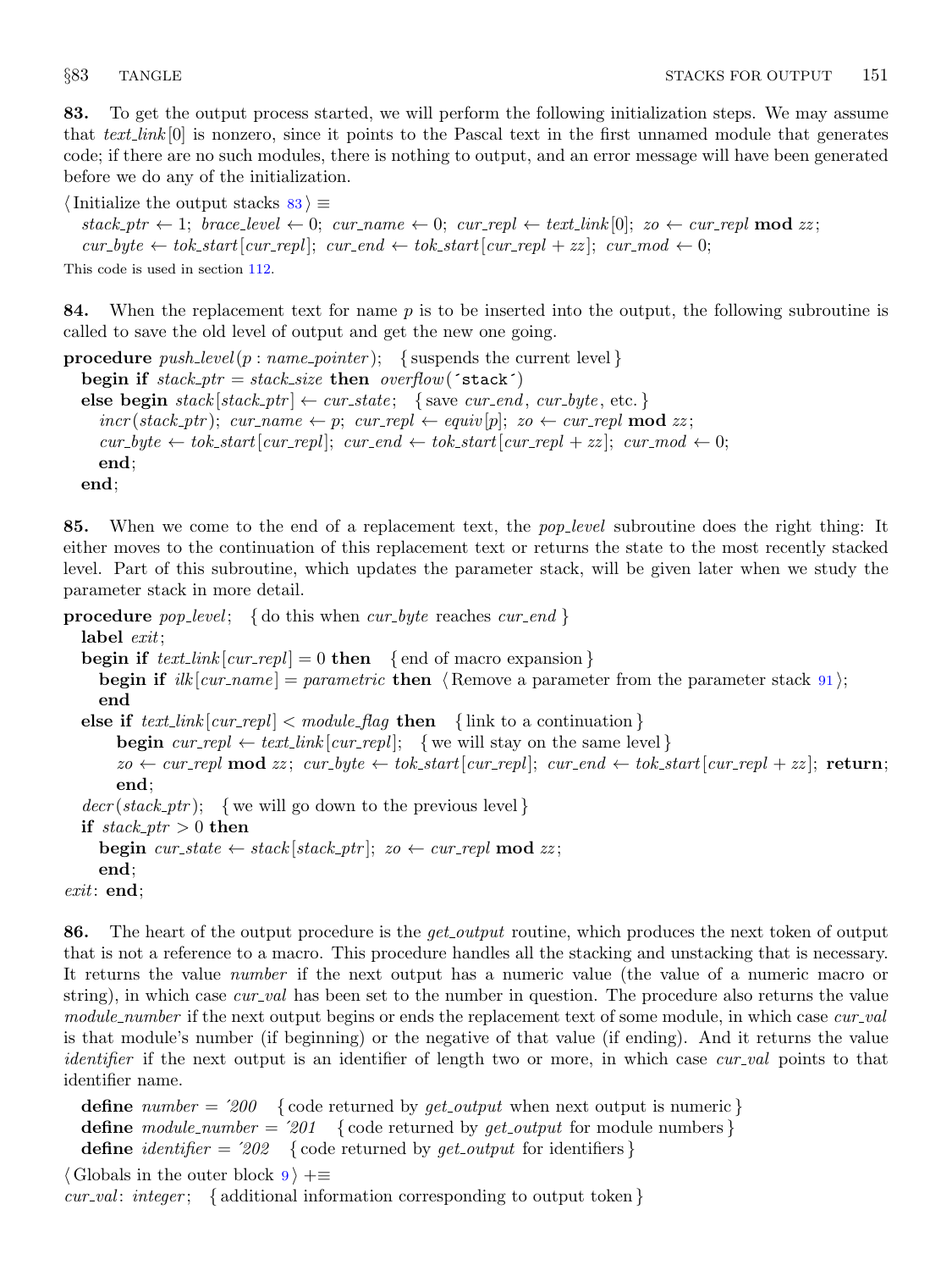**83.** To get the output process started, we will perform the following initialization steps. We may assume that *text_link*[0] is nonzero, since it points to the Pascal text in the first unnamed module that generates code; if there are no such modules, there is nothing to output, and an error message will have been generated before we do any of the initialization.

⟨ Initialize the output stacks 83 ⟩ ≡

```
stack_ptr ← 1; brace_level ← 0; cur_name ← 0; cur_repl ← text_link[0]; zo ← cur_repl mod zz;
cur_byte ← tok_start[cur_repl]; cur_end ← tok_start[cur_repl + zz]; cur_mod ← 0;
```

This code is used in section 112.

**84.** When the replacement text for name *p* is to be inserted into the output, the following subroutine is called to save the old level of output and get the new one going.

```
procedure push_level(p : name_pointer); { suspends the current level }
  begin if stack_ptr = stack_size then overflow(´stack´)
  else begin stack[stack_ptr] ← cur_state; { save cur_end, cur_byte, etc. }
    incr(stack_ptr); cur_name ← p; cur_repl ← equiv[p]; zo ← cur_repl mod zz;
    cur_byte ← tok_start[cur_repl]; cur_end ← tok_start[cur_repl + zz]; cur_mod ← 0;
    end;
  end;
```

**85.** When we come to the end of a replacement text, the *pop_level* subroutine does the right thing: It either moves to the continuation of this replacement text or returns the state to the most recently stacked level. Part of this subroutine, which updates the parameter stack, will be given later when we study the parameter stack in more detail.

```
procedure pop_level; { do this when cur_byte reaches cur_end }
  label exit;
  begin if text_link[cur_repl] = 0 then { end of macro expansion }
    begin if ilk[cur_name] = parametric then ⟨ Remove a parameter from the parameter stack 91 ⟩;
    end
  else if text_link[cur_repl] < module_flag then { link to a continuation }
      begin cur_repl ← text_link[cur_repl]; { we will stay on the same level }
      zo ← cur_repl mod zz; cur_byte ← tok_start[cur_repl]; cur_end ← tok_start[cur_repl + zz]; return;
      end;
  decr(stack_ptr); { we will go down to the previous level }
  if stack_ptr > 0 then
    begin cur_state ← stack[stack_ptr]; zo ← cur_repl mod zz;
    end;
exit: end;
```

**86.** The heart of the output procedure is the *get_output* routine, which produces the next token of output that is not a reference to a macro. This procedure handles all the stacking and unstacking that is necessary. It returns the value *number* if the next output has a numeric value (the value of a numeric macro or string), in which case *cur_val* has been set to the number in question. The procedure also returns the value *module_number* if the next output begins or ends the replacement text of some module, in which case *cur_val* is that module's number (if beginning) or the negative of that value (if ending). And it returns the value *identifier* if the next output is an identifier of length two or more, in which case *cur_val* points to that identifier name.

```
define number = ´200 { code returned by get_output when next output is numeric }
define module_number = ´201 { code returned by get_output for module numbers }
define identifier = ´202 { code returned by get_output for identifiers }
```

⟨ Globals in the outer block 9 ⟩ +≡

```
cur_val: integer; { additional information corresponding to output token }
```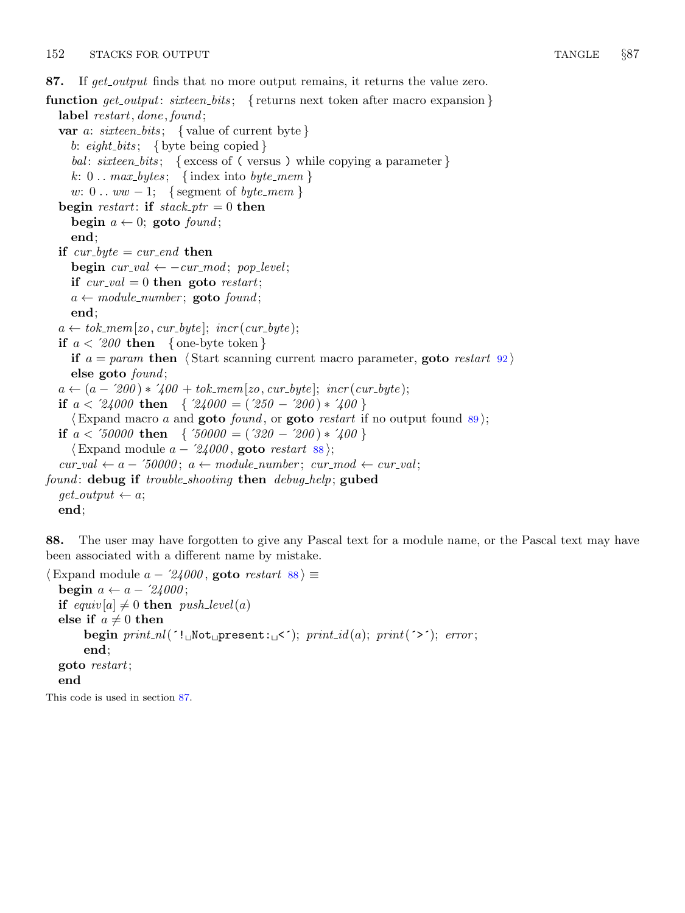**87.** If *get_output* finds that no more output remains, it returns the value zero.

```
function get_output: sixteen_bits;  { returns next token after macro expansion }
  label restart, done, found;
  var a: sixteen_bits;  { value of current byte }
    b: eight_bits;  { byte being copied }
    bal: sixteen_bits;  { excess of ( versus ) while copying a parameter }
    k: 0 .. max_bytes;  { index into byte_mem }
    w: 0 .. ww − 1;  { segment of byte_mem }
  begin restart: if stack_ptr = 0 then
    begin a ← 0; goto found;
    end;
  if cur_byte = cur_end then
    begin cur_val ← −cur_mod; pop_level;
    if cur_val = 0 then goto restart;
    a ← module_number; goto found;
    end;
  a ← tok_mem[zo, cur_byte]; incr(cur_byte);
  if a < ´200 then  { one-byte token }
    if a = param then ⟨Start scanning current macro parameter, goto restart 92⟩
    else goto found;
  a ← (a − ´200) ∗ ´400 + tok_mem[zo, cur_byte]; incr(cur_byte);
  if a < ´24000 then  { ´24000 = (´250 − ´200) ∗ ´400 }
    ⟨Expand macro a and goto found, or goto restart if no output found 89⟩;
  if a < ´50000 then  { ´50000 = (´320 − ´200) ∗ ´400 }
    ⟨Expand module a − ´24000, goto restart 88⟩;
  cur_val ← a − ´50000; a ← module_number; cur_mod ← cur_val;
found: debug if trouble_shooting then debug_help; gubed
  get_output ← a;
  end;
```

**88.** The user may have forgotten to give any Pascal text for a module name, or the Pascal text may have been associated with a different name by mistake.

```
⟨Expand module a − ´24000, goto restart 88⟩ ≡
  begin a ← a − ´24000;
  if equiv[a] ≠ 0 then push_level(a)
  else if a ≠ 0 then
      begin print_nl(´! Not present: <´); print_id(a); print(´>´); error;
      end;
  goto restart;
  end
```

This code is used in section 87.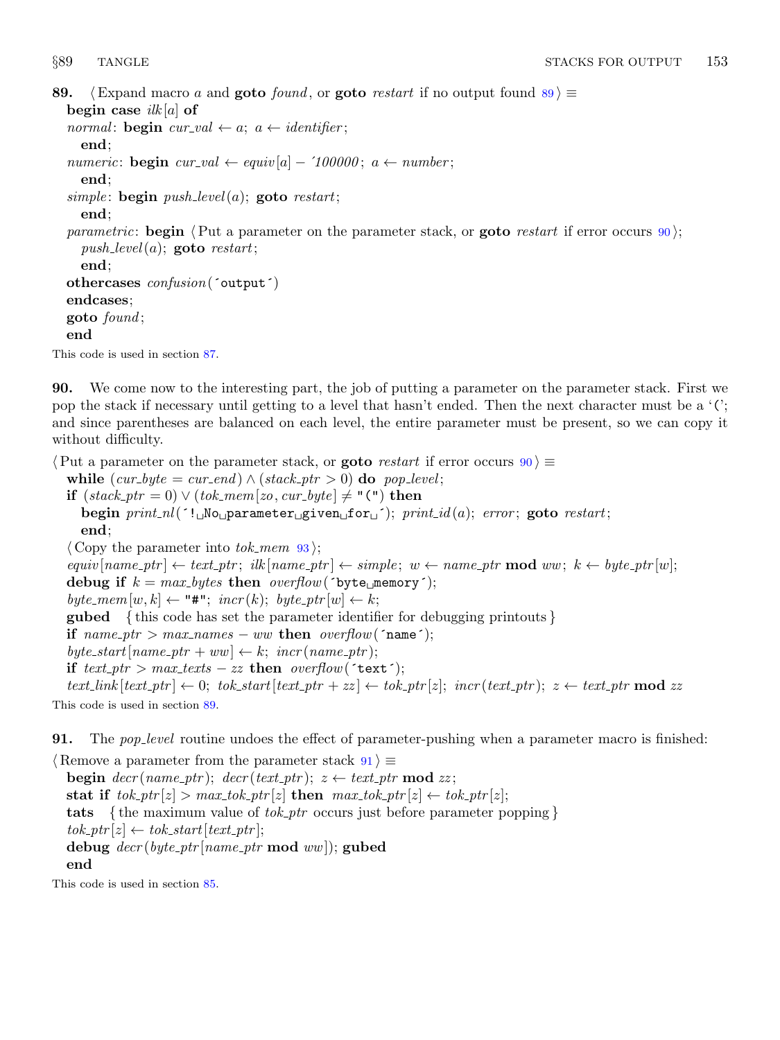**89.** ⟨Expand macro *a* and **goto** *found*, or **goto** *restart* if no output found 89⟩ ≡

```
begin case ilk[a] of
normal: begin cur_val ← a; a ← identifier;
  end;
numeric: begin cur_val ← equiv[a] − ´100000; a ← number;
  end;
simple: begin push_level(a); goto restart;
  end;
parametric: begin ⟨Put a parameter on the parameter stack, or goto restart if error occurs 90⟩;
  push_level(a); goto restart;
  end;
othercases confusion(´output´)
endcases;
goto found;
end
```

This code is used in section 87.

**90.** We come now to the interesting part, the job of putting a parameter on the parameter stack. First we pop the stack if necessary until getting to a level that hasn't ended. Then the next character must be a '('; and since parentheses are balanced on each level, the entire parameter must be present, so we can copy it without difficulty.

⟨Put a parameter on the parameter stack, or **goto** *restart* if error occurs 90⟩ ≡

```
while (cur_byte = cur_end) ∧ (stack_ptr > 0) do pop_level;
if (stack_ptr = 0) ∨ (tok_mem[zo, cur_byte] ≠ "(") then
  begin print_nl(´! No parameter given for ´); print_id(a); error; goto restart;
  end;
⟨Copy the parameter into tok_mem 93⟩;
equiv[name_ptr] ← text_ptr; ilk[name_ptr] ← simple; w ← name_ptr mod ww; k ← byte_ptr[w];
debug if k = max_bytes then overflow(´byte memory´);
byte_mem[w, k] ← "#"; incr(k); byte_ptr[w] ← k;
gubed   { this code has set the parameter identifier for debugging printouts }
if name_ptr > max_names − ww then overflow(´name´);
byte_start[name_ptr + ww] ← k; incr(name_ptr);
if text_ptr > max_texts − zz then overflow(´text´);
text_link[text_ptr] ← 0; tok_start[text_ptr + zz] ← tok_ptr[z]; incr(text_ptr); z ← text_ptr mod zz
```

This code is used in section 89.

**91.** The *pop_level* routine undoes the effect of parameter-pushing when a parameter macro is finished:

⟨Remove a parameter from the parameter stack 91⟩ ≡

```
begin decr(name_ptr); decr(text_ptr); z ← text_ptr mod zz;
stat if tok_ptr[z] > max_tok_ptr[z] then max_tok_ptr[z] ← tok_ptr[z];
tats   { the maximum value of tok_ptr occurs just before parameter popping }
tok_ptr[z] ← tok_start[text_ptr];
debug decr(byte_ptr[name_ptr mod ww]); gubed
end
```

This code is used in section 85.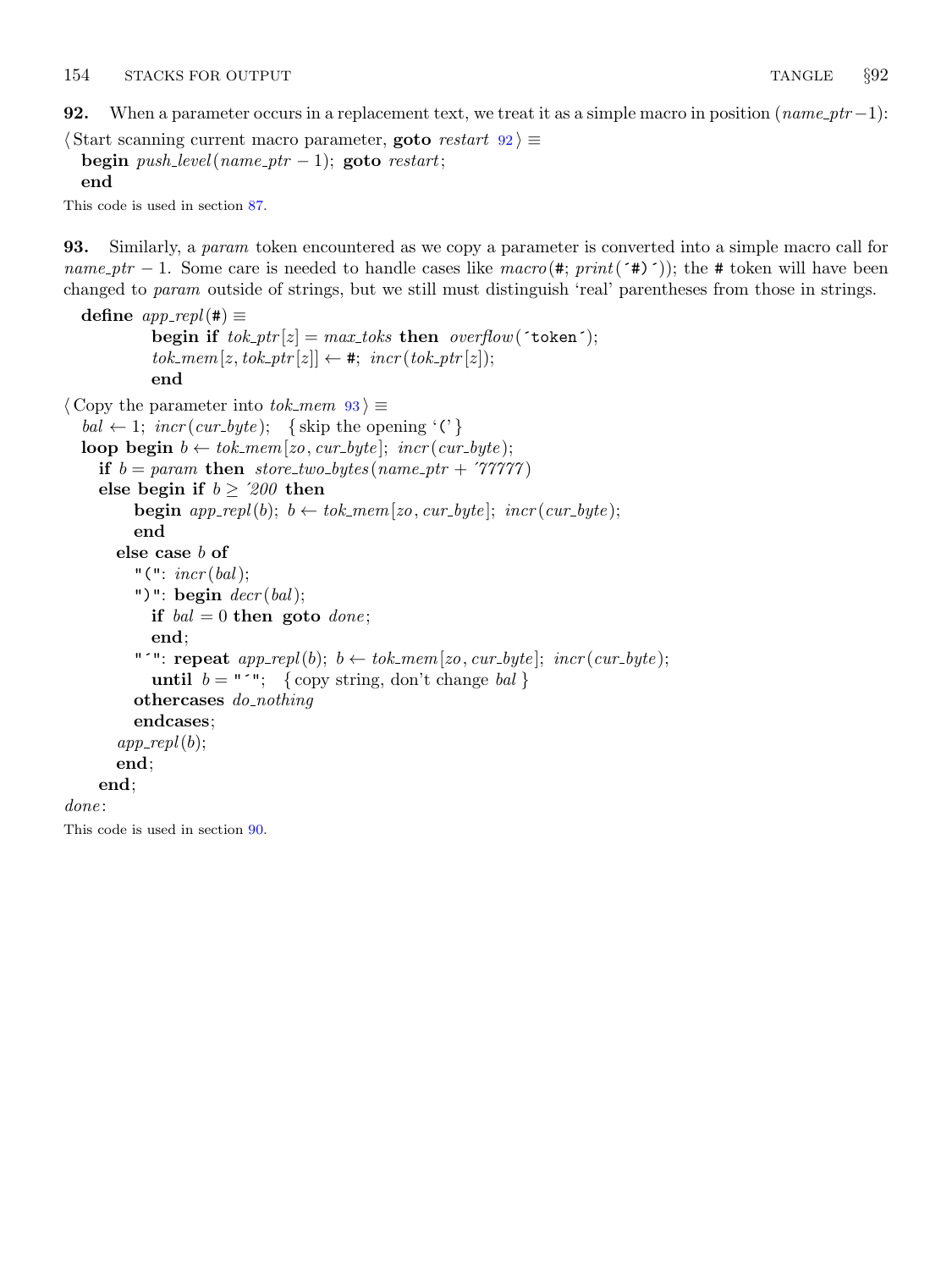**92.** When a parameter occurs in a replacement text, we treat it as a simple macro in position (*name_ptr*−1):

```
⟨Start scanning current macro parameter, goto restart 92⟩ ≡
  begin push_level(name_ptr − 1); goto restart;
  end
```

This code is used in section 87.

**93.** Similarly, a *param* token encountered as we copy a parameter is converted into a simple macro call for *name_ptr* − 1. Some care is needed to handle cases like *macro*(#; *print*(´#)´)); the # token will have been changed to *param* outside of strings, but we still must distinguish 'real' parentheses from those in strings.

```
  define app_repl(#) ≡
          begin if tok_ptr[z] = max_toks then overflow(´token´);
          tok_mem[z, tok_ptr[z]] ← #; incr(tok_ptr[z]);
          end

⟨Copy the parameter into tok_mem 93⟩ ≡
  bal ← 1; incr(cur_byte);   { skip the opening '(' }
  loop begin b ← tok_mem[zo, cur_byte]; incr(cur_byte);
    if b = param then store_two_bytes(name_ptr + ´77777)
    else begin if b ≥ ´200 then
        begin app_repl(b); b ← tok_mem[zo, cur_byte]; incr(cur_byte);
        end
      else case b of
        "(": incr(bal);
        ")": begin decr(bal);
          if bal = 0 then goto done;
          end;
        "´": repeat app_repl(b); b ← tok_mem[zo, cur_byte]; incr(cur_byte);
          until b = "´";   { copy string, don't change bal }
        othercases do_nothing
        endcases;
      app_repl(b);
      end;
    end;
done:
```

This code is used in section 90.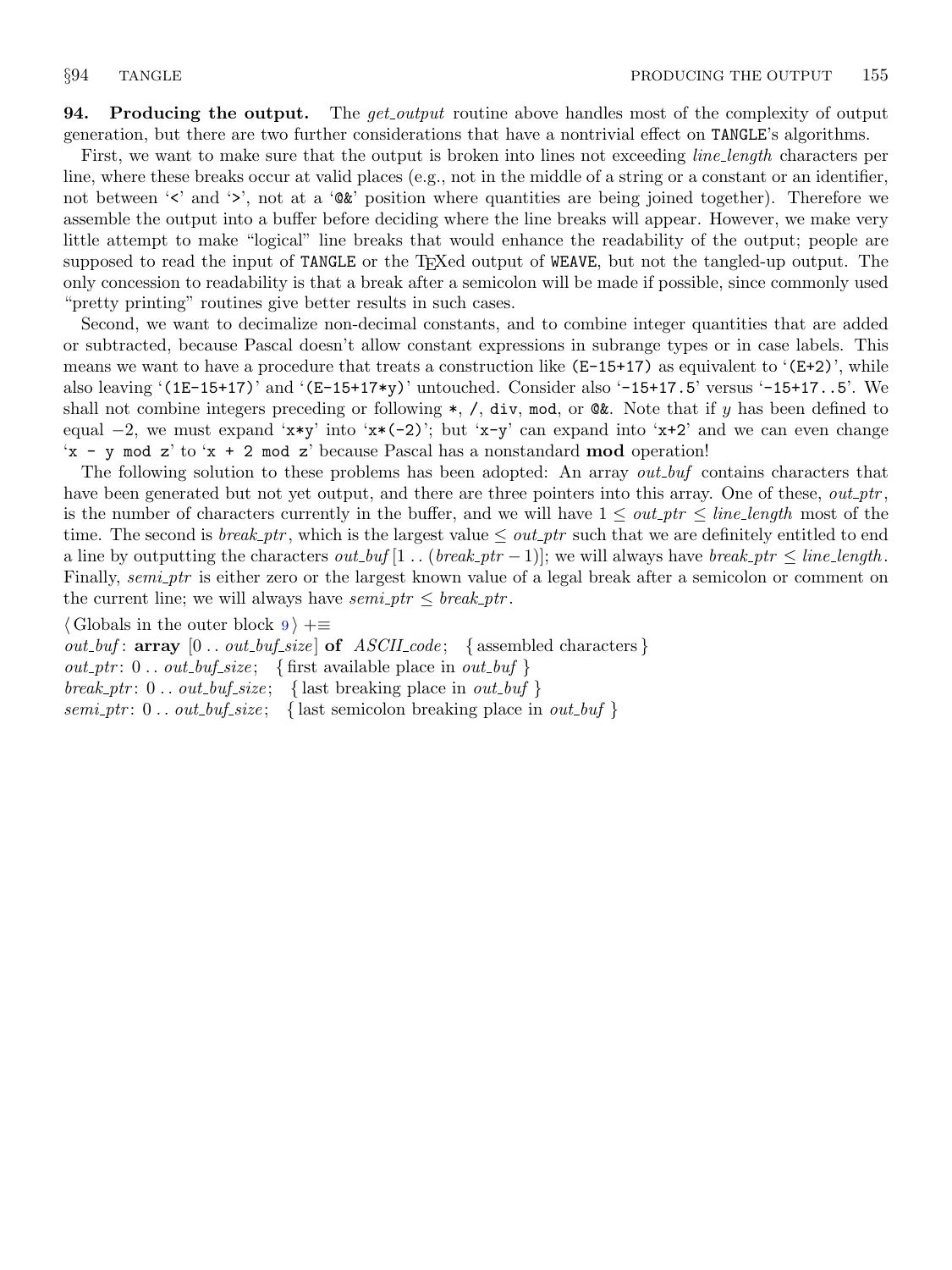**94. Producing the output.** The *get_output* routine above handles most of the complexity of output generation, but there are two further considerations that have a nontrivial effect on TANGLE's algorithms.

First, we want to make sure that the output is broken into lines not exceeding *line_length* characters per line, where these breaks occur at valid places (e.g., not in the middle of a string or a constant or an identifier, not between '`<`' and '`>`', not at a '`@&`' position where quantities are being joined together). Therefore we assemble the output into a buffer before deciding where the line breaks will appear. However, we make very little attempt to make "logical" line breaks that would enhance the readability of the output; people are supposed to read the input of TANGLE or the TeXed output of WEAVE, but not the tangled-up output. The only concession to readability is that a break after a semicolon will be made if possible, since commonly used "pretty printing" routines give better results in such cases.

Second, we want to decimalize non-decimal constants, and to combine integer quantities that are added or subtracted, because Pascal doesn't allow constant expressions in subrange types or in case labels. This means we want to have a procedure that treats a construction like `(E-15+17)` as equivalent to '`(E+2)`', while also leaving '`(1E-15+17)`' and '`(E-15+17*y)`' untouched. Consider also '`-15+17.5`' versus '`-15+17..5`'. We shall not combine integers preceding or following `*`, `/`, `div`, `mod`, or `@&`. Note that if $y$ has been defined to equal $-2$, we must expand '`x*y`' into '`x*(-2)`'; but '`x-y`' can expand into '`x+2`' and we can even change '`x - y mod z`' to '`x + 2 mod z`' because Pascal has a nonstandard **mod** operation!

The following solution to these problems has been adopted: An array *out_buf* contains characters that have been generated but not yet output, and there are three pointers into this array. One of these, *out_ptr*, is the number of characters currently in the buffer, and we will have $1 \le out\_ptr \le line\_length$ most of the time. The second is *break_ptr*, which is the largest value $\le out\_ptr$ such that we are definitely entitled to end a line by outputting the characters $out\_buf[1 \mathrel{..} (break\_ptr - 1)]$; we will always have $break\_ptr \le line\_length$. Finally, *semi_ptr* is either zero or the largest known value of a legal break after a semicolon or comment on the current line; we will always have $semi\_ptr \le break\_ptr$.

⟨ Globals in the outer block 9 ⟩ +≡
*out_buf*: **array** [0 .. *out_buf_size*] **of** *ASCII_code*; { assembled characters }
*out_ptr*: 0 .. *out_buf_size*; { first available place in *out_buf* }
*break_ptr*: 0 .. *out_buf_size*; { last breaking place in *out_buf* }
*semi_ptr*: 0 .. *out_buf_size*; { last semicolon breaking place in *out_buf* }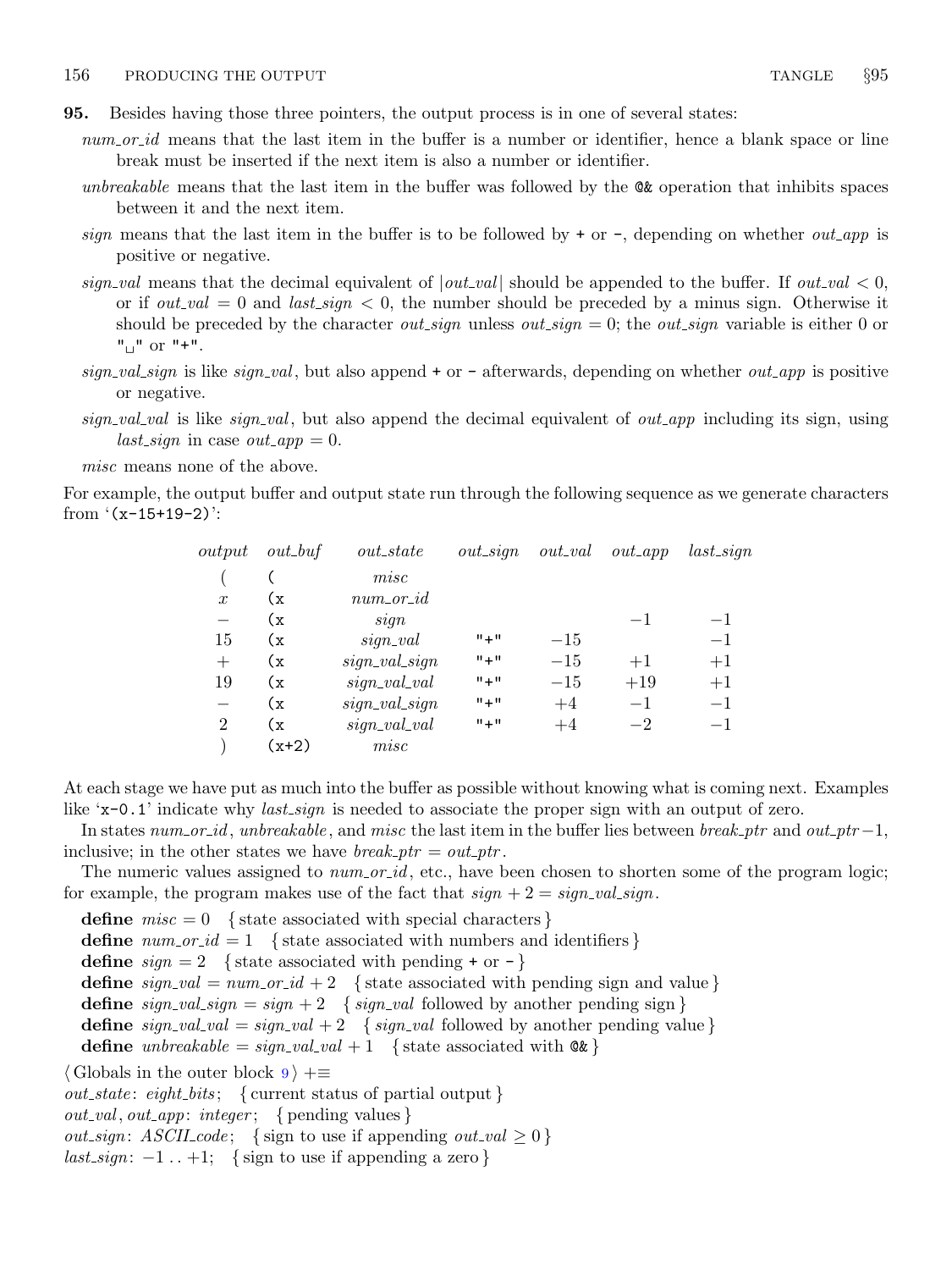**95.** Besides having those three pointers, the output process is in one of several states:

*num_or_id* means that the last item in the buffer is a number or identifier, hence a blank space or line break must be inserted if the next item is also a number or identifier.

*unbreakable* means that the last item in the buffer was followed by the `@&` operation that inhibits spaces between it and the next item.

*sign* means that the last item in the buffer is to be followed by `+` or `-`, depending on whether *out_app* is positive or negative.

*sign_val* means that the decimal equivalent of $|out\_val|$ should be appended to the buffer. If $out\_val < 0$, or if $out\_val = 0$ and $last\_sign < 0$, the number should be preceded by a minus sign. Otherwise it should be preceded by the character *out_sign* unless $out\_sign = 0$; the *out_sign* variable is either 0 or `"␣"` or `"+"`.

*sign_val_sign* is like *sign_val*, but also append `+` or `-` afterwards, depending on whether *out_app* is positive or negative.

*sign_val_val* is like *sign_val*, but also append the decimal equivalent of *out_app* including its sign, using *last_sign* in case $out\_app = 0$.

*misc* means none of the above.

For example, the output buffer and output state run through the following sequence as we generate characters from '`(x-15+19-2)`':

| *output* | *out_buf* | *out_state* | *out_sign* | *out_val* | *out_app* | *last_sign* |
|---|---|---|---|---|---|---|
| ( | `(` | *misc* | | | | |
| $x$ | `(x` | *num_or_id* | | | | |
| $-$ | `(x` | *sign* | | | $-1$ | $-1$ |
| 15 | `(x` | *sign_val* | `"+"` | $-15$ | | $-1$ |
| $+$ | `(x` | *sign_val_sign* | `"+"` | $-15$ | $+1$ | $+1$ |
| 19 | `(x` | *sign_val_val* | `"+"` | $-15$ | $+19$ | $+1$ |
| $-$ | `(x` | *sign_val_sign* | `"+"` | $+4$ | $-1$ | $-1$ |
| 2 | `(x` | *sign_val_val* | `"+"` | $+4$ | $-2$ | $-1$ |
| ) | `(x+2)` | *misc* | | | | |

At each stage we have put as much into the buffer as possible without knowing what is coming next. Examples like '`x-0.1`' indicate why *last_sign* is needed to associate the proper sign with an output of zero.

In states *num_or_id*, *unbreakable*, and *misc* the last item in the buffer lies between *break_ptr* and $out\_ptr - 1$, inclusive; in the other states we have $break\_ptr = out\_ptr$.

The numeric values assigned to *num_or_id*, etc., have been chosen to shorten some of the program logic; for example, the program makes use of the fact that $sign + 2 = sign\_val\_sign$.

**define** $misc = 0$ { state associated with special characters }
**define** $num\_or\_id = 1$ { state associated with numbers and identifiers }
**define** $sign = 2$ { state associated with pending `+` or `-` }
**define** $sign\_val = num\_or\_id + 2$ { state associated with pending sign and value }
**define** $sign\_val\_sign = sign + 2$ { *sign_val* followed by another pending sign }
**define** $sign\_val\_val = sign\_val + 2$ { *sign_val* followed by another pending value }
**define** $unbreakable = sign\_val\_val + 1$ { state associated with `@&` }

⟨ Globals in the outer block 9 ⟩ +≡
*out_state*: *eight_bits*; { current status of partial output }
*out_val*, *out_app*: *integer*; { pending values }
*out_sign*: *ASCII_code*; { sign to use if appending $out\_val \geq 0$ }
*last_sign*: $-1 \,..\, +1$; { sign to use if appending a zero }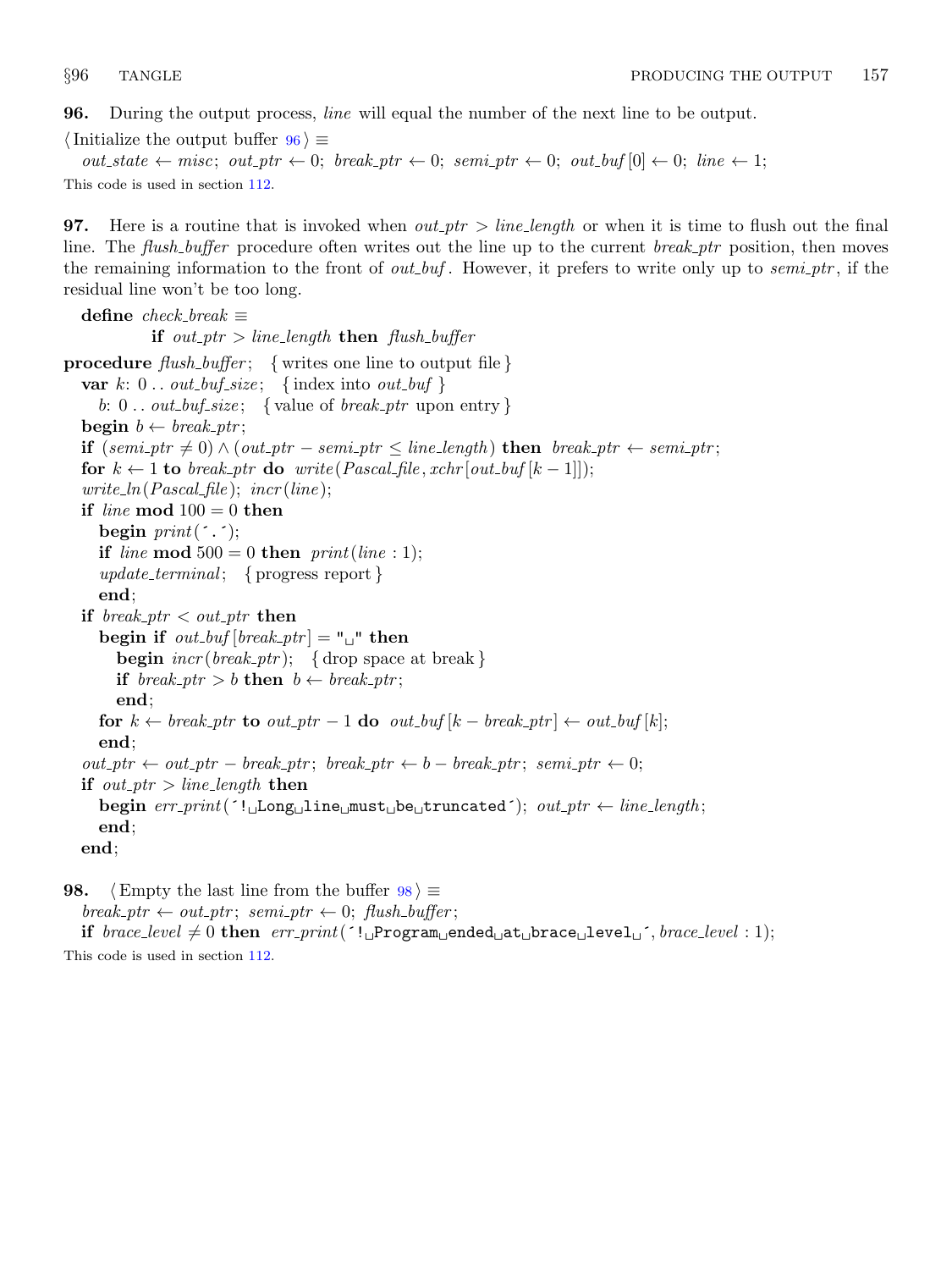**96.** During the output process, *line* will equal the number of the next line to be output.

⟨ Initialize the output buffer 96 ⟩ ≡

```
out_state ← misc; out_ptr ← 0; break_ptr ← 0; semi_ptr ← 0; out_buf[0] ← 0; line ← 1;
```

This code is used in section 112.

**97.** Here is a routine that is invoked when $out\_ptr > line\_length$ or when it is time to flush out the final line. The *flush_buffer* procedure often writes out the line up to the current *break_ptr* position, then moves the remaining information to the front of *out_buf*. However, it prefers to write only up to *semi_ptr*, if the residual line won't be too long.

```
define check_break ≡
        if out_ptr > line_length then flush_buffer

procedure flush_buffer; { writes one line to output file }
  var k: 0 .. out_buf_size; { index into out_buf }
    b: 0 .. out_buf_size; { value of break_ptr upon entry }
  begin b ← break_ptr;
  if (semi_ptr ≠ 0) ∧ (out_ptr − semi_ptr ≤ line_length) then break_ptr ← semi_ptr;
  for k ← 1 to break_ptr do write(Pascal_file, xchr[out_buf[k − 1]]);
  write_ln(Pascal_file); incr(line);
  if line mod 100 = 0 then
    begin print(´.´);
    if line mod 500 = 0 then print(line : 1);
    update_terminal; { progress report }
    end;
  if break_ptr < out_ptr then
    begin if out_buf[break_ptr] = "␣" then
      begin incr(break_ptr); { drop space at break }
      if break_ptr > b then b ← break_ptr;
      end;
    for k ← break_ptr to out_ptr − 1 do out_buf[k − break_ptr] ← out_buf[k];
    end;
  out_ptr ← out_ptr − break_ptr; break_ptr ← b − break_ptr; semi_ptr ← 0;
  if out_ptr > line_length then
    begin err_print(´!␣Long␣line␣must␣be␣truncated´); out_ptr ← line_length;
    end;
  end;
```

**98.** ⟨ Empty the last line from the buffer 98 ⟩ ≡

```
break_ptr ← out_ptr; semi_ptr ← 0; flush_buffer;
if brace_level ≠ 0 then err_print(´!␣Program␣ended␣at␣brace␣level␣´, brace_level : 1);
```

This code is used in section 112.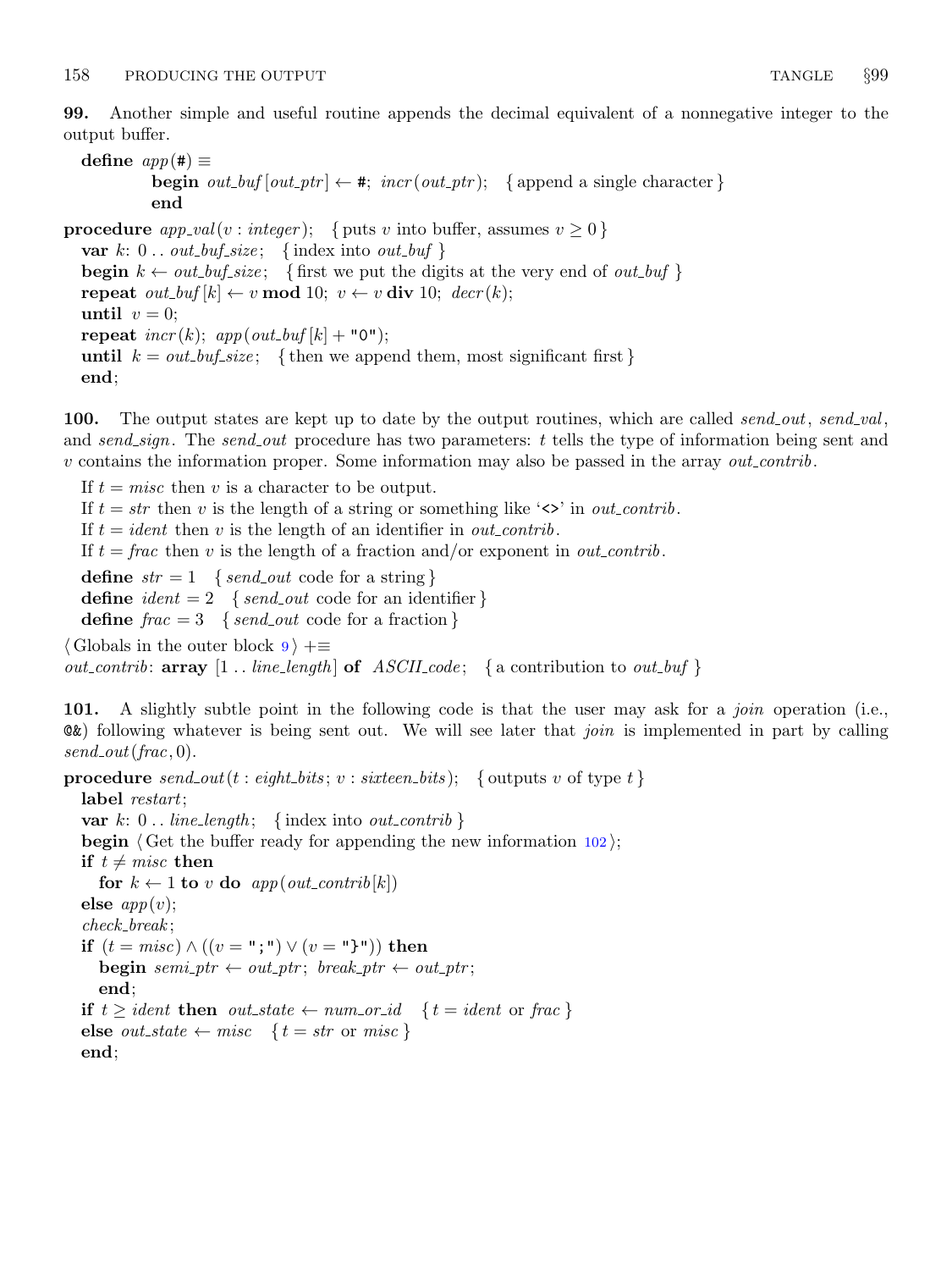**99.** Another simple and useful routine appends the decimal equivalent of a nonnegative integer to the output buffer.

```
define app(#) ≡
        begin out_buf[out_ptr] ← #; incr(out_ptr);   { append a single character }
        end

procedure app_val(v : integer);   { puts v into buffer, assumes v ≥ 0 }
  var k: 0 .. out_buf_size;   { index into out_buf }
  begin k ← out_buf_size;   { first we put the digits at the very end of out_buf }
  repeat out_buf[k] ← v mod 10; v ← v div 10; decr(k);
  until v = 0;
  repeat incr(k); app(out_buf[k] + "0");
  until k = out_buf_size;   { then we append them, most significant first }
  end;
```

**100.** The output states are kept up to date by the output routines, which are called *send_out*, *send_val*, and *send_sign*. The *send_out* procedure has two parameters: $t$ tells the type of information being sent and $v$ contains the information proper. Some information may also be passed in the array *out_contrib*.

If $t = misc$ then $v$ is a character to be output.
If $t = str$ then $v$ is the length of a string or something like '<>' in *out_contrib*.
If $t = ident$ then $v$ is the length of an identifier in *out_contrib*.
If $t = frac$ then $v$ is the length of a fraction and/or exponent in *out_contrib*.

```
define str = 1   { send_out code for a string }
define ident = 2   { send_out code for an identifier }
define frac = 3   { send_out code for a fraction }

⟨ Globals in the outer block 9 ⟩ +≡
out_contrib: array [1 .. line_length] of ASCII_code;   { a contribution to out_buf }
```

**101.** A slightly subtle point in the following code is that the user may ask for a *join* operation (i.e., @&) following whatever is being sent out. We will see later that *join* is implemented in part by calling *send_out*(*frac*, 0).

```
procedure send_out(t : eight_bits; v : sixteen_bits);   { outputs v of type t }
  label restart;
  var k: 0 .. line_length;   { index into out_contrib }
  begin ⟨ Get the buffer ready for appending the new information 102 ⟩;
  if t ≠ misc then
    for k ← 1 to v do app(out_contrib[k])
  else app(v);
  check_break;
  if (t = misc) ∧ ((v = ";") ∨ (v = "}")) then
    begin semi_ptr ← out_ptr; break_ptr ← out_ptr;
    end;
  if t ≥ ident then out_state ← num_or_id   { t = ident or frac }
  else out_state ← misc   { t = str or misc }
  end;
```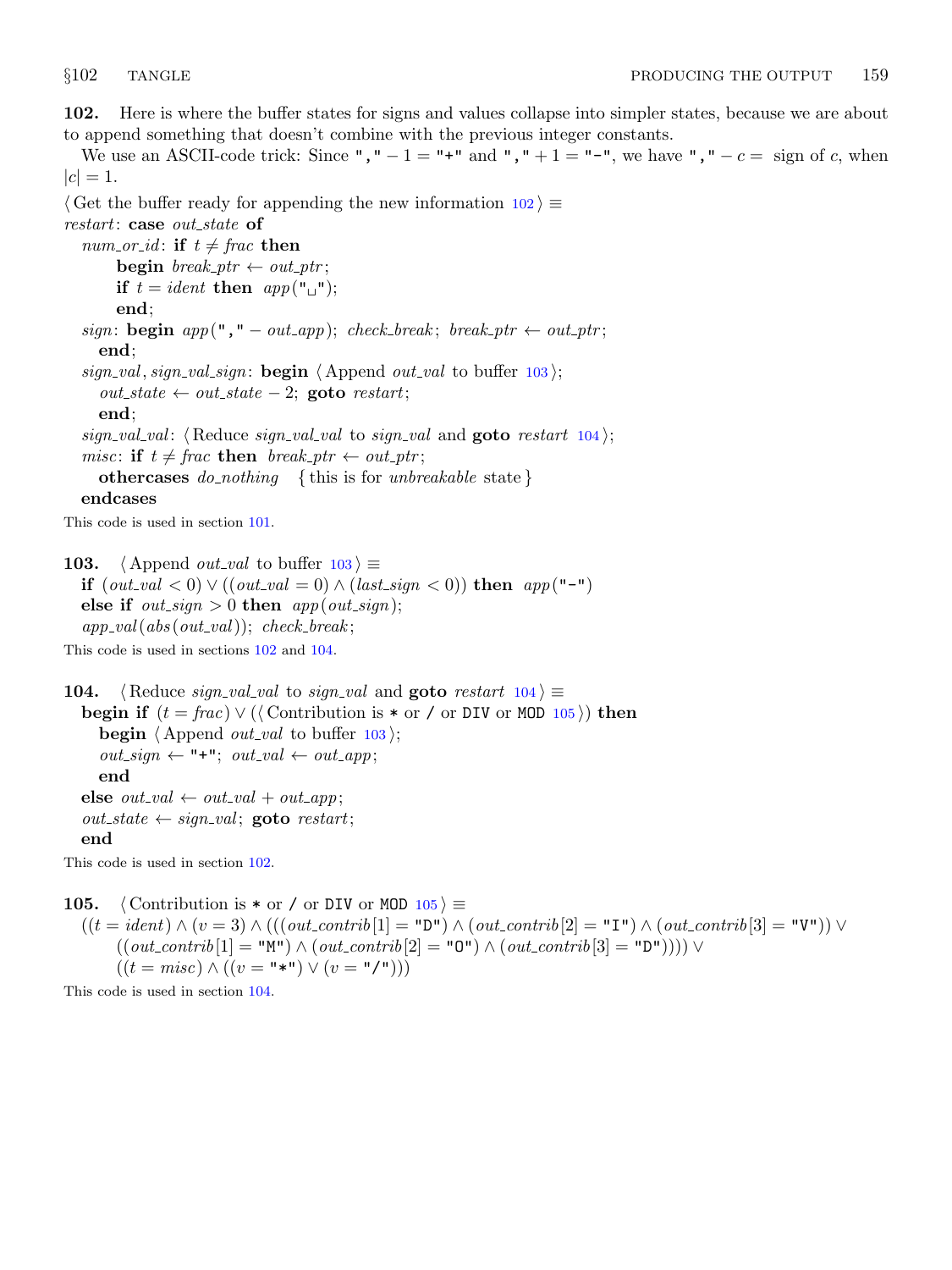**102.** Here is where the buffer states for signs and values collapse into simpler states, because we are about to append something that doesn't combine with the previous integer constants.

We use an ASCII-code trick: Since `","` $-1 =$ `"+"` and `","` $+1 =$ `"-"`, we have `","` $- c =$ sign of $c$, when $|c| = 1$.

⟨Get the buffer ready for appending the new information 102⟩ ≡

```
restart: case out_state of
  num_or_id: if t ≠ frac then
       begin break_ptr ← out_ptr;
       if t = ident then app("␣");
       end;
  sign: begin app("," − out_app); check_break; break_ptr ← out_ptr;
    end;
  sign_val, sign_val_sign: begin ⟨Append out_val to buffer 103⟩;
    out_state ← out_state − 2; goto restart;
    end;
  sign_val_val: ⟨Reduce sign_val_val to sign_val and goto restart 104⟩;
  misc: if t ≠ frac then break_ptr ← out_ptr;
    othercases do_nothing   { this is for unbreakable state }
  endcases
```

This code is used in section 101.

**103.** ⟨Append *out_val* to buffer 103⟩ ≡

```
if (out_val < 0) ∨ ((out_val = 0) ∧ (last_sign < 0)) then app("-")
else if out_sign > 0 then app(out_sign);
app_val(abs(out_val)); check_break;
```

This code is used in sections 102 and 104.

**104.** ⟨Reduce *sign_val_val* to *sign_val* and **goto** *restart* 104⟩ ≡

```
begin if (t = frac) ∨ (⟨Contribution is * or / or DIV or MOD 105⟩) then
  begin ⟨Append out_val to buffer 103⟩;
  out_sign ← "+"; out_val ← out_app;
  end
else out_val ← out_val + out_app;
out_state ← sign_val; goto restart;
end
```

This code is used in section 102.

**105.** ⟨Contribution is * or / or DIV or MOD 105⟩ ≡

```
((t = ident) ∧ (v = 3) ∧ (((out_contrib[1] = "D") ∧ (out_contrib[2] = "I") ∧ (out_contrib[3] = "V")) ∨
     ((out_contrib[1] = "M") ∧ (out_contrib[2] = "O") ∧ (out_contrib[3] = "D")))) ∨
     ((t = misc) ∧ ((v = "*") ∨ (v = "/")))
```

This code is used in section 104.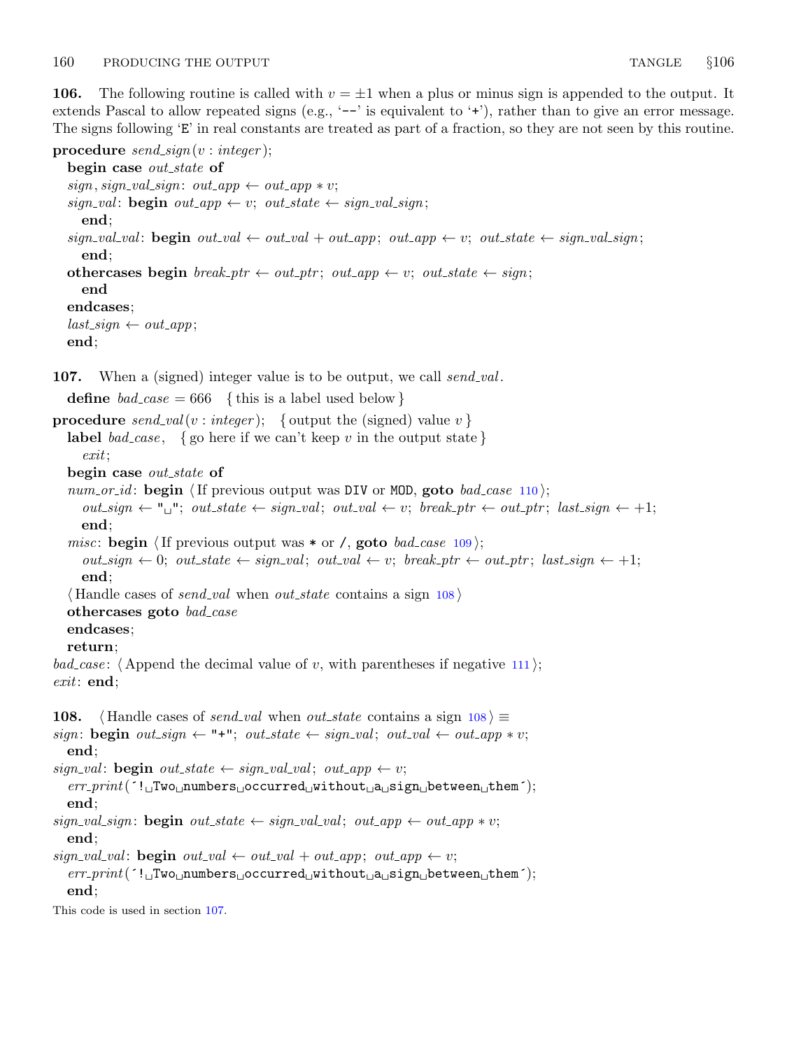**106.** The following routine is called with $v = \pm 1$ when a plus or minus sign is appended to the output. It extends Pascal to allow repeated signs (e.g., '`--`' is equivalent to '`+`'), rather than to give an error message. The signs following '`E`' in real constants are treated as part of a fraction, so they are not seen by this routine.

```
procedure send_sign(v : integer);
  begin case out_state of
  sign, sign_val_sign: out_app ← out_app * v;
  sign_val: begin out_app ← v; out_state ← sign_val_sign;
    end;
  sign_val_val: begin out_val ← out_val + out_app; out_app ← v; out_state ← sign_val_sign;
    end;
  othercases begin break_ptr ← out_ptr; out_app ← v; out_state ← sign;
    end
  endcases;
  last_sign ← out_app;
  end;
```

**107.** When a (signed) integer value is to be output, we call *send_val*.

```
  define bad_case = 666  { this is a label used below }
procedure send_val(v : integer);  { output the (signed) value v }
  label bad_case,  { go here if we can't keep v in the output state }
    exit;
  begin case out_state of
  num_or_id: begin ⟨If previous output was DIV or MOD, goto bad_case 110⟩;
    out_sign ← "␣"; out_state ← sign_val; out_val ← v; break_ptr ← out_ptr; last_sign ← +1;
    end;
  misc: begin ⟨If previous output was * or /, goto bad_case 109⟩;
    out_sign ← 0; out_state ← sign_val; out_val ← v; break_ptr ← out_ptr; last_sign ← +1;
    end;
  ⟨Handle cases of send_val when out_state contains a sign 108⟩
  othercases goto bad_case
  endcases;
  return;
bad_case: ⟨Append the decimal value of v, with parentheses if negative 111⟩;
exit: end;
```

**108.** ⟨Handle cases of *send_val* when *out_state* contains a sign 108⟩ ≡

```
sign: begin out_sign ← "+"; out_state ← sign_val; out_val ← out_app * v;
  end;
sign_val: begin out_state ← sign_val_val; out_app ← v;
  err_print('!␣Two␣numbers␣occurred␣without␣a␣sign␣between␣them');
  end;
sign_val_sign: begin out_state ← sign_val_val; out_app ← out_app * v;
  end;
sign_val_val: begin out_val ← out_val + out_app; out_app ← v;
  err_print('!␣Two␣numbers␣occurred␣without␣a␣sign␣between␣them');
  end;
```

This code is used in section 107.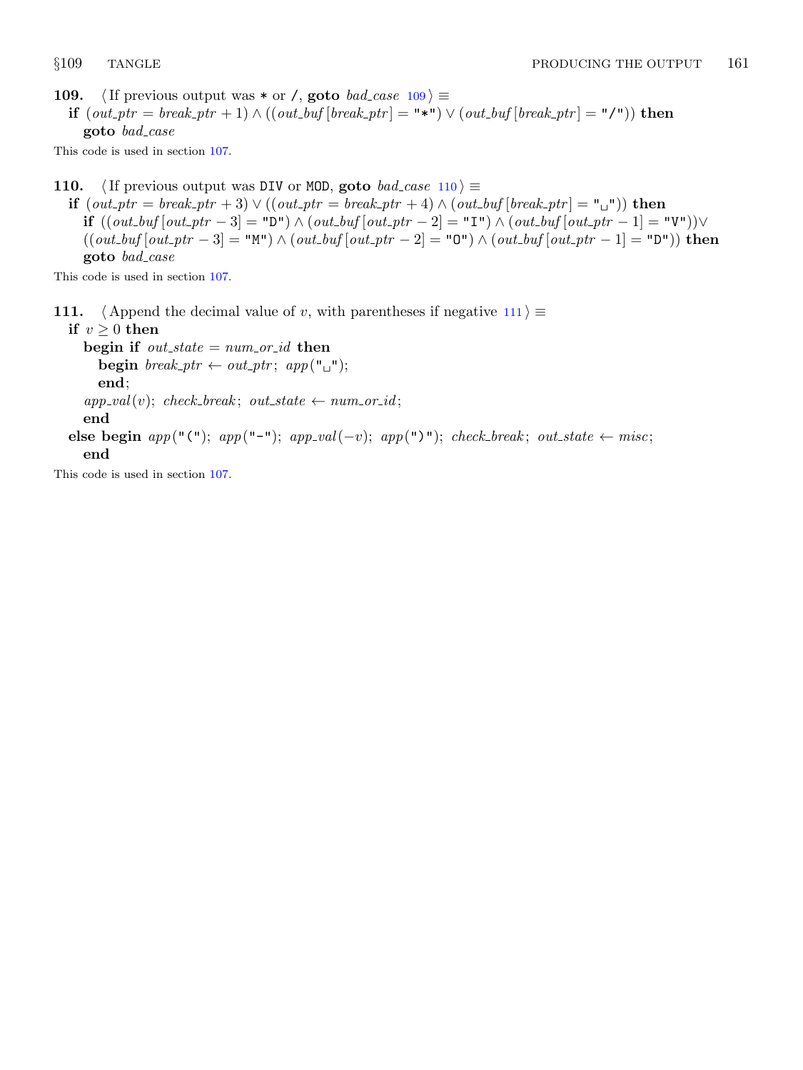**109.** ⟨ If previous output was `*` or `/`, **goto** *bad_case* 109 ⟩ ≡
**if** $(out\_ptr = break\_ptr + 1) \land ((out\_buf[break\_ptr] = \texttt{"*"}) \lor (out\_buf[break\_ptr] = \texttt{"/"}))$ **then**
  **goto** *bad_case*

This code is used in section 107.

**110.** ⟨ If previous output was `DIV` or `MOD`, **goto** *bad_case* 110 ⟩ ≡
**if** $(out\_ptr = break\_ptr + 3) \lor ((out\_ptr = break\_ptr + 4) \land (out\_buf[break\_ptr] = \texttt{"␣"}))$ **then**
  **if** $((out\_buf[out\_ptr - 3] = \texttt{"D"}) \land (out\_buf[out\_ptr - 2] = \texttt{"I"}) \land (out\_buf[out\_ptr - 1] = \texttt{"V"})) \lor$
  $((out\_buf[out\_ptr - 3] = \texttt{"M"}) \land (out\_buf[out\_ptr - 2] = \texttt{"O"}) \land (out\_buf[out\_ptr - 1] = \texttt{"D"}))$ **then**
  **goto** *bad_case*

This code is used in section 107.

**111.** ⟨ Append the decimal value of $v$, with parentheses if negative 111 ⟩ ≡
**if** $v \geq 0$ **then**
  **begin if** $out\_state = num\_or\_id$ **then**
    **begin** $break\_ptr \leftarrow out\_ptr$; *app*("␣");
    **end**;
  *app_val*($v$); *check_break*; $out\_state \leftarrow num\_or\_id$;
  **end**
**else begin** *app*("("); *app*("-"); *app_val*($-v$); *app*(")"); *check_break*; $out\_state \leftarrow misc$;
  **end**

This code is used in section 107.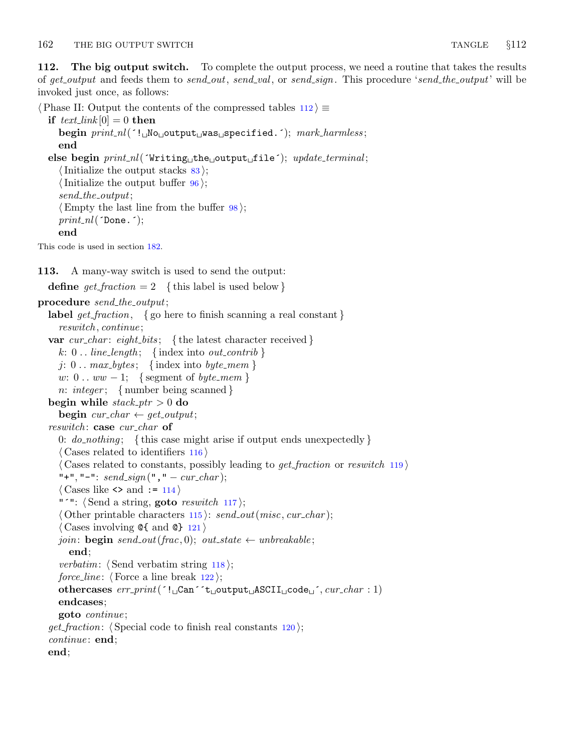**112. The big output switch.** To complete the output process, we need a routine that takes the results of *get_output* and feeds them to *send_out*, *send_val*, or *send_sign*. This procedure '*send_the_output*' will be invoked just once, as follows:

```
⟨Phase II: Output the contents of the compressed tables 112⟩ ≡
  if text_link[0] = 0 then
    begin print_nl('! No output was specified.'); mark_harmless;
    end
  else begin print_nl('Writing the output file'); update_terminal;
    ⟨Initialize the output stacks 83⟩;
    ⟨Initialize the output buffer 96⟩;
    send_the_output;
    ⟨Empty the last line from the buffer 98⟩;
    print_nl('Done.');
    end
```

This code is used in section 182.

**113.** A many-way switch is used to send the output:

```
  define get_fraction = 2   { this label is used below }
procedure send_the_output;
  label get_fraction,   { go here to finish scanning a real constant }
    reswitch, continue;
  var cur_char: eight_bits;   { the latest character received }
    k: 0 .. line_length;   { index into out_contrib }
    j: 0 .. max_bytes;   { index into byte_mem }
    w: 0 .. ww − 1;   { segment of byte_mem }
    n: integer;   { number being scanned }
  begin while stack_ptr > 0 do
    begin cur_char ← get_output;
  reswitch: case cur_char of
    0: do_nothing;   { this case might arise if output ends unexpectedly }
    ⟨Cases related to identifiers 116⟩
    ⟨Cases related to constants, possibly leading to get_fraction or reswitch 119⟩
    "+", "-": send_sign("," − cur_char);
    ⟨Cases like <> and := 114⟩
    "'": ⟨Send a string, goto reswitch 117⟩;
    ⟨Other printable characters 115⟩: send_out(misc, cur_char);
    ⟨Cases involving @{ and @} 121⟩
    join: begin send_out(frac, 0); out_state ← unbreakable;
      end;
    verbatim: ⟨Send verbatim string 118⟩;
    force_line: ⟨Force a line break 122⟩;
    othercases err_print('! Can''t output ASCII code ', cur_char : 1)
    endcases;
    goto continue;
  get_fraction: ⟨Special code to finish real constants 120⟩;
  continue: end;
  end;
```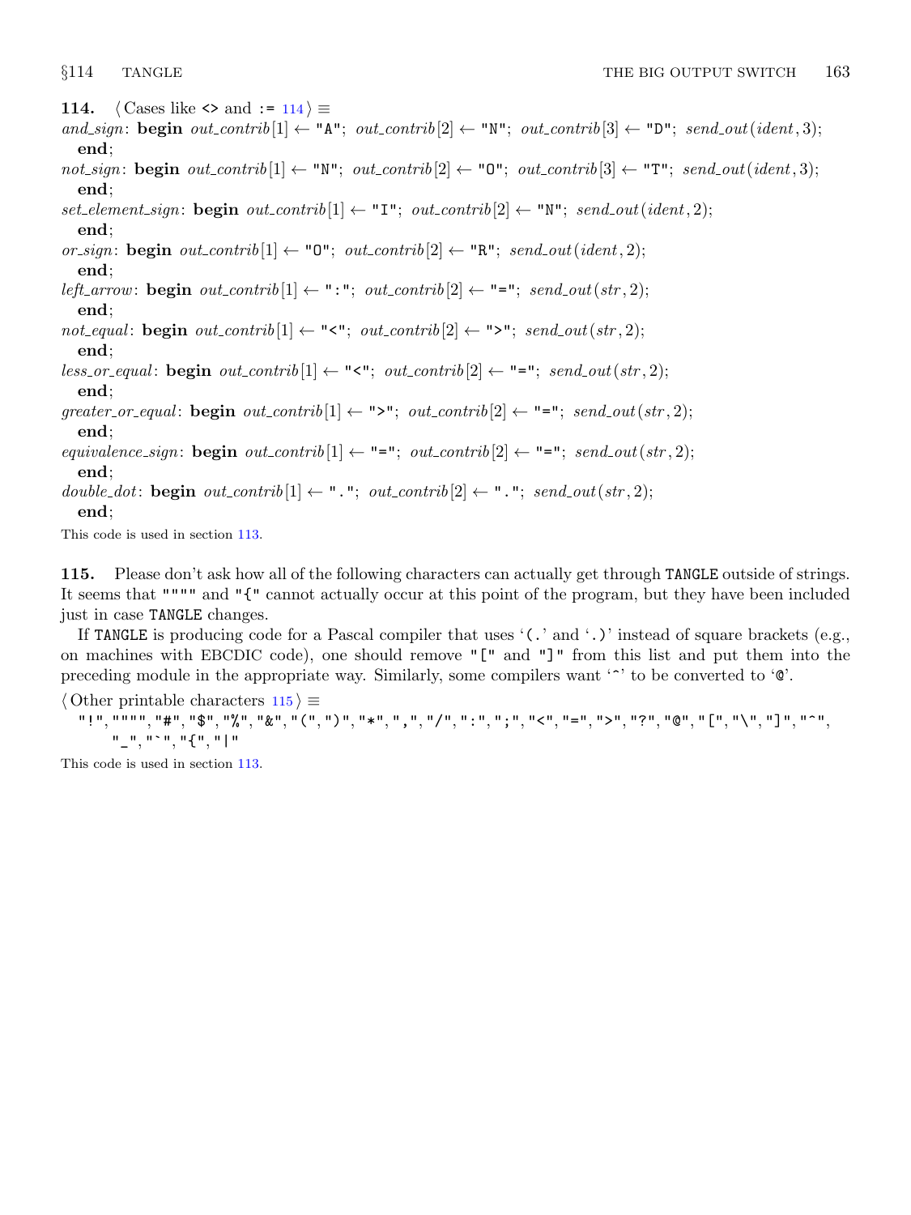**114.** ⟨ Cases like `<>` and `:=` 114 ⟩ ≡

*and_sign*: **begin** *out_contrib*[1] ← "A"; *out_contrib*[2] ← "N"; *out_contrib*[3] ← "D"; *send_out*(*ident*, 3);
  **end**;
*not_sign*: **begin** *out_contrib*[1] ← "N"; *out_contrib*[2] ← "O"; *out_contrib*[3] ← "T"; *send_out*(*ident*, 3);
  **end**;
*set_element_sign*: **begin** *out_contrib*[1] ← "I"; *out_contrib*[2] ← "N"; *send_out*(*ident*, 2);
  **end**;
*or_sign*: **begin** *out_contrib*[1] ← "O"; *out_contrib*[2] ← "R"; *send_out*(*ident*, 2);
  **end**;
*left_arrow*: **begin** *out_contrib*[1] ← ":"; *out_contrib*[2] ← "="; *send_out*(*str*, 2);
  **end**;
*not_equal*: **begin** *out_contrib*[1] ← "<"; *out_contrib*[2] ← ">"; *send_out*(*str*, 2);
  **end**;
*less_or_equal*: **begin** *out_contrib*[1] ← "<"; *out_contrib*[2] ← "="; *send_out*(*str*, 2);
  **end**;
*greater_or_equal*: **begin** *out_contrib*[1] ← ">"; *out_contrib*[2] ← "="; *send_out*(*str*, 2);
  **end**;
*equivalence_sign*: **begin** *out_contrib*[1] ← "="; *out_contrib*[2] ← "="; *send_out*(*str*, 2);
  **end**;
*double_dot*: **begin** *out_contrib*[1] ← "."; *out_contrib*[2] ← "."; *send_out*(*str*, 2);
  **end**;

This code is used in section 113.

**115.** Please don't ask how all of the following characters can actually get through `TANGLE` outside of strings. It seems that `""""` and `"{"` cannot actually occur at this point of the program, but they have been included just in case `TANGLE` changes.

If `TANGLE` is producing code for a Pascal compiler that uses '`(.`' and '`.)`' instead of square brackets (e.g., on machines with EBCDIC code), one should remove `"["` and `"]"` from this list and put them into the preceding module in the appropriate way. Similarly, some compilers want '`^`' to be converted to '`@`'.

⟨ Other printable characters 115 ⟩ ≡

```
"!","""","#","$","%","&","(",")","*",",","/",":",";","<","=",">","?","@","[","\","]","^",
    "_","`","{","|"
```

This code is used in section 113.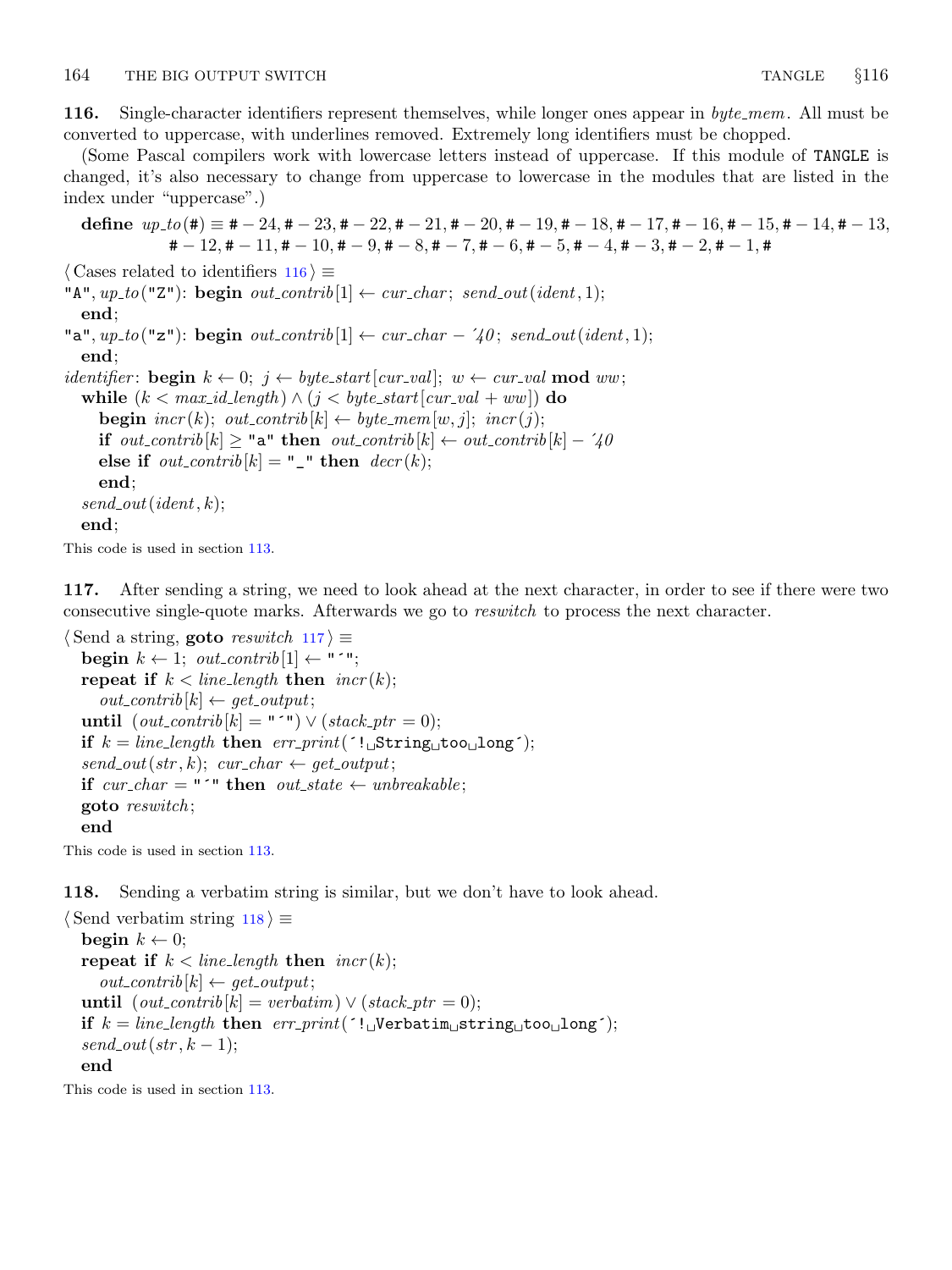**116.** Single-character identifiers represent themselves, while longer ones appear in *byte_mem*. All must be converted to uppercase, with underlines removed. Extremely long identifiers must be chopped.

(Some Pascal compilers work with lowercase letters instead of uppercase. If this module of `TANGLE` is changed, it's also necessary to change from uppercase to lowercase in the modules that are listed in the index under "uppercase".)

**define** $up\_to(\#) \equiv \# - 24, \# - 23, \# - 22, \# - 21, \# - 20, \# - 19, \# - 18, \# - 17, \# - 16, \# - 15, \# - 14, \# - 13, \# - 12, \# - 11, \# - 10, \# - 9, \# - 8, \# - 7, \# - 6, \# - 5, \# - 4, \# - 3, \# - 2, \# - 1, \#$

```
⟨Cases related to identifiers 116⟩ ≡
"A", up_to("Z"): begin out_contrib[1] ← cur_char; send_out(ident, 1);
  end;
"a", up_to("z"): begin out_contrib[1] ← cur_char − '40; send_out(ident, 1);
  end;
identifier: begin k ← 0; j ← byte_start[cur_val]; w ← cur_val mod ww;
  while (k < max_id_length) ∧ (j < byte_start[cur_val + ww]) do
    begin incr(k); out_contrib[k] ← byte_mem[w, j]; incr(j);
    if out_contrib[k] ≥ "a" then out_contrib[k] ← out_contrib[k] − '40
    else if out_contrib[k] = "_" then decr(k);
    end;
  send_out(ident, k);
  end;
```

This code is used in section 113.

**117.** After sending a string, we need to look ahead at the next character, in order to see if there were two consecutive single-quote marks. Afterwards we go to *reswitch* to process the next character.

```
⟨Send a string, goto reswitch 117⟩ ≡
  begin k ← 1; out_contrib[1] ← "'";
  repeat if k < line_length then incr(k);
    out_contrib[k] ← get_output;
  until (out_contrib[k] = "'") ∨ (stack_ptr = 0);
  if k = line_length then err_print('! String too long');
  send_out(str, k); cur_char ← get_output;
  if cur_char = "'" then out_state ← unbreakable;
  goto reswitch;
  end
```

This code is used in section 113.

**118.** Sending a verbatim string is similar, but we don't have to look ahead.

```
⟨Send verbatim string 118⟩ ≡
  begin k ← 0;
  repeat if k < line_length then incr(k);
    out_contrib[k] ← get_output;
  until (out_contrib[k] = verbatim) ∨ (stack_ptr = 0);
  if k = line_length then err_print('! Verbatim string too long');
  send_out(str, k − 1);
  end
```

This code is used in section 113.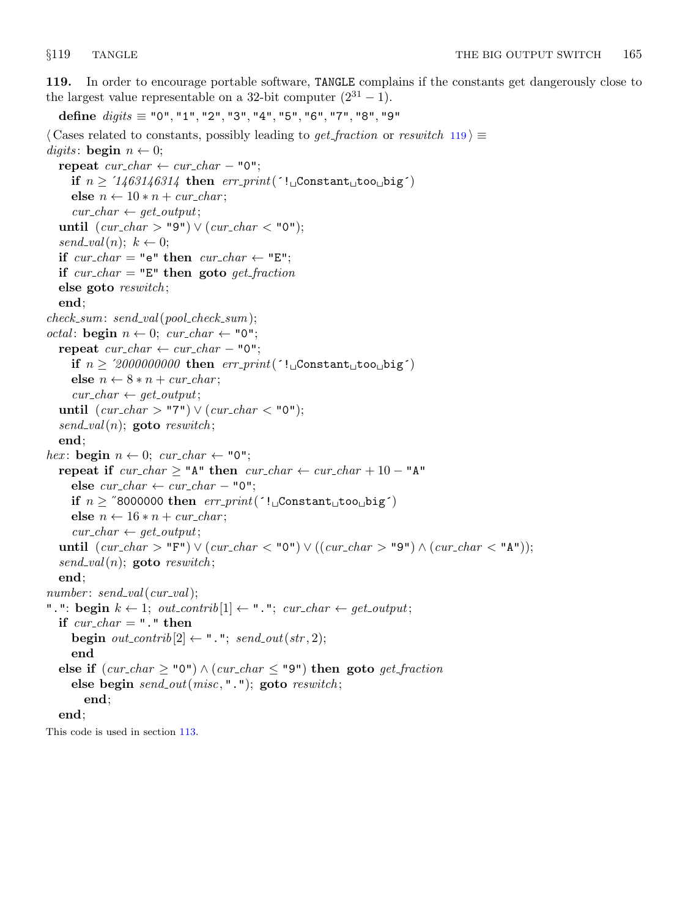**119.** In order to encourage portable software, `TANGLE` complains if the constants get dangerously close to the largest value representable on a 32-bit computer ($2^{31} - 1$).

**define** *digits* ≡ "0", "1", "2", "3", "4", "5", "6", "7", "8", "9"

⟨ Cases related to constants, possibly leading to *get_fraction* or *reswitch* 119 ⟩ ≡

```
digits: begin n ← 0;
  repeat cur_char ← cur_char − "0";
    if n ≥ '1463146314 then err_print('! Constant too big')
    else n ← 10 * n + cur_char;
    cur_char ← get_output;
  until (cur_char > "9") ∨ (cur_char < "0");
  send_val(n); k ← 0;
  if cur_char = "e" then cur_char ← "E";
  if cur_char = "E" then goto get_fraction
  else goto reswitch;
  end;
check_sum: send_val(pool_check_sum);
octal: begin n ← 0; cur_char ← "0";
  repeat cur_char ← cur_char − "0";
    if n ≥ '2000000000 then err_print('! Constant too big')
    else n ← 8 * n + cur_char;
    cur_char ← get_output;
  until (cur_char > "7") ∨ (cur_char < "0");
  send_val(n); goto reswitch;
  end;
hex: begin n ← 0; cur_char ← "0";
  repeat if cur_char ≥ "A" then cur_char ← cur_char + 10 − "A"
    else cur_char ← cur_char − "0";
    if n ≥ "8000000 then err_print('! Constant too big')
    else n ← 16 * n + cur_char;
    cur_char ← get_output;
  until (cur_char > "F") ∨ (cur_char < "0") ∨ ((cur_char > "9") ∧ (cur_char < "A"));
  send_val(n); goto reswitch;
  end;
number: send_val(cur_val);
".": begin k ← 1; out_contrib[1] ← "."; cur_char ← get_output;
  if cur_char = "." then
    begin out_contrib[2] ← "."; send_out(str, 2);
    end
  else if (cur_char ≥ "0") ∧ (cur_char ≤ "9") then goto get_fraction
    else begin send_out(misc, "."); goto reswitch;
      end;
  end;
```

This code is used in section 113.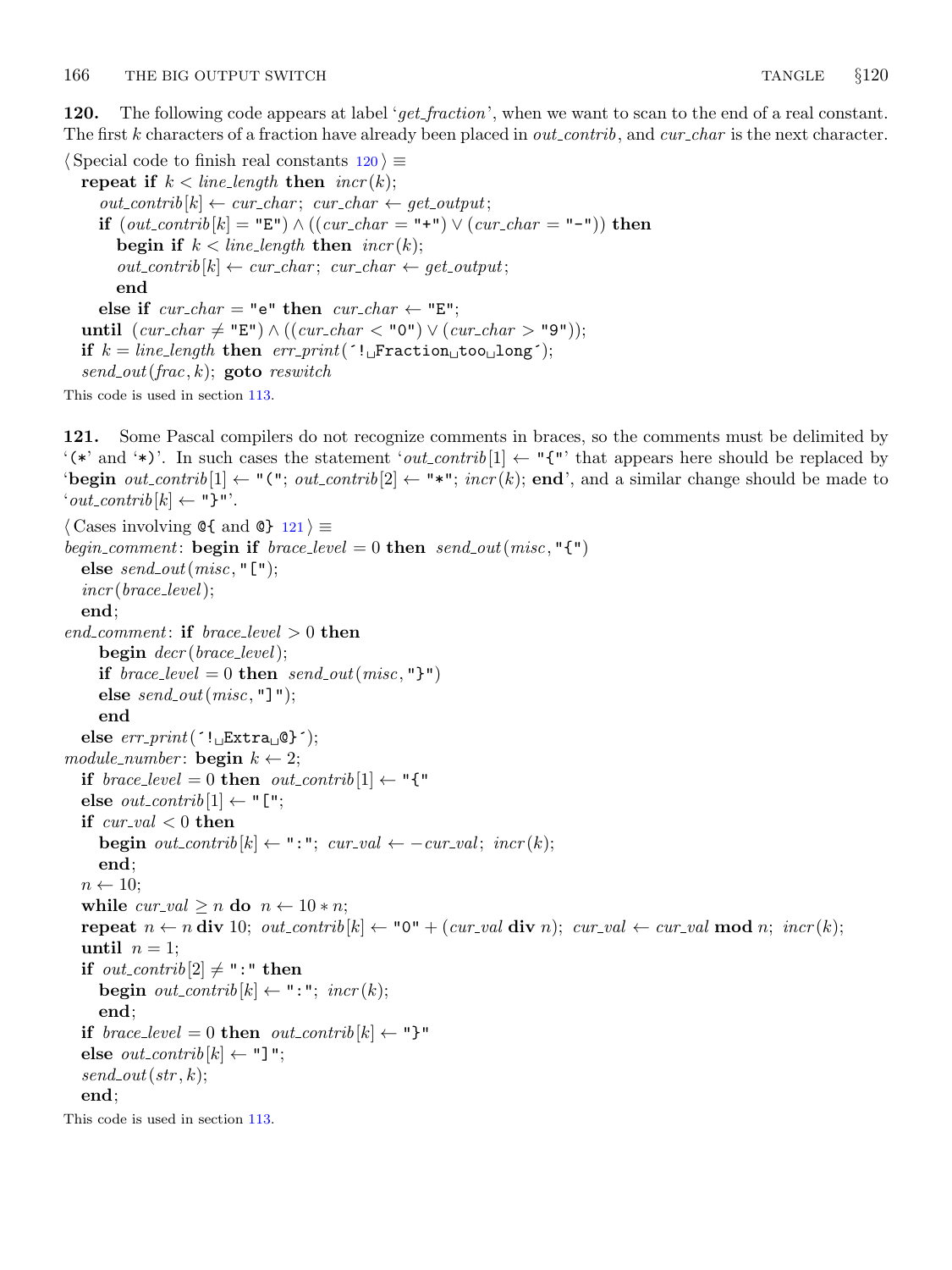**120.** The following code appears at label '*get_fraction*', when we want to scan to the end of a real constant. The first $k$ characters of a fraction have already been placed in *out_contrib*, and *cur_char* is the next character.

```
⟨Special code to finish real constants 120⟩ ≡
  repeat if k < line_length then incr(k);
    out_contrib[k] ← cur_char; cur_char ← get_output;
    if (out_contrib[k] = "E") ∧ ((cur_char = "+") ∨ (cur_char = "-")) then
      begin if k < line_length then incr(k);
      out_contrib[k] ← cur_char; cur_char ← get_output;
      end
    else if cur_char = "e" then cur_char ← "E";
  until (cur_char ≠ "E") ∧ ((cur_char < "0") ∨ (cur_char > "9"));
  if k = line_length then err_print('! Fraction too long');
  send_out(frac, k); goto reswitch
```

This code is used in section 113.

**121.** Some Pascal compilers do not recognize comments in braces, so the comments must be delimited by '(\*' and '\*)'. In such cases the statement '*out_contrib*[1] ← "{"' that appears here should be replaced by '**begin** *out_contrib*[1] ← "("; *out_contrib*[2] ← "\*"; *incr*(*k*); **end**', and a similar change should be made to '*out_contrib*[*k*] ← "}"'.

```
⟨Cases involving @{ and @} 121⟩ ≡
begin_comment: begin if brace_level = 0 then send_out(misc, "{")
  else send_out(misc, "[");
  incr(brace_level);
  end;
end_comment: if brace_level > 0 then
    begin decr(brace_level);
    if brace_level = 0 then send_out(misc, "}")
    else send_out(misc, "]");
    end
  else err_print('! Extra @}');
module_number: begin k ← 2;
  if brace_level = 0 then out_contrib[1] ← "{"
  else out_contrib[1] ← "[";
  if cur_val < 0 then
    begin out_contrib[k] ← ":"; cur_val ← −cur_val; incr(k);
    end;
  n ← 10;
  while cur_val ≥ n do n ← 10 ∗ n;
  repeat n ← n div 10; out_contrib[k] ← "0" + (cur_val div n); cur_val ← cur_val mod n; incr(k);
  until n = 1;
  if out_contrib[2] ≠ ":" then
    begin out_contrib[k] ← ":"; incr(k);
    end;
  if brace_level = 0 then out_contrib[k] ← "}"
  else out_contrib[k] ← "]";
  send_out(str, k);
  end;
```

This code is used in section 113.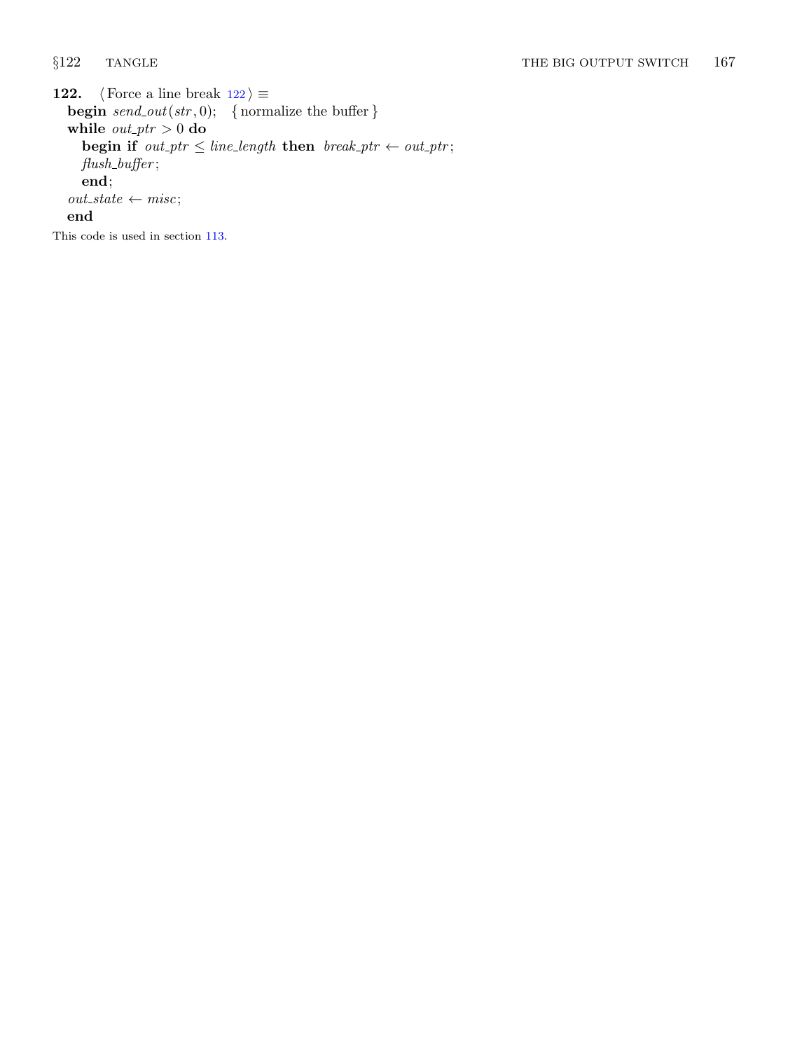**122.** ⟨Force a line break 122⟩ ≡

**begin** *send_out*(*str*, 0); { normalize the buffer }

**while** *out_ptr* > 0 **do**

  **begin if** *out_ptr* ≤ *line_length* **then** *break_ptr* ← *out_ptr*;

  *flush_buffer*;

  **end**;

*out_state* ← *misc*;

**end**

This code is used in section 113.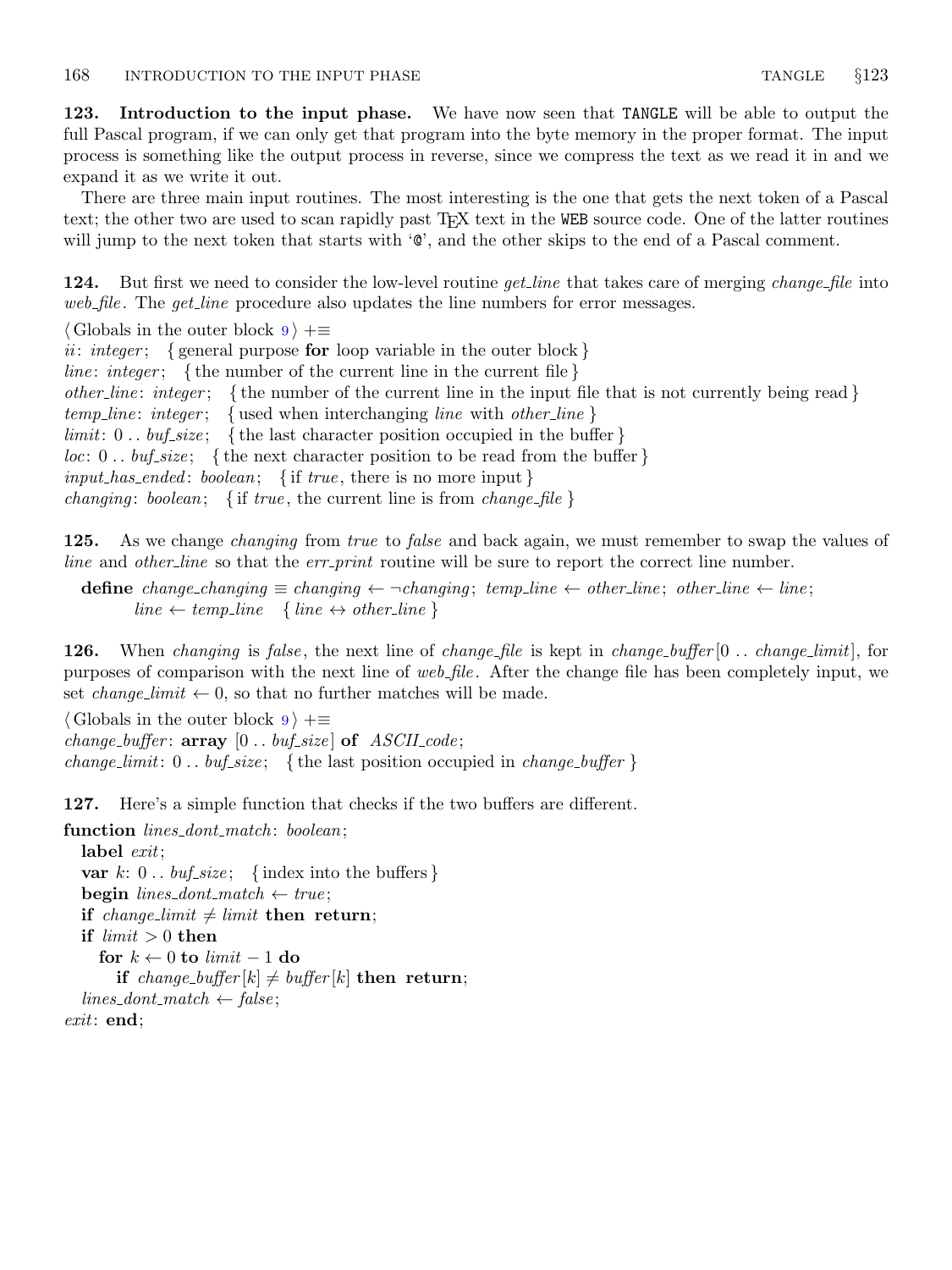**123. Introduction to the input phase.** We have now seen that TANGLE will be able to output the full Pascal program, if we can only get that program into the byte memory in the proper format. The input process is something like the output process in reverse, since we compress the text as we read it in and we expand it as we write it out.

There are three main input routines. The most interesting is the one that gets the next token of a Pascal text; the other two are used to scan rapidly past TeX text in the WEB source code. One of the latter routines will jump to the next token that starts with '@', and the other skips to the end of a Pascal comment.

**124.** But first we need to consider the low-level routine *get_line* that takes care of merging *change_file* into *web_file*. The *get_line* procedure also updates the line numbers for error messages.

⟨ Globals in the outer block 9 ⟩ +≡
*ii*: *integer*; { general purpose **for** loop variable in the outer block }
*line*: *integer*; { the number of the current line in the current file }
*other_line*: *integer*; { the number of the current line in the input file that is not currently being read }
*temp_line*: *integer*; { used when interchanging *line* with *other_line* }
*limit*: 0 .. *buf_size*; { the last character position occupied in the buffer }
*loc*: 0 .. *buf_size*; { the next character position to be read from the buffer }
*input_has_ended*: *boolean*; { if *true*, there is no more input }
*changing*: *boolean*; { if *true*, the current line is from *change_file* }

**125.** As we change *changing* from *true* to *false* and back again, we must remember to swap the values of *line* and *other_line* so that the *err_print* routine will be sure to report the correct line number.

**define** *change_changing* ≡ *changing* ← ¬*changing*; *temp_line* ← *other_line*; *other_line* ← *line*;
  *line* ← *temp_line* { *line* ↔ *other_line* }

**126.** When *changing* is *false*, the next line of *change_file* is kept in *change_buffer*[0 .. *change_limit*], for purposes of comparison with the next line of *web_file*. After the change file has been completely input, we set *change_limit* ← 0, so that no further matches will be made.

⟨ Globals in the outer block 9 ⟩ +≡
*change_buffer*: **array** [0 .. *buf_size*] **of** *ASCII_code*;
*change_limit*: 0 .. *buf_size*; { the last position occupied in *change_buffer* }

**127.** Here's a simple function that checks if the two buffers are different.

```
function lines_dont_match: boolean;
  label exit;
  var k: 0 .. buf_size; { index into the buffers }
  begin lines_dont_match ← true;
  if change_limit ≠ limit then return;
  if limit > 0 then
    for k ← 0 to limit − 1 do
      if change_buffer[k] ≠ buffer[k] then return;
  lines_dont_match ← false;
exit: end;
```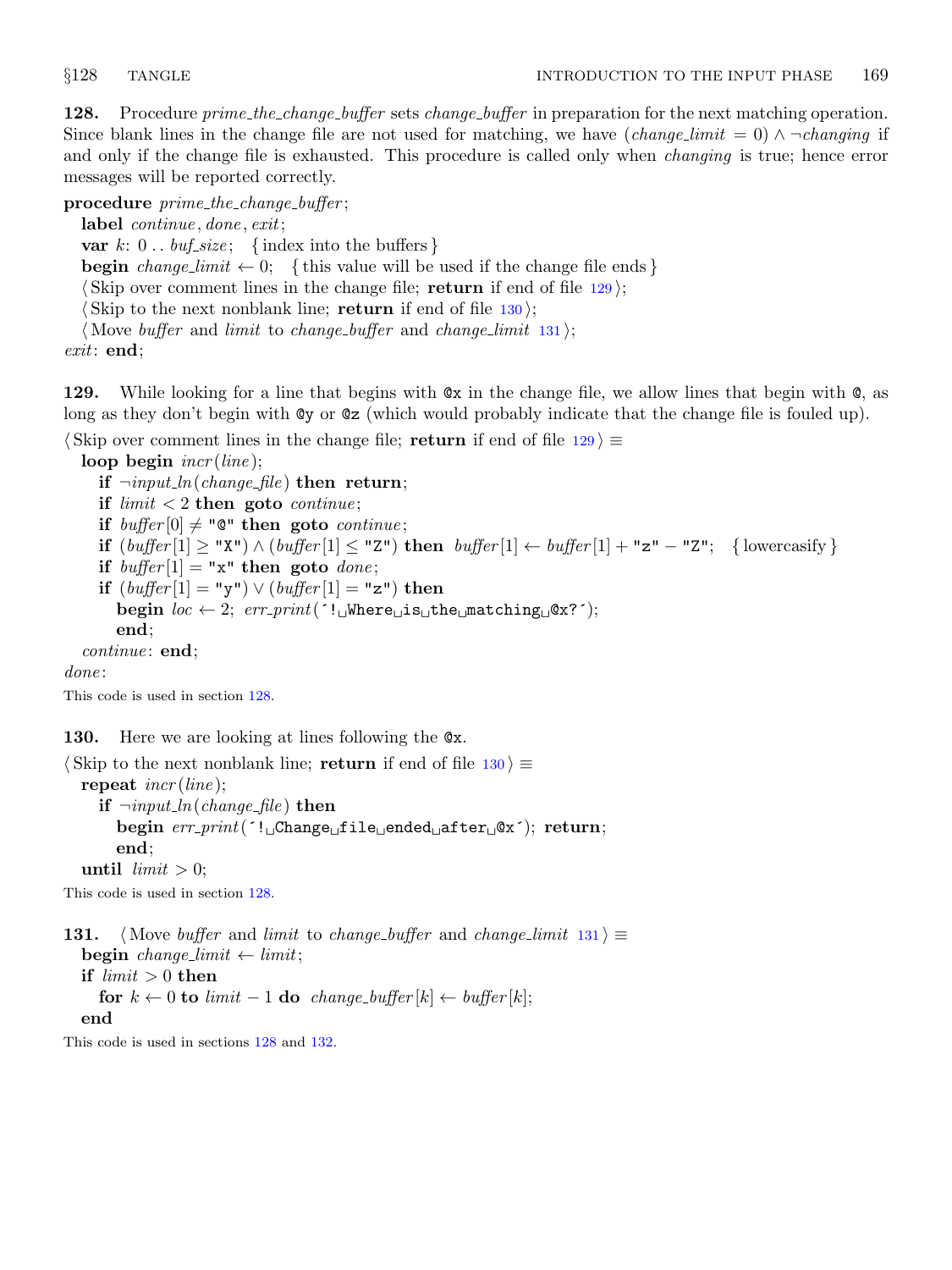**128.** Procedure *prime_the_change_buffer* sets *change_buffer* in preparation for the next matching operation. Since blank lines in the change file are not used for matching, we have $(change\_limit = 0) \land \neg changing$ if and only if the change file is exhausted. This procedure is called only when *changing* is true; hence error messages will be reported correctly.

```
procedure prime_the_change_buffer;
  label continue, done, exit;
  var k: 0 .. buf_size;  { index into the buffers }
  begin change_limit ← 0;  { this value will be used if the change file ends }
  ⟨ Skip over comment lines in the change file; return if end of file 129 ⟩;
  ⟨ Skip to the next nonblank line; return if end of file 130 ⟩;
  ⟨ Move buffer and limit to change_buffer and change_limit 131 ⟩;
exit: end;
```

**129.** While looking for a line that begins with `@x` in the change file, we allow lines that begin with `@`, as long as they don't begin with `@y` or `@z` (which would probably indicate that the change file is fouled up).

```
⟨ Skip over comment lines in the change file; return if end of file 129 ⟩ ≡
  loop begin incr(line);
    if ¬input_ln(change_file) then return;
    if limit < 2 then goto continue;
    if buffer[0] ≠ "@" then goto continue;
    if (buffer[1] ≥ "X") ∧ (buffer[1] ≤ "Z") then buffer[1] ← buffer[1] + "z" − "Z";  { lowercasify }
    if buffer[1] = "x" then goto done;
    if (buffer[1] = "y") ∨ (buffer[1] = "z") then
      begin loc ← 2; err_print('! Where is the matching @x?');
      end;
  continue: end;
done:
```

This code is used in section 128.

**130.** Here we are looking at lines following the `@x`.

```
⟨ Skip to the next nonblank line; return if end of file 130 ⟩ ≡
  repeat incr(line);
    if ¬input_ln(change_file) then
      begin err_print('! Change file ended after @x'); return;
      end;
  until limit > 0;
```

This code is used in section 128.

**131.**

```
⟨ Move buffer and limit to change_buffer and change_limit 131 ⟩ ≡
  begin change_limit ← limit;
  if limit > 0 then
    for k ← 0 to limit − 1 do change_buffer[k] ← buffer[k];
  end
```

This code is used in sections 128 and 132.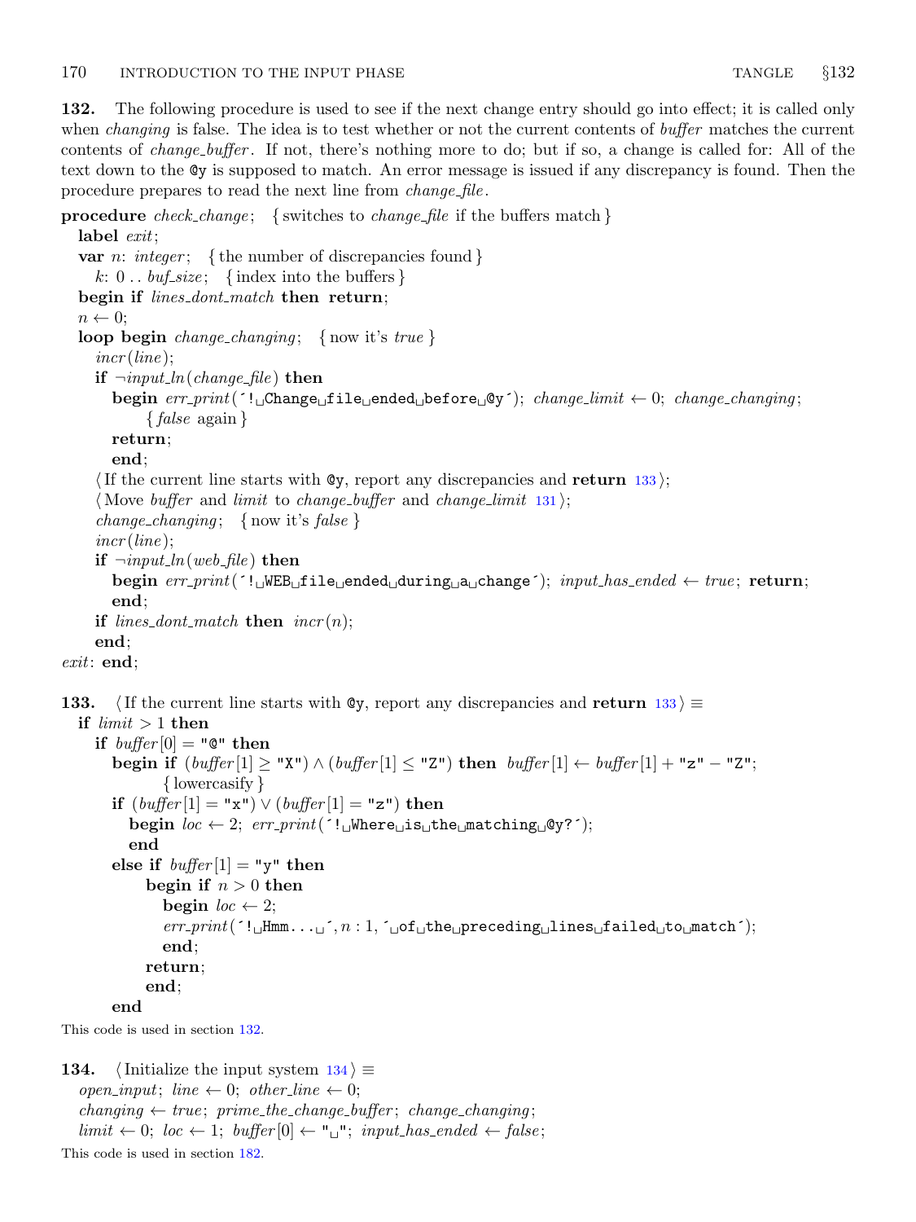**132.** The following procedure is used to see if the next change entry should go into effect; it is called only when *changing* is false. The idea is to test whether or not the current contents of *buffer* matches the current contents of *change_buffer*. If not, there's nothing more to do; but if so, a change is called for: All of the text down to the @y is supposed to match. An error message is issued if any discrepancy is found. Then the procedure prepares to read the next line from *change_file*.

```
procedure check_change;  { switches to change_file if the buffers match }
  label exit;
  var n: integer;  { the number of discrepancies found }
    k: 0 .. buf_size;  { index into the buffers }
  begin if lines_dont_match then return;
  n ← 0;
  loop begin change_changing;  { now it's true }
    incr(line);
    if ¬input_ln(change_file) then
      begin err_print(´! Change file ended before @y´); change_limit ← 0; change_changing;
          { false again }
      return;
      end;
    ⟨If the current line starts with @y, report any discrepancies and return 133⟩;
    ⟨Move buffer and limit to change_buffer and change_limit 131⟩;
    change_changing;  { now it's false }
    incr(line);
    if ¬input_ln(web_file) then
      begin err_print(´! WEB file ended during a change´); input_has_ended ← true; return;
      end;
    if lines_dont_match then incr(n);
    end;
exit: end;
```

**133.** ⟨If the current line starts with @y, report any discrepancies and **return** 133⟩ ≡

```
  if limit > 1 then
    if buffer[0] = "@" then
      begin if (buffer[1] ≥ "X") ∧ (buffer[1] ≤ "Z") then buffer[1] ← buffer[1] + "z" − "Z";
            { lowercasify }
      if (buffer[1] = "x") ∨ (buffer[1] = "z") then
        begin loc ← 2; err_print(´! Where is the matching @y?´);
        end
      else if buffer[1] = "y" then
          begin if n > 0 then
            begin loc ← 2;
            err_print(´! Hmm... ´, n : 1, ´ of the preceding lines failed to match´);
            end;
          return;
          end;
      end
```

This code is used in section 132.

**134.** ⟨Initialize the input system 134⟩ ≡

```
  open_input; line ← 0; other_line ← 0;
  changing ← true; prime_the_change_buffer; change_changing;
  limit ← 0; loc ← 1; buffer[0] ← " "; input_has_ended ← false;
```

This code is used in section 182.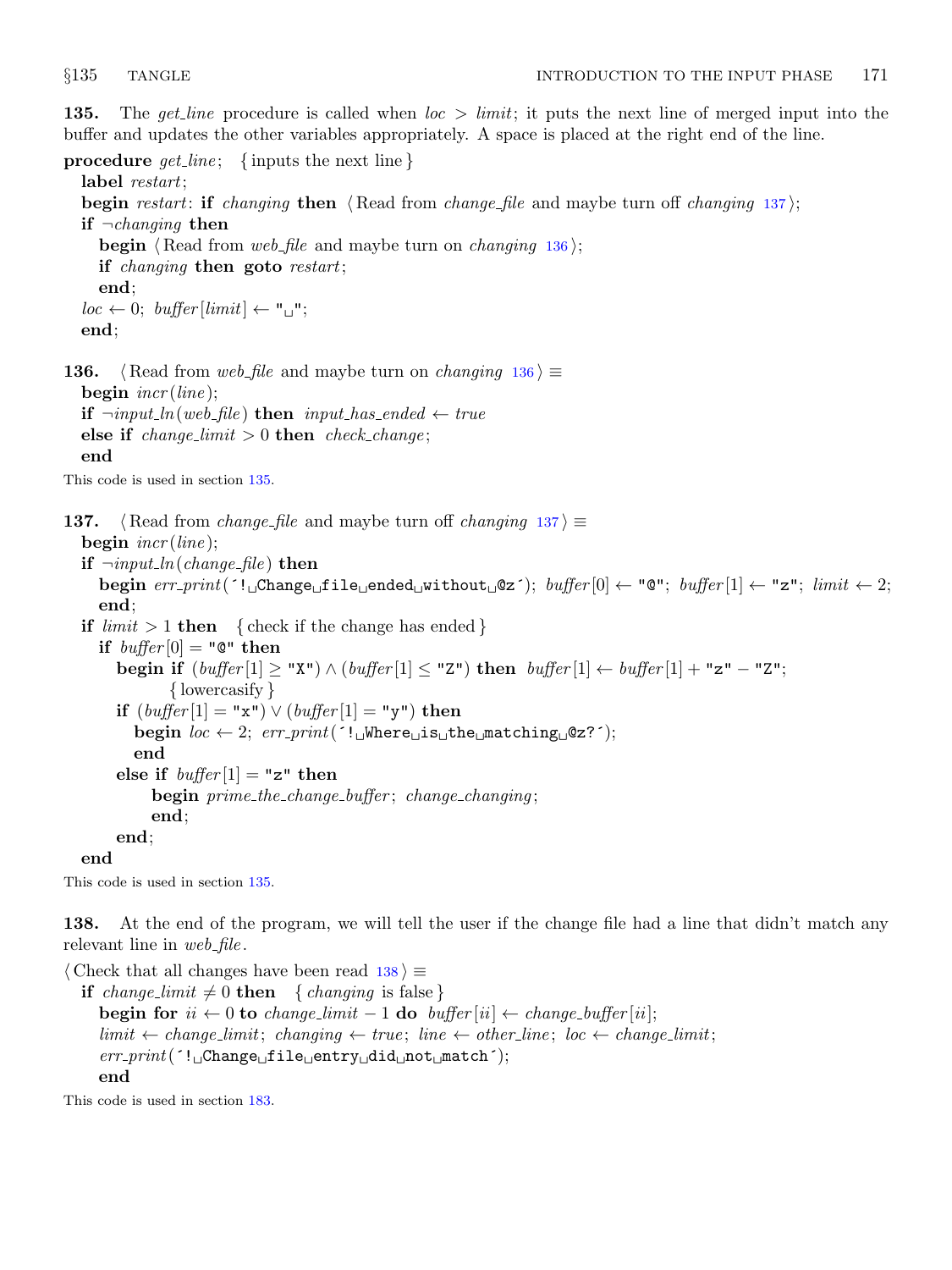**135.** The *get_line* procedure is called when *loc* > *limit*; it puts the next line of merged input into the buffer and updates the other variables appropriately. A space is placed at the right end of the line.

```
procedure get_line;  { inputs the next line }
  label restart;
  begin restart: if changing then ⟨Read from change_file and maybe turn off changing 137⟩;
  if ¬changing then
    begin ⟨Read from web_file and maybe turn on changing 136⟩;
    if changing then goto restart;
    end;
  loc ← 0; buffer[limit] ← "␣";
  end;
```

**136.** ⟨Read from *web_file* and maybe turn on *changing* 136⟩ ≡

```
  begin incr(line);
  if ¬input_ln(web_file) then input_has_ended ← true
  else if change_limit > 0 then check_change;
  end
```

This code is used in section 135.

**137.** ⟨Read from *change_file* and maybe turn off *changing* 137⟩ ≡

```
  begin incr(line);
  if ¬input_ln(change_file) then
    begin err_print(´!␣Change␣file␣ended␣without␣@z´); buffer[0] ← "@"; buffer[1] ← "z"; limit ← 2;
    end;
  if limit > 1 then  { check if the change has ended }
    if buffer[0] = "@" then
      begin if (buffer[1] ≥ "X") ∧ (buffer[1] ≤ "Z") then buffer[1] ← buffer[1] + "z" − "Z";
            { lowercasify }
      if (buffer[1] = "x") ∨ (buffer[1] = "y") then
        begin loc ← 2; err_print(´!␣Where␣is␣the␣matching␣@z?´);
        end
      else if buffer[1] = "z" then
          begin prime_the_change_buffer; change_changing;
          end;
      end;
  end
```

This code is used in section 135.

**138.** At the end of the program, we will tell the user if the change file had a line that didn't match any relevant line in *web_file*.

⟨Check that all changes have been read 138⟩ ≡

```
  if change_limit ≠ 0 then  { changing is false }
    begin for ii ← 0 to change_limit − 1 do buffer[ii] ← change_buffer[ii];
    limit ← change_limit; changing ← true; line ← other_line; loc ← change_limit;
    err_print(´!␣Change␣file␣entry␣did␣not␣match´);
    end
```

This code is used in section 183.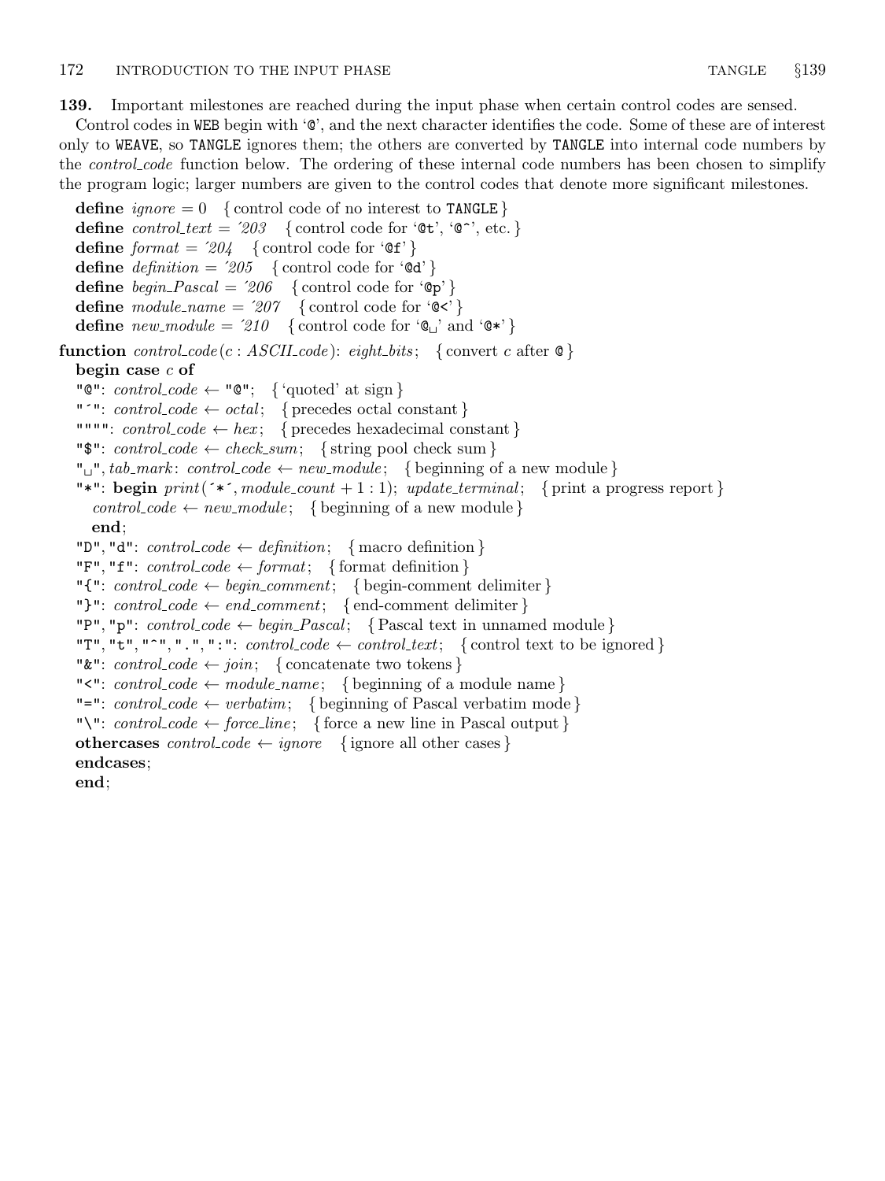**139.** Important milestones are reached during the input phase when certain control codes are sensed.

Control codes in WEB begin with '@', and the next character identifies the code. Some of these are of interest only to WEAVE, so TANGLE ignores them; the others are converted by TANGLE into internal code numbers by the *control_code* function below. The ordering of these internal code numbers has been chosen to simplify the program logic; larger numbers are given to the control codes that denote more significant milestones.

```
define ignore = 0   { control code of no interest to TANGLE }
define control_text = '203   { control code for '@t', '@^', etc. }
define format = '204   { control code for '@f' }
define definition = '205   { control code for '@d' }
define begin_Pascal = '206   { control code for '@p' }
define module_name = '207   { control code for '@<' }
define new_module = '210   { control code for '@␣' and '@*' }

function control_code(c : ASCII_code): eight_bits;   { convert c after @ }
  begin case c of
  "@": control_code ← "@";   { 'quoted' at sign }
  "'": control_code ← octal;   { precedes octal constant }
  """": control_code ← hex;   { precedes hexadecimal constant }
  "$": control_code ← check_sum;   { string pool check sum }
  "␣", tab_mark: control_code ← new_module;   { beginning of a new module }
  "*": begin print('*', module_count + 1 : 1); update_terminal;   { print a progress report }
    control_code ← new_module;   { beginning of a new module }
    end;
  "D", "d": control_code ← definition;   { macro definition }
  "F", "f": control_code ← format;   { format definition }
  "{": control_code ← begin_comment;   { begin-comment delimiter }
  "}": control_code ← end_comment;   { end-comment delimiter }
  "P", "p": control_code ← begin_Pascal;   { Pascal text in unnamed module }
  "T", "t", "^", ".", ":": control_code ← control_text;   { control text to be ignored }
  "&": control_code ← join;   { concatenate two tokens }
  "<": control_code ← module_name;   { beginning of a module name }
  "=": control_code ← verbatim;   { beginning of Pascal verbatim mode }
  "\": control_code ← force_line;   { force a new line in Pascal output }
  othercases control_code ← ignore   { ignore all other cases }
  endcases;
  end;
```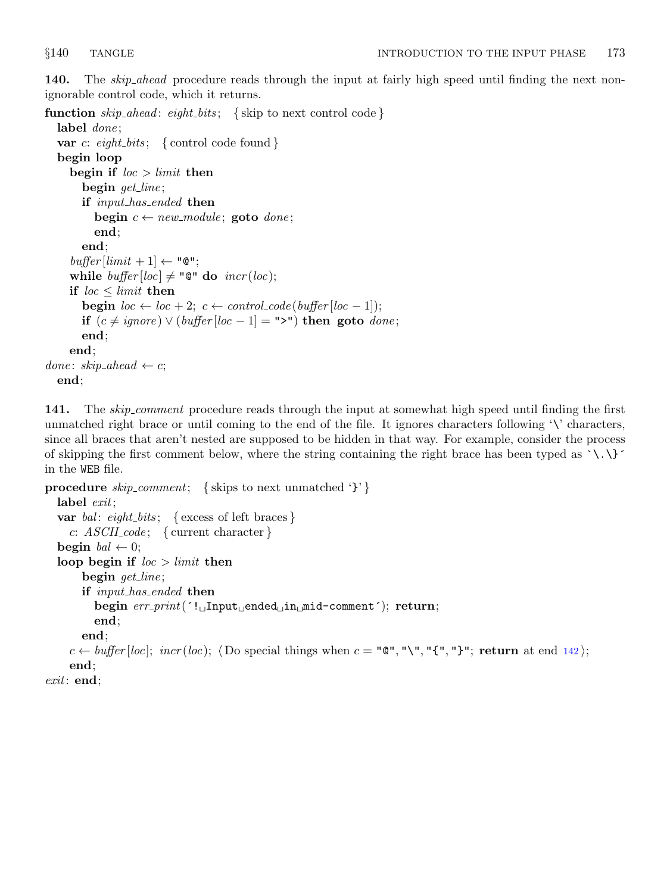**140.** The *skip_ahead* procedure reads through the input at fairly high speed until finding the next non-ignorable control code, which it returns.

```
function skip_ahead: eight_bits;   { skip to next control code }
  label done;
  var c: eight_bits;   { control code found }
  begin loop
    begin if loc > limit then
      begin get_line;
      if input_has_ended then
        begin c ← new_module; goto done;
        end;
      end;
    buffer[limit + 1] ← "@";
    while buffer[loc] ≠ "@" do incr(loc);
    if loc ≤ limit then
      begin loc ← loc + 2; c ← control_code(buffer[loc − 1]);
      if (c ≠ ignore) ∨ (buffer[loc − 1] = ">") then goto done;
      end;
    end;
done: skip_ahead ← c;
  end;
```

**141.** The *skip_comment* procedure reads through the input at somewhat high speed until finding the first unmatched right brace or until coming to the end of the file. It ignores characters following '\' characters, since all braces that aren't nested are supposed to be hidden in that way. For example, consider the process of skipping the first comment below, where the string containing the right brace has been typed as `\.\}` in the WEB file.

```
procedure skip_comment;   { skips to next unmatched '}' }
  label exit;
  var bal: eight_bits;   { excess of left braces }
    c: ASCII_code;   { current character }
  begin bal ← 0;
  loop begin if loc > limit then
      begin get_line;
      if input_has_ended then
        begin err_print('! Input ended in mid-comment'); return;
        end;
      end;
    c ← buffer[loc]; incr(loc); ⟨Do special things when c = "@", "\", "{", "}"; return at end 142⟩;
    end;
exit: end;
```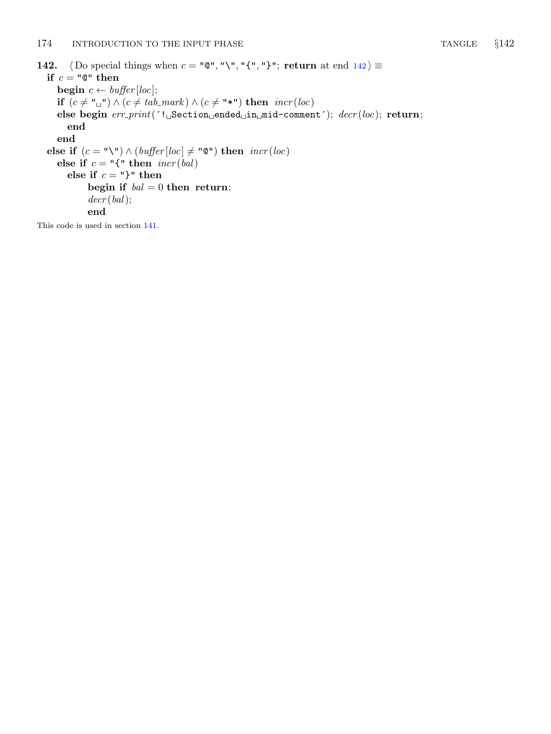**142.** ⟨ Do special things when $c =$ "@", "\", "{", "}"; **return** at end 142 ⟩ ≡

```
if c = "@" then
  begin c ← buffer[loc];
  if (c ≠ "␣") ∧ (c ≠ tab_mark) ∧ (c ≠ "*") then incr(loc)
  else begin err_print(´!␣Section␣ended␣in␣mid-comment´); decr(loc); return;
    end
  end
else if (c = "\") ∧ (buffer[loc] ≠ "@") then incr(loc)
  else if c = "{" then incr(bal)
    else if c = "}" then
        begin if bal = 0 then return;
        decr(bal);
        end
```

This code is used in section 141.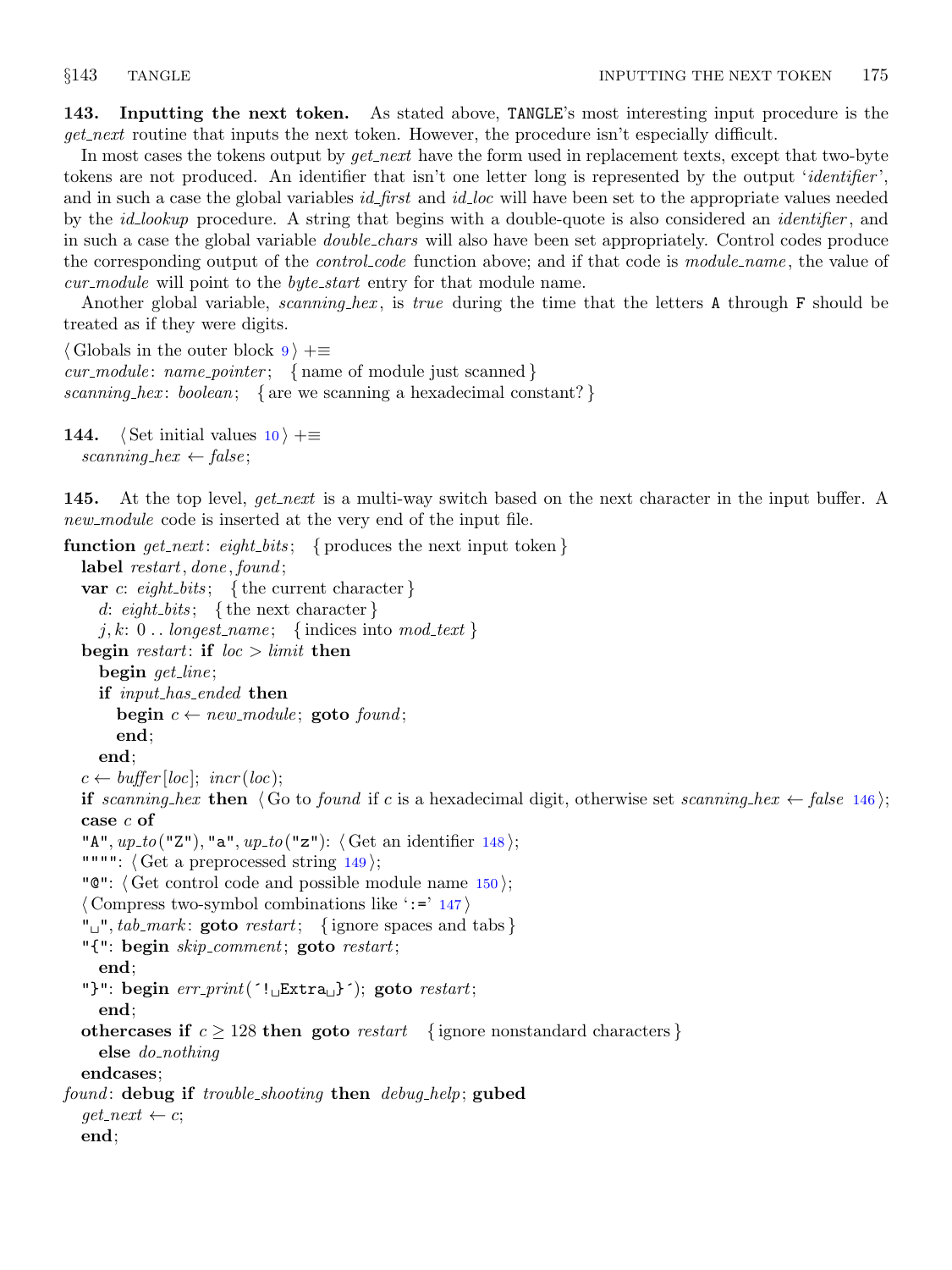**143. Inputting the next token.** As stated above, TANGLE's most interesting input procedure is the *get_next* routine that inputs the next token. However, the procedure isn't especially difficult.

In most cases the tokens output by *get_next* have the form used in replacement texts, except that two-byte tokens are not produced. An identifier that isn't one letter long is represented by the output '*identifier*', and in such a case the global variables *id_first* and *id_loc* will have been set to the appropriate values needed by the *id_lookup* procedure. A string that begins with a double-quote is also considered an *identifier*, and in such a case the global variable *double_chars* will also have been set appropriately. Control codes produce the corresponding output of the *control_code* function above; and if that code is *module_name*, the value of *cur_module* will point to the *byte_start* entry for that module name.

Another global variable, *scanning_hex*, is *true* during the time that the letters A through F should be treated as if they were digits.

```
⟨ Globals in the outer block 9 ⟩ +≡
cur_module: name_pointer;  { name of module just scanned }
scanning_hex: boolean;  { are we scanning a hexadecimal constant? }
```

**144.**

```
⟨ Set initial values 10 ⟩ +≡
  scanning_hex ← false;
```

**145.** At the top level, *get_next* is a multi-way switch based on the next character in the input buffer. A *new_module* code is inserted at the very end of the input file.

```
function get_next: eight_bits;  { produces the next input token }
  label restart, done, found;
  var c: eight_bits;  { the current character }
    d: eight_bits;  { the next character }
    j, k: 0 .. longest_name;  { indices into mod_text }
  begin restart: if loc > limit then
    begin get_line;
    if input_has_ended then
      begin c ← new_module; goto found;
      end;
    end;
  c ← buffer[loc]; incr(loc);
  if scanning_hex then ⟨ Go to found if c is a hexadecimal digit, otherwise set scanning_hex ← false 146 ⟩;
  case c of
  "A", up_to("Z"), "a", up_to("z"): ⟨ Get an identifier 148 ⟩;
  """": ⟨ Get a preprocessed string 149 ⟩;
  "@": ⟨ Get control code and possible module name 150 ⟩;
  ⟨ Compress two-symbol combinations like ':=' 147 ⟩
  "␣", tab_mark: goto restart;  { ignore spaces and tabs }
  "{": begin skip_comment; goto restart;
    end;
  "}": begin err_print('!␣Extra␣}'); goto restart;
    end;
  othercases if c ≥ 128 then goto restart  { ignore nonstandard characters }
    else do_nothing
  endcases;
found: debug if trouble_shooting then debug_help; gubed
  get_next ← c;
  end;
```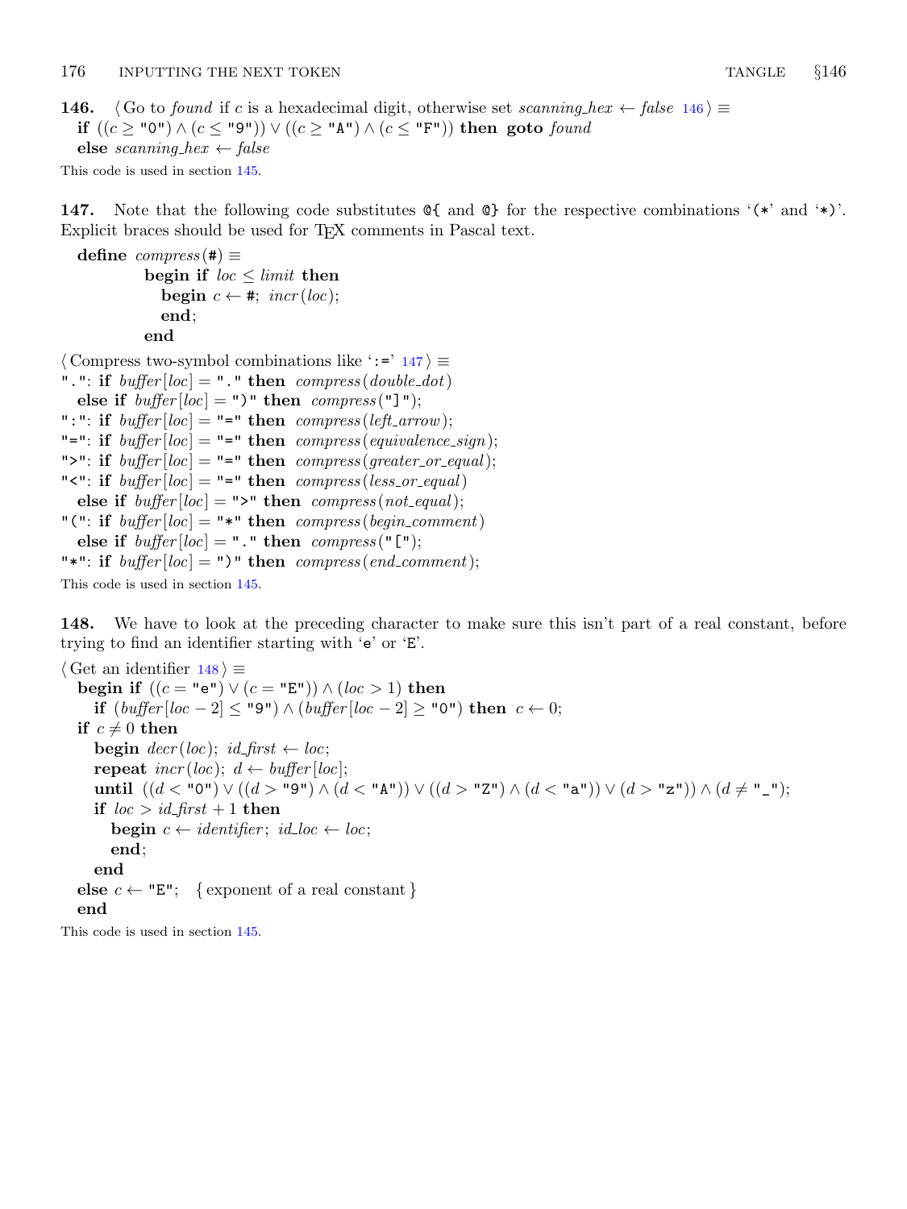**146.** ⟨ Go to *found* if $c$ is a hexadecimal digit, otherwise set *scanning_hex* ← *false* 146 ⟩ ≡

```
if ((c ≥ "0") ∧ (c ≤ "9")) ∨ ((c ≥ "A") ∧ (c ≤ "F")) then goto found
else scanning_hex ← false
```

This code is used in section 145.

**147.** Note that the following code substitutes `@{` and `@}` for the respective combinations '`(*`' and '`*)`'. Explicit braces should be used for TEX comments in Pascal text.

```
define compress(#) ≡
        begin if loc ≤ limit then
          begin c ← #; incr(loc);
          end;
        end
```

⟨ Compress two-symbol combinations like '`:=`' 147 ⟩ ≡

```
".": if buffer[loc] = "." then compress(double_dot)
  else if buffer[loc] = ")" then compress("]");
":": if buffer[loc] = "=" then compress(left_arrow);
"=": if buffer[loc] = "=" then compress(equivalence_sign);
">": if buffer[loc] = "=" then compress(greater_or_equal);
"<": if buffer[loc] = "=" then compress(less_or_equal)
  else if buffer[loc] = ">" then compress(not_equal);
"(": if buffer[loc] = "*" then compress(begin_comment)
  else if buffer[loc] = "." then compress("[");
"*": if buffer[loc] = ")" then compress(end_comment);
```

This code is used in section 145.

**148.** We have to look at the preceding character to make sure this isn't part of a real constant, before trying to find an identifier starting with '`e`' or '`E`'.

⟨ Get an identifier 148 ⟩ ≡

```
begin if ((c = "e") ∨ (c = "E")) ∧ (loc > 1) then
  if (buffer[loc − 2] ≤ "9") ∧ (buffer[loc − 2] ≥ "0") then c ← 0;
if c ≠ 0 then
  begin decr(loc); id_first ← loc;
  repeat incr(loc); d ← buffer[loc];
  until ((d < "0") ∨ ((d > "9") ∧ (d < "A")) ∨ ((d > "Z") ∧ (d < "a")) ∨ (d > "z")) ∧ (d ≠ "_");
  if loc > id_first + 1 then
    begin c ← identifier; id_loc ← loc;
    end;
  end
else c ← "E"; { exponent of a real constant }
end
```

This code is used in section 145.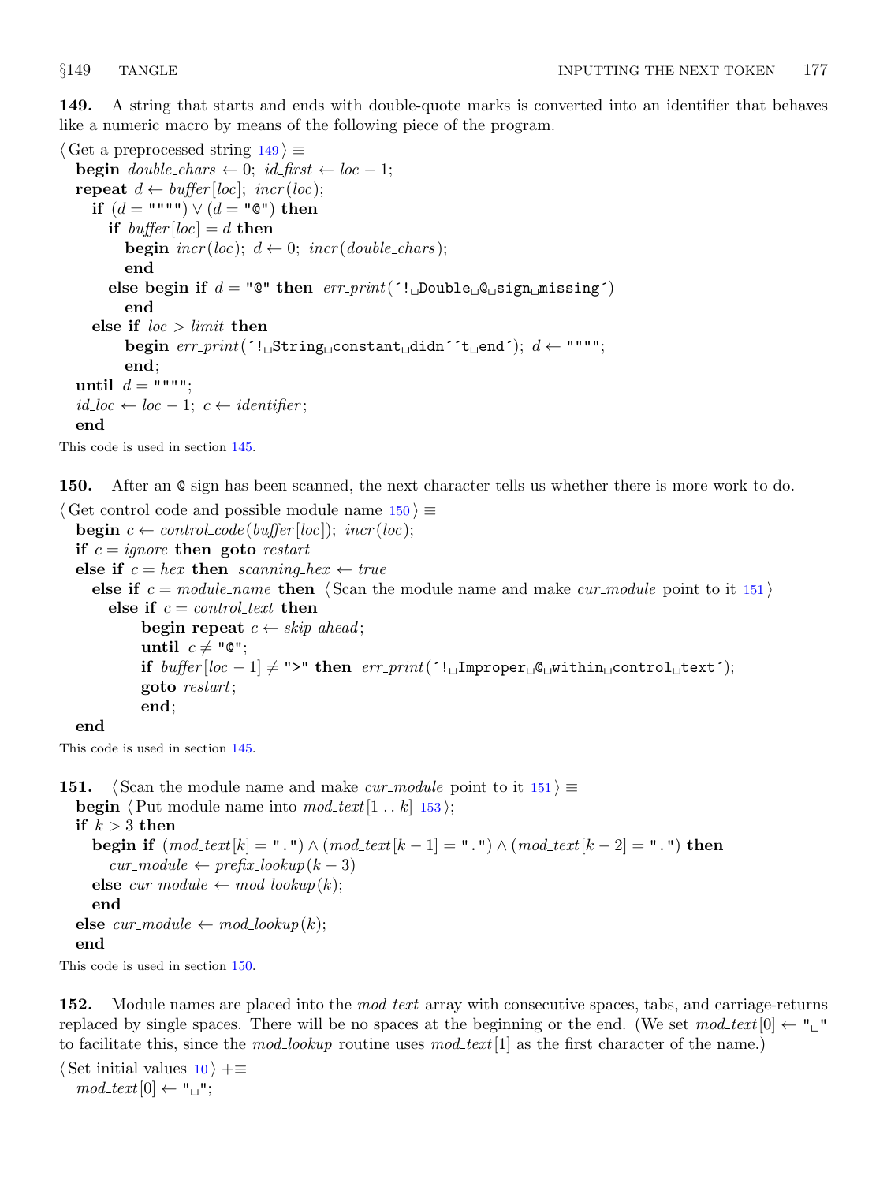**149.** A string that starts and ends with double-quote marks is converted into an identifier that behaves like a numeric macro by means of the following piece of the program.

```
⟨Get a preprocessed string 149⟩ ≡
  begin double_chars ← 0; id_first ← loc − 1;
  repeat d ← buffer[loc]; incr(loc);
    if (d = """") ∨ (d = "@") then
      if buffer[loc] = d then
        begin incr(loc); d ← 0; incr(double_chars);
        end
      else begin if d = "@" then err_print(´! Double @ sign missing´)
        end
    else if loc > limit then
        begin err_print(´! String constant didn´´t end´); d ← """";
        end;
  until d = """";
  id_loc ← loc − 1; c ← identifier;
  end
```

This code is used in section 145.

**150.** After an @ sign has been scanned, the next character tells us whether there is more work to do.

```
⟨Get control code and possible module name 150⟩ ≡
  begin c ← control_code(buffer[loc]); incr(loc);
  if c = ignore then goto restart
  else if c = hex then scanning_hex ← true
    else if c = module_name then ⟨Scan the module name and make cur_module point to it 151⟩
      else if c = control_text then
          begin repeat c ← skip_ahead;
          until c ≠ "@";
          if buffer[loc − 1] ≠ ">" then err_print(´! Improper @ within control text´);
          goto restart;
          end;
  end
```

This code is used in section 145.

**151.**

```
⟨Scan the module name and make cur_module point to it 151⟩ ≡
  begin ⟨Put module name into mod_text[1 .. k] 153⟩;
  if k > 3 then
    begin if (mod_text[k] = ".") ∧ (mod_text[k − 1] = ".") ∧ (mod_text[k − 2] = ".") then
      cur_module ← prefix_lookup(k − 3)
    else cur_module ← mod_lookup(k);
    end
  else cur_module ← mod_lookup(k);
  end
```

This code is used in section 150.

**152.** Module names are placed into the *mod_text* array with consecutive spaces, tabs, and carriage-returns replaced by single spaces. There will be no spaces at the beginning or the end. (We set *mod_text*[0] ← "␣" to facilitate this, since the *mod_lookup* routine uses *mod_text*[1] as the first character of the name.)

```
⟨Set initial values 10⟩ +≡
  mod_text[0] ← " ";
```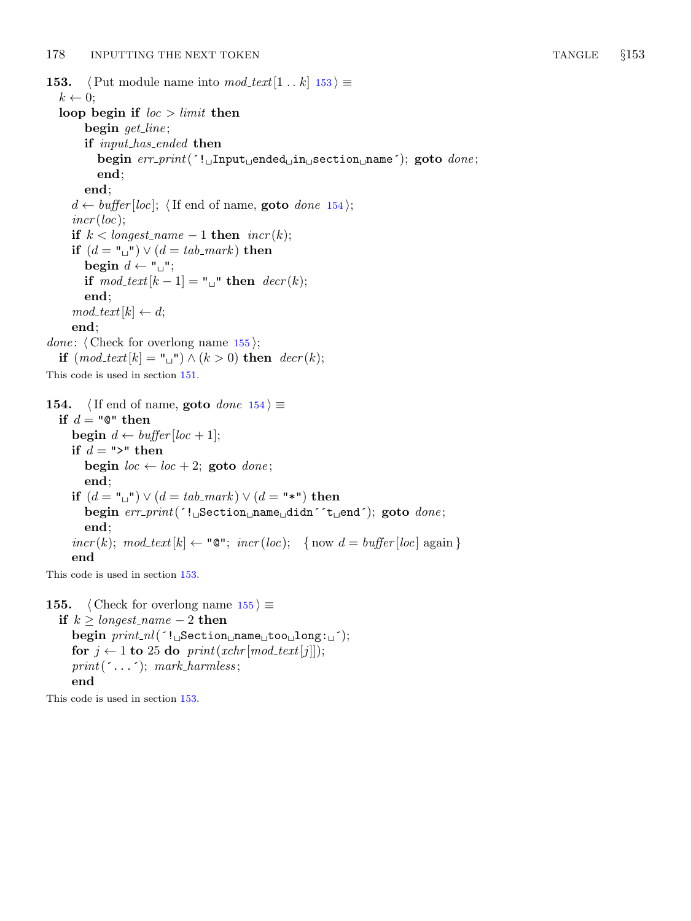**153.** ⟨Put module name into $mod\_text[1\,..\,k]$ 153⟩ ≡

```
k ← 0;
loop begin if loc > limit then
    begin get_line;
    if input_has_ended then
      begin err_print('! Input ended in section name'); goto done;
      end;
    end;
  d ← buffer[loc]; ⟨If end of name, goto done 154⟩;
  incr(loc);
  if k < longest_name − 1 then incr(k);
  if (d = " ") ∨ (d = tab_mark) then
    begin d ← " ";
    if mod_text[k − 1] = " " then decr(k);
    end;
  mod_text[k] ← d;
  end;
done: ⟨Check for overlong name 155⟩;
  if (mod_text[k] = " ") ∧ (k > 0) then decr(k);
```

This code is used in section 151.

**154.** ⟨If end of name, **goto** *done* 154⟩ ≡

```
if d = "@" then
  begin d ← buffer[loc + 1];
  if d = ">" then
    begin loc ← loc + 2; goto done;
    end;
  if (d = " ") ∨ (d = tab_mark) ∨ (d = "*") then
    begin err_print('! Section name didn''t end'); goto done;
    end;
  incr(k); mod_text[k] ← "@"; incr(loc);   { now d = buffer[loc] again }
  end
```

This code is used in section 153.

**155.** ⟨Check for overlong name 155⟩ ≡

```
if k ≥ longest_name − 2 then
  begin print_nl('! Section name too long: ');
  for j ← 1 to 25 do print(xchr[mod_text[j]]);
  print('...'); mark_harmless;
  end
```

This code is used in section 153.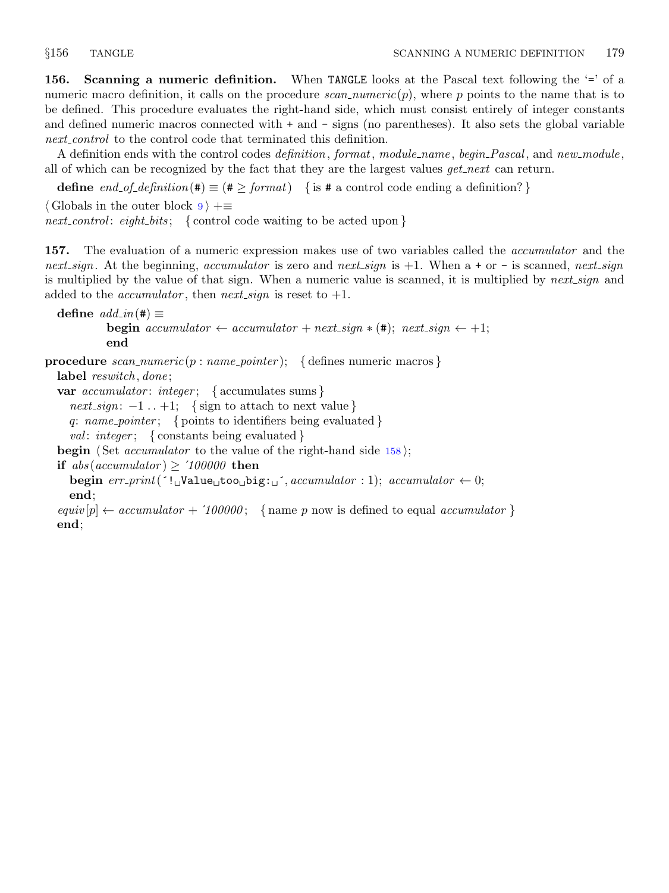**156. Scanning a numeric definition.** When TANGLE looks at the Pascal text following the '=' of a numeric macro definition, it calls on the procedure *scan_numeric*(*p*), where *p* points to the name that is to be defined. This procedure evaluates the right-hand side, which must consist entirely of integer constants and defined numeric macros connected with + and - signs (no parentheses). It also sets the global variable *next_control* to the control code that terminated this definition.

A definition ends with the control codes *definition*, *format*, *module_name*, *begin_Pascal*, and *new_module*, all of which can be recognized by the fact that they are the largest values *get_next* can return.

```
define end_of_definition(#) ≡ (# ≥ format)   { is # a control code ending a definition? }
```

```
⟨ Globals in the outer block 9 ⟩ +≡
next_control: eight_bits;   { control code waiting to be acted upon }
```

**157.** The evaluation of a numeric expression makes use of two variables called the *accumulator* and the *next_sign*. At the beginning, *accumulator* is zero and *next_sign* is +1. When a + or - is scanned, *next_sign* is multiplied by the value of that sign. When a numeric value is scanned, it is multiplied by *next_sign* and added to the *accumulator*, then *next_sign* is reset to +1.

```
define add_in(#) ≡
      begin accumulator ← accumulator + next_sign ∗ (#); next_sign ← +1;
      end

procedure scan_numeric(p : name_pointer);   { defines numeric macros }
  label reswitch, done;
  var accumulator: integer;   { accumulates sums }
    next_sign: −1 . . +1;   { sign to attach to next value }
    q: name_pointer;   { points to identifiers being evaluated }
    val: integer;   { constants being evaluated }
  begin ⟨ Set accumulator to the value of the right-hand side 158 ⟩;
  if abs(accumulator) ≥ ´100000 then
    begin err_print(´! Value too big: ´, accumulator : 1); accumulator ← 0;
    end;
  equiv[p] ← accumulator + ´100000;   { name p now is defined to equal accumulator }
  end;
```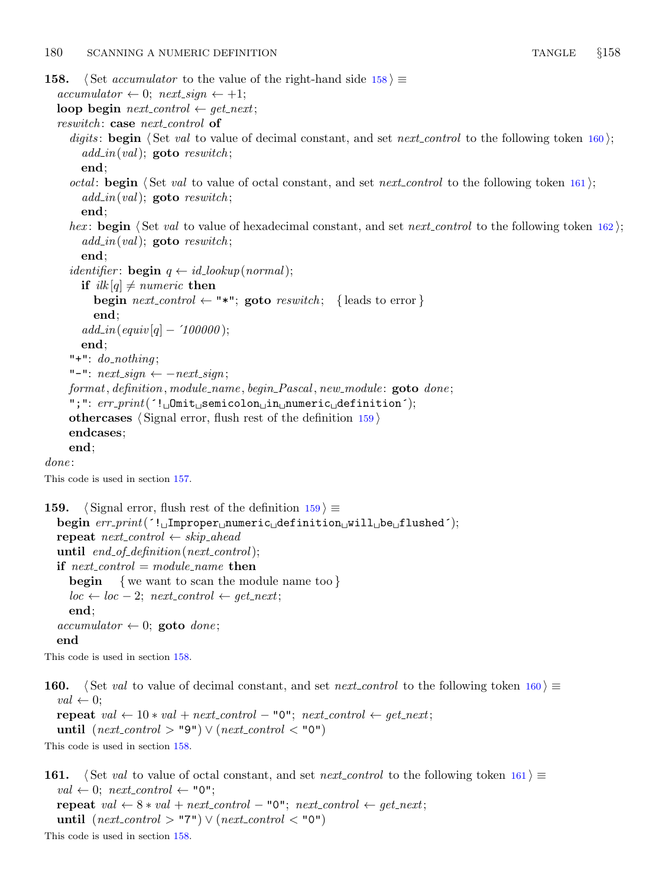**158.** ⟨ Set *accumulator* to the value of the right-hand side 158 ⟩ ≡

```
accumulator ← 0; next_sign ← +1;
loop begin next_control ← get_next;
reswitch: case next_control of
   digits: begin ⟨ Set val to value of decimal constant, and set next_control to the following token 160 ⟩;
      add_in(val); goto reswitch;
      end;
   octal: begin ⟨ Set val to value of octal constant, and set next_control to the following token 161 ⟩;
      add_in(val); goto reswitch;
      end;
   hex: begin ⟨ Set val to value of hexadecimal constant, and set next_control to the following token 162 ⟩;
      add_in(val); goto reswitch;
      end;
   identifier: begin q ← id_lookup(normal);
      if ilk[q] ≠ numeric then
         begin next_control ← "*"; goto reswitch;   { leads to error }
         end;
      add_in(equiv[q] − '100000);
      end;
   "+": do_nothing;
   "-": next_sign ← −next_sign;
   format, definition, module_name, begin_Pascal, new_module: goto done;
   ";": err_print('! Omit semicolon in numeric definition');
   othercases ⟨ Signal error, flush rest of the definition 159 ⟩
   endcases;
   end;
done:
```

This code is used in section 157.

**159.** ⟨ Signal error, flush rest of the definition 159 ⟩ ≡

```
begin err_print('! Improper numeric definition will be flushed');
repeat next_control ← skip_ahead
until end_of_definition(next_control);
if next_control = module_name then
   begin   { we want to scan the module name too }
   loc ← loc − 2; next_control ← get_next;
   end;
accumulator ← 0; goto done;
end
```

This code is used in section 158.

**160.** ⟨ Set *val* to value of decimal constant, and set *next_control* to the following token 160 ⟩ ≡

```
val ← 0;
repeat val ← 10 ∗ val + next_control − "0"; next_control ← get_next;
until (next_control > "9") ∨ (next_control < "0")
```

This code is used in section 158.

**161.** ⟨ Set *val* to value of octal constant, and set *next_control* to the following token 161 ⟩ ≡

```
val ← 0; next_control ← "0";
repeat val ← 8 ∗ val + next_control − "0"; next_control ← get_next;
until (next_control > "7") ∨ (next_control < "0")
```

This code is used in section 158.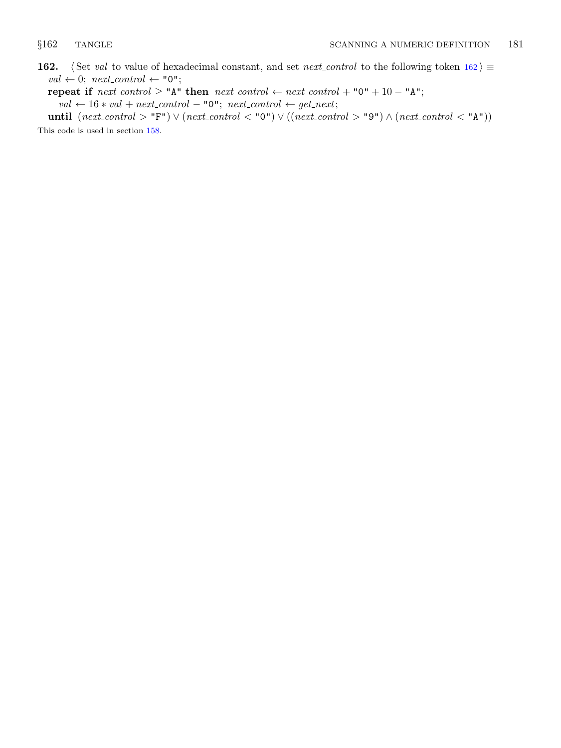**162.** ⟨ Set *val* to value of hexadecimal constant, and set *next_control* to the following token 162 ⟩ ≡

$val \leftarrow 0$; $next\_control \leftarrow$ "0";

**repeat if** $next\_control \geq$ "A" **then** $next\_control \leftarrow next\_control +$ "0" $+ 10 -$ "A";

  $val \leftarrow 16 * val + next\_control -$ "0"; $next\_control \leftarrow get\_next$;

**until** $(next\_control >$ "F"$) \lor (next\_control <$ "0"$) \lor ((next\_control >$ "9"$) \land (next\_control <$ "A"$))$

This code is used in section 158.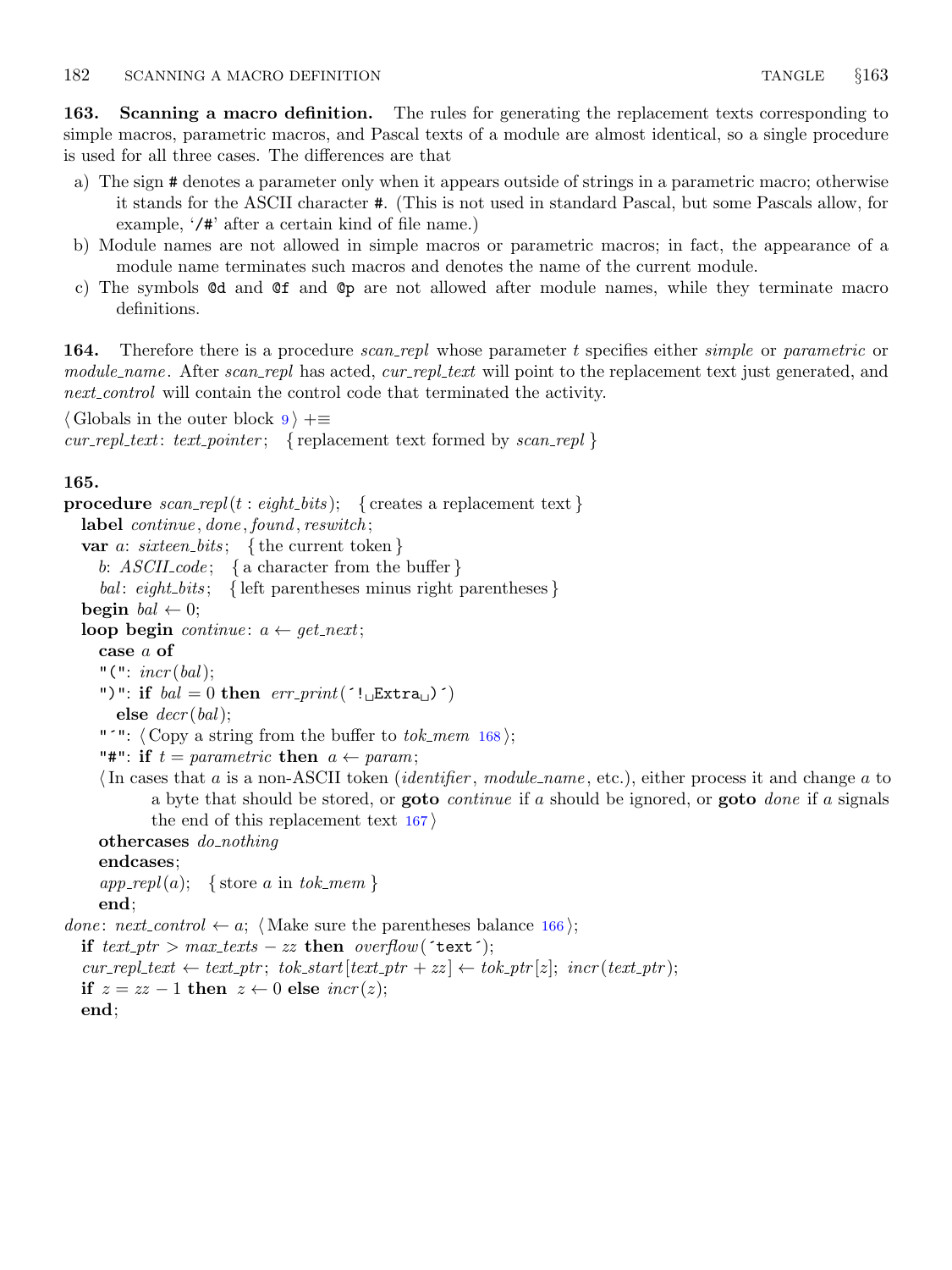**163. Scanning a macro definition.** The rules for generating the replacement texts corresponding to simple macros, parametric macros, and Pascal texts of a module are almost identical, so a single procedure is used for all three cases. The differences are that

a) The sign `#` denotes a parameter only when it appears outside of strings in a parametric macro; otherwise it stands for the ASCII character `#`. (This is not used in standard Pascal, but some Pascals allow, for example, '`/#`' after a certain kind of file name.)

b) Module names are not allowed in simple macros or parametric macros; in fact, the appearance of a module name terminates such macros and denotes the name of the current module.

c) The symbols `@d` and `@f` and `@p` are not allowed after module names, while they terminate macro definitions.

**164.** Therefore there is a procedure *scan_repl* whose parameter *t* specifies either *simple* or *parametric* or *module_name*. After *scan_repl* has acted, *cur_repl_text* will point to the replacement text just generated, and *next_control* will contain the control code that terminated the activity.

⟨ Globals in the outer block 9 ⟩ +≡
*cur_repl_text*: *text_pointer*; { replacement text formed by *scan_repl* }

**165.**

```
procedure scan_repl(t : eight_bits); { creates a replacement text }
  label continue, done, found, reswitch;
  var a: sixteen_bits; { the current token }
    b: ASCII_code; { a character from the buffer }
    bal: eight_bits; { left parentheses minus right parentheses }
  begin bal ← 0;
  loop begin continue: a ← get_next;
    case a of
    "(": incr(bal);
    ")": if bal = 0 then err_print(´! Extra )´)
      else decr(bal);
    "´": ⟨ Copy a string from the buffer to tok_mem 168 ⟩;
    "#": if t = parametric then a ← param;
    ⟨ In cases that a is a non-ASCII token (identifier, module_name, etc.), either process it and change a to
        a byte that should be stored, or goto continue if a should be ignored, or goto done if a signals
        the end of this replacement text 167 ⟩
    othercases do_nothing
    endcases;
    app_repl(a); { store a in tok_mem }
    end;
done: next_control ← a; ⟨ Make sure the parentheses balance 166 ⟩;
  if text_ptr > max_texts − zz then overflow(´text´);
  cur_repl_text ← text_ptr; tok_start[text_ptr + zz] ← tok_ptr[z]; incr(text_ptr);
  if z = zz − 1 then z ← 0 else incr(z);
  end;
```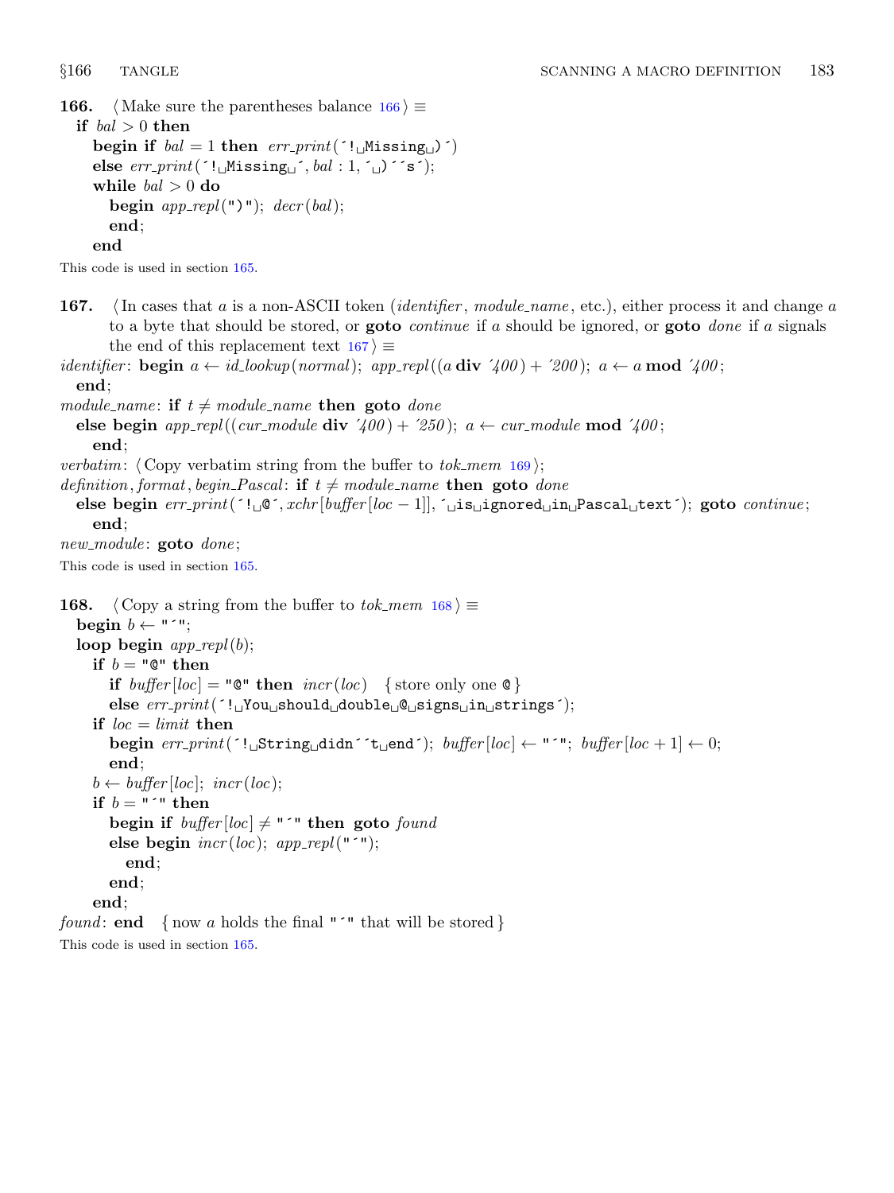**166.** ⟨ Make sure the parentheses balance 166 ⟩ ≡

```
if bal > 0 then
   begin if bal = 1 then err_print(´!␣Missing␣)´)
   else err_print(´!␣Missing␣´, bal : 1, ´␣)´´s´);
   while bal > 0 do
      begin app_repl(")"); decr(bal);
      end;
   end
```

This code is used in section 165.

**167.** ⟨ In cases that *a* is a non-ASCII token (*identifier*, *module_name*, etc.), either process it and change *a* to a byte that should be stored, or **goto** *continue* if *a* should be ignored, or **goto** *done* if *a* signals the end of this replacement text 167 ⟩ ≡

```
identifier: begin a ← id_lookup(normal); app_repl((a div ´400) + ´200); a ← a mod ´400;
   end;
module_name: if t ≠ module_name then goto done
   else begin app_repl((cur_module div ´400) + ´250); a ← cur_module mod ´400;
      end;
verbatim: ⟨ Copy verbatim string from the buffer to tok_mem 169 ⟩;
definition, format, begin_Pascal: if t ≠ module_name then goto done
   else begin err_print(´!␣@´, xchr[buffer[loc − 1]], ´␣is␣ignored␣in␣Pascal␣text´); goto continue;
      end;
new_module: goto done;
```

This code is used in section 165.

**168.** ⟨ Copy a string from the buffer to *tok_mem* 168 ⟩ ≡

```
begin b ← "´";
loop begin app_repl(b);
   if b = "@" then
      if buffer[loc] = "@" then incr(loc)   { store only one @ }
      else err_print(´!␣You␣should␣double␣@␣signs␣in␣strings´);
   if loc = limit then
      begin err_print(´!␣String␣didn´´t␣end´); buffer[loc] ← "´"; buffer[loc + 1] ← 0;
      end;
   b ← buffer[loc]; incr(loc);
   if b = "´" then
      begin if buffer[loc] ≠ "´" then goto found
      else begin incr(loc); app_repl("´");
         end;
      end;
   end;
found: end   { now a holds the final "´" that will be stored }
```

This code is used in section 165.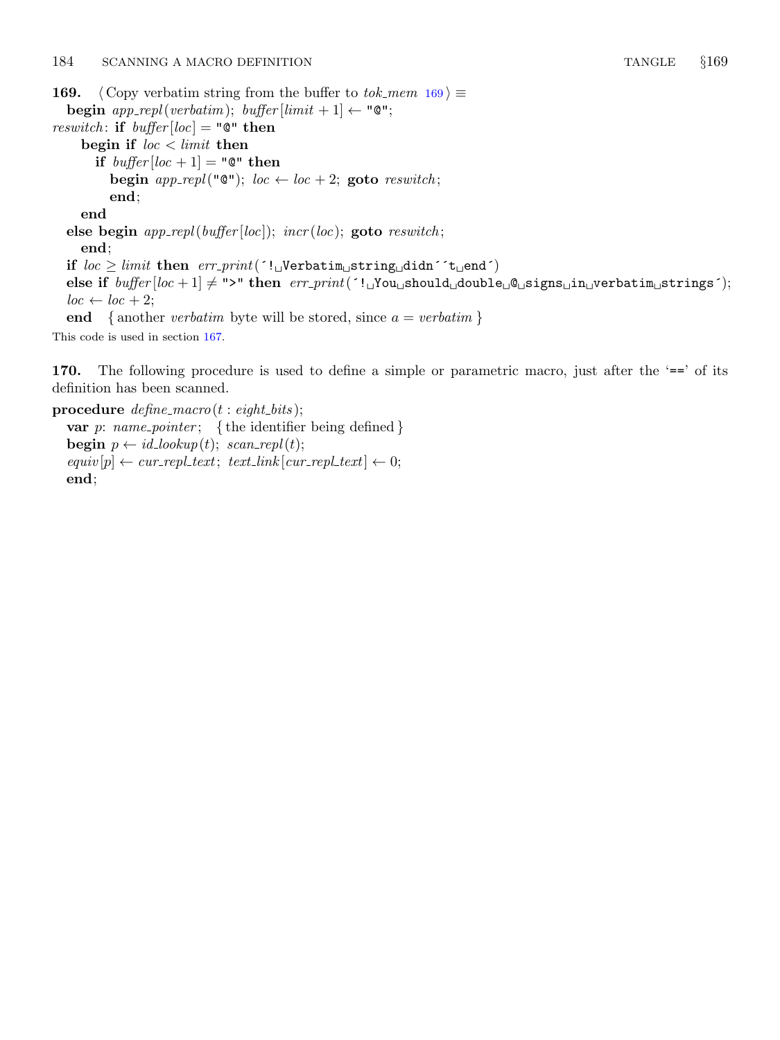**169.** ⟨ Copy verbatim string from the buffer to *tok_mem* 169 ⟩ ≡

```
  begin app_repl(verbatim); buffer[limit + 1] ← "@";
reswitch: if buffer[loc] = "@" then
    begin if loc < limit then
      if buffer[loc + 1] = "@" then
        begin app_repl("@"); loc ← loc + 2; goto reswitch;
        end;
    end
  else begin app_repl(buffer[loc]); incr(loc); goto reswitch;
    end;
  if loc ≥ limit then err_print(´! Verbatim string didn´´t end´)
  else if buffer[loc + 1] ≠ ">" then err_print(´! You should double @ signs in verbatim strings´);
  loc ← loc + 2;
  end  { another verbatim byte will be stored, since a = verbatim }
```

This code is used in section 167.

**170.** The following procedure is used to define a simple or parametric macro, just after the '==' of its definition has been scanned.

```
procedure define_macro(t : eight_bits);
  var p: name_pointer;  { the identifier being defined }
  begin p ← id_lookup(t); scan_repl(t);
  equiv[p] ← cur_repl_text; text_link[cur_repl_text] ← 0;
  end;
```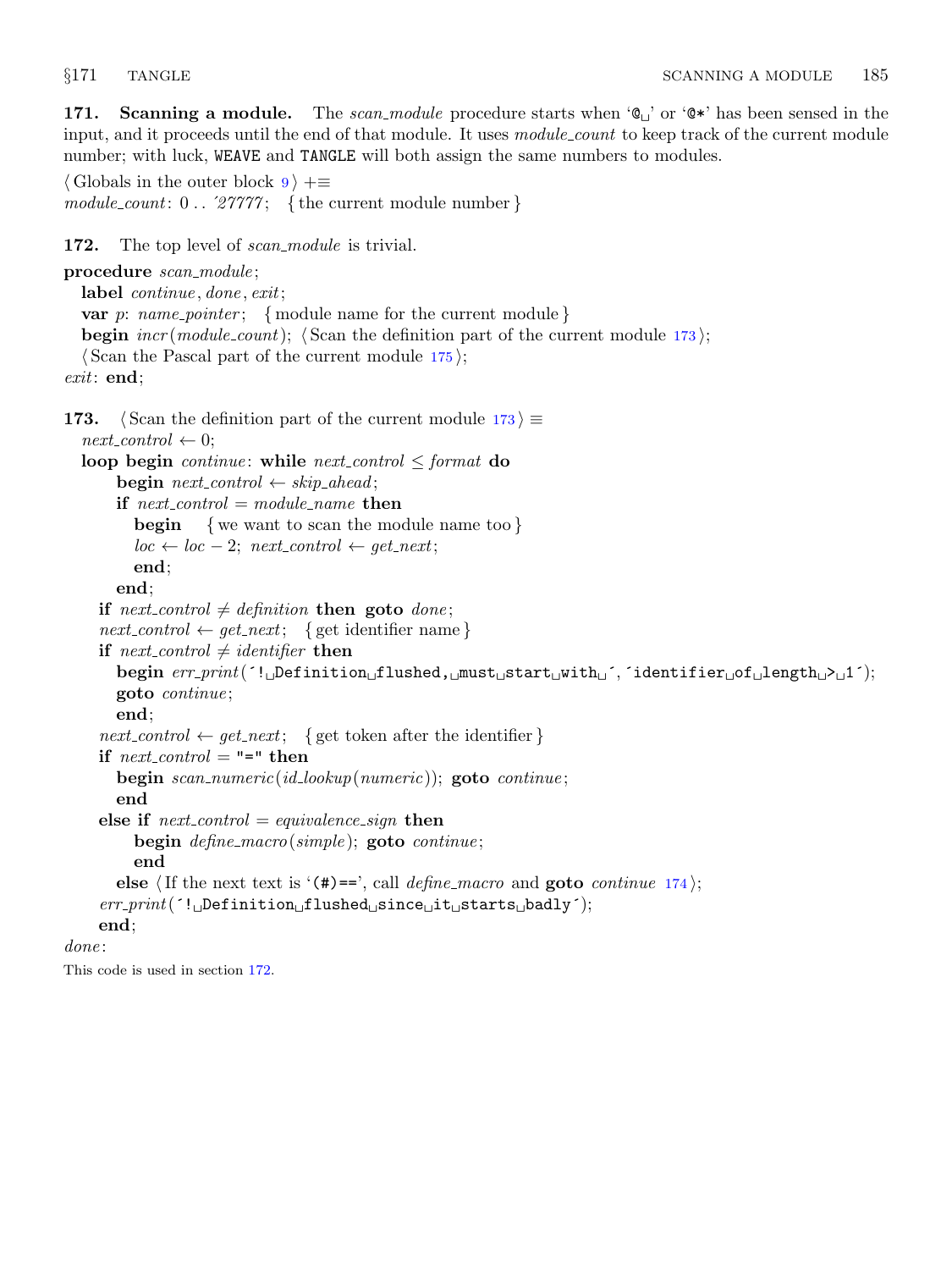**171. Scanning a module.** The *scan_module* procedure starts when '@␣' or '@*' has been sensed in the input, and it proceeds until the end of that module. It uses *module_count* to keep track of the current module number; with luck, WEAVE and TANGLE will both assign the same numbers to modules.

⟨ Globals in the outer block 9 ⟩ +≡
*module_count*: 0 . . ´27777; { the current module number }

**172.** The top level of *scan_module* is trivial.

```
procedure scan_module;
  label continue, done, exit;
  var p: name_pointer; {module name for the current module}
  begin incr(module_count); ⟨Scan the definition part of the current module 173⟩;
  ⟨Scan the Pascal part of the current module 175⟩;
exit: end;
```

**173.** ⟨ Scan the definition part of the current module 173 ⟩ ≡

```
  next_control ← 0;
  loop begin continue: while next_control ≤ format do
      begin next_control ← skip_ahead;
      if next_control = module_name then
        begin {we want to scan the module name too}
        loc ← loc − 2; next_control ← get_next;
        end;
      end;
    if next_control ≠ definition then goto done;
    next_control ← get_next; {get identifier name}
    if next_control ≠ identifier then
      begin err_print(´!␣Definition␣flushed,␣must␣start␣with␣´,´identifier␣of␣length␣>␣1´);
      goto continue;
      end;
    next_control ← get_next; {get token after the identifier}
    if next_control = "=" then
      begin scan_numeric(id_lookup(numeric)); goto continue;
      end
    else if next_control = equivalence_sign then
        begin define_macro(simple); goto continue;
        end
      else ⟨If the next text is '(#)==', call define_macro and goto continue 174⟩;
    err_print(´!␣Definition␣flushed␣since␣it␣starts␣badly´);
    end;
done:
```

This code is used in section 172.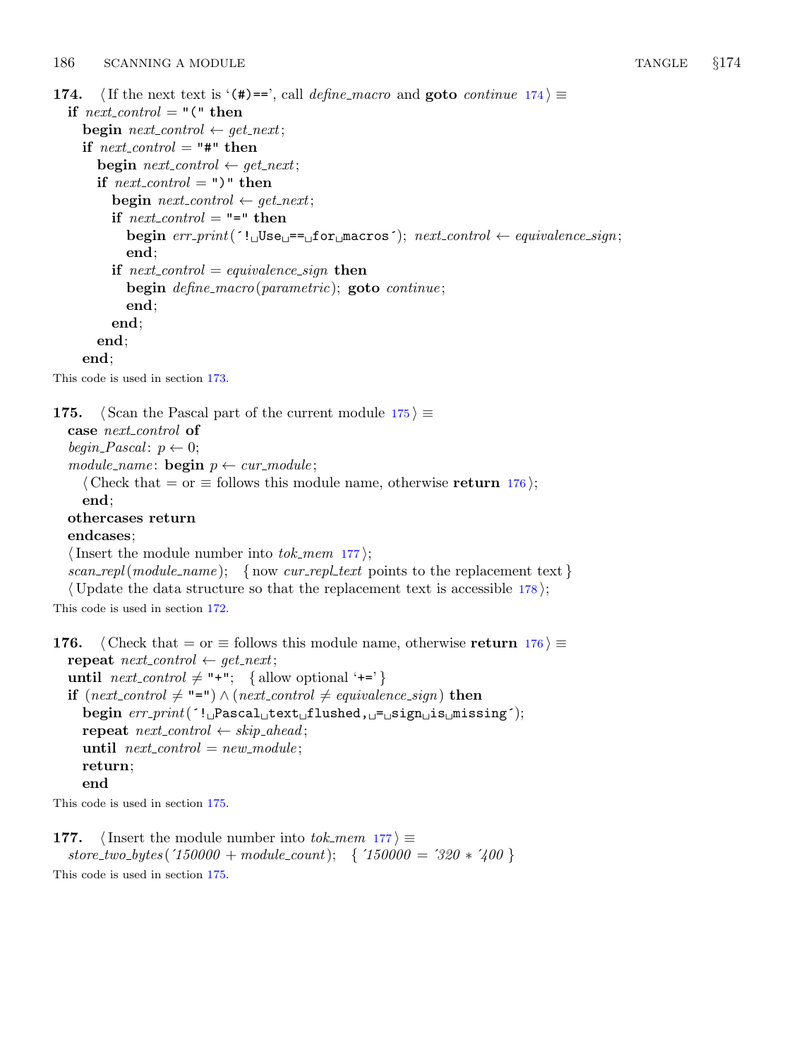**174.** ⟨ If the next text is '`(#)==`', call *define_macro* and **goto** *continue* 174 ⟩ ≡

```
if next_control = "(" then
  begin next_control ← get_next;
  if next_control = "#" then
    begin next_control ← get_next;
    if next_control = ")" then
      begin next_control ← get_next;
      if next_control = "=" then
        begin err_print(´! Use == for macros´); next_control ← equivalence_sign;
        end;
      if next_control = equivalence_sign then
        begin define_macro(parametric); goto continue;
        end;
      end;
    end;
  end;
```

This code is used in section 173.

**175.** ⟨ Scan the Pascal part of the current module 175 ⟩ ≡

```
case next_control of
begin_Pascal: p ← 0;
module_name: begin p ← cur_module;
  ⟨ Check that = or ≡ follows this module name, otherwise return 176 ⟩;
  end;
othercases return
endcases;
⟨ Insert the module number into tok_mem 177 ⟩;
scan_repl(module_name);   { now cur_repl_text points to the replacement text }
⟨ Update the data structure so that the replacement text is accessible 178 ⟩;
```

This code is used in section 172.

**176.** ⟨ Check that = or ≡ follows this module name, otherwise **return** 176 ⟩ ≡

```
repeat next_control ← get_next;
until next_control ≠ "+";   { allow optional '+=' }
if (next_control ≠ "=") ∧ (next_control ≠ equivalence_sign) then
  begin err_print(´! Pascal text flushed, = sign is missing´);
  repeat next_control ← skip_ahead;
  until next_control = new_module;
  return;
  end
```

This code is used in section 175.

**177.** ⟨ Insert the module number into *tok_mem* 177 ⟩ ≡

```
store_two_bytes(´150000 + module_count);   { ´150000 = ´320 * ´400 }
```

This code is used in section 175.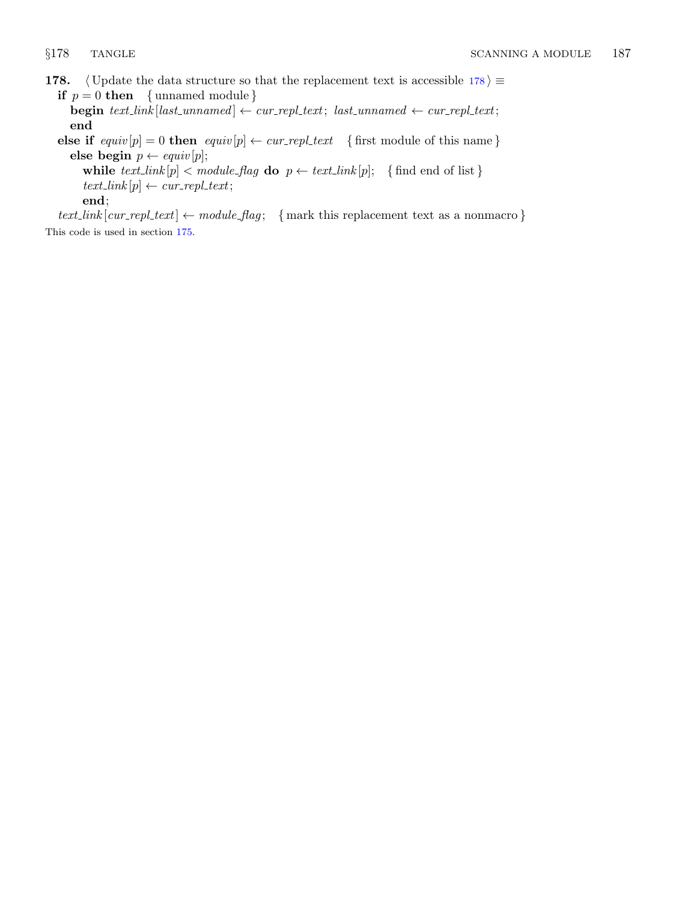**178.** ⟨Update the data structure so that the replacement text is accessible 178⟩ ≡

```
if p = 0 then   { unnamed module }
  begin text_link[last_unnamed] ← cur_repl_text; last_unnamed ← cur_repl_text;
  end
else if equiv[p] = 0 then equiv[p] ← cur_repl_text   { first module of this name }
  else begin p ← equiv[p];
    while text_link[p] < module_flag do p ← text_link[p];   { find end of list }
    text_link[p] ← cur_repl_text;
    end;
text_link[cur_repl_text] ← module_flag;   { mark this replacement text as a nonmacro }
```

This code is used in section 175.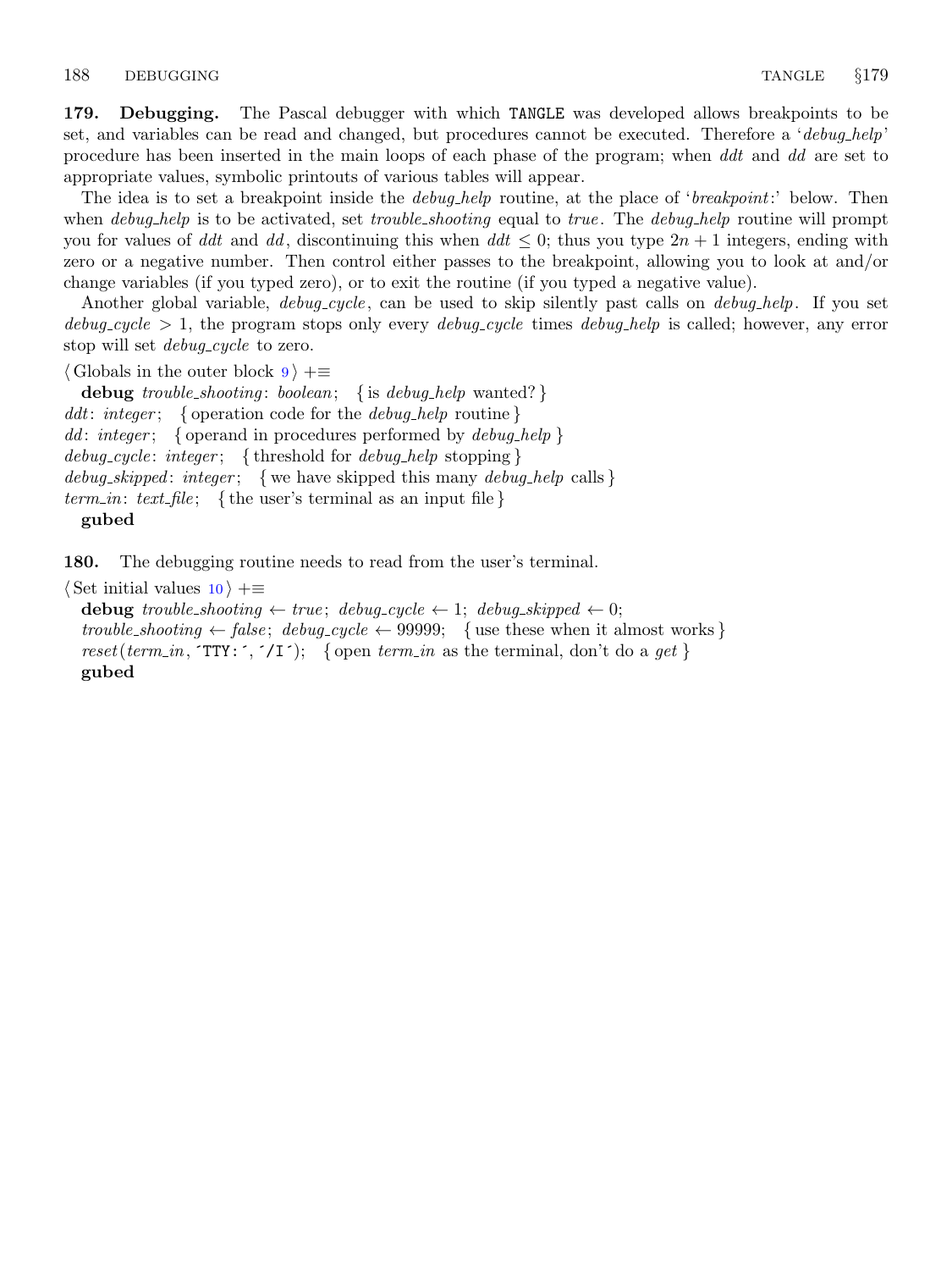**179. Debugging.** The Pascal debugger with which `TANGLE` was developed allows breakpoints to be set, and variables can be read and changed, but procedures cannot be executed. Therefore a '*debug_help*' procedure has been inserted in the main loops of each phase of the program; when *ddt* and *dd* are set to appropriate values, symbolic printouts of various tables will appear.

The idea is to set a breakpoint inside the *debug_help* routine, at the place of '*breakpoint*:' below. Then when *debug_help* is to be activated, set *trouble_shooting* equal to *true*. The *debug_help* routine will prompt you for values of *ddt* and *dd*, discontinuing this when $ddt \le 0$; thus you type $2n + 1$ integers, ending with zero or a negative number. Then control either passes to the breakpoint, allowing you to look at and/or change variables (if you typed zero), or to exit the routine (if you typed a negative value).

Another global variable, *debug_cycle*, can be used to skip silently past calls on *debug_help*. If you set $debug\_cycle > 1$, the program stops only every *debug_cycle* times *debug_help* is called; however, any error stop will set *debug_cycle* to zero.

⟨ Globals in the outer block 9 ⟩ +≡
  **debug** *trouble_shooting*: *boolean*; { is *debug_help* wanted? }
*ddt*: *integer*; { operation code for the *debug_help* routine }
*dd*: *integer*; { operand in procedures performed by *debug_help* }
*debug_cycle*: *integer*; { threshold for *debug_help* stopping }
*debug_skipped*: *integer*; { we have skipped this many *debug_help* calls }
*term_in*: *text_file*; { the user's terminal as an input file }
  **gubed**

**180.** The debugging routine needs to read from the user's terminal.

⟨ Set initial values 10 ⟩ +≡
  **debug** *trouble_shooting* ← *true*; *debug_cycle* ← 1; *debug_skipped* ← 0;
  *trouble_shooting* ← *false*; *debug_cycle* ← 99999; { use these when it almost works }
  *reset*(*term_in*, ´TTY:´, ´/I´); { open *term_in* as the terminal, don't do a *get* }
  **gubed**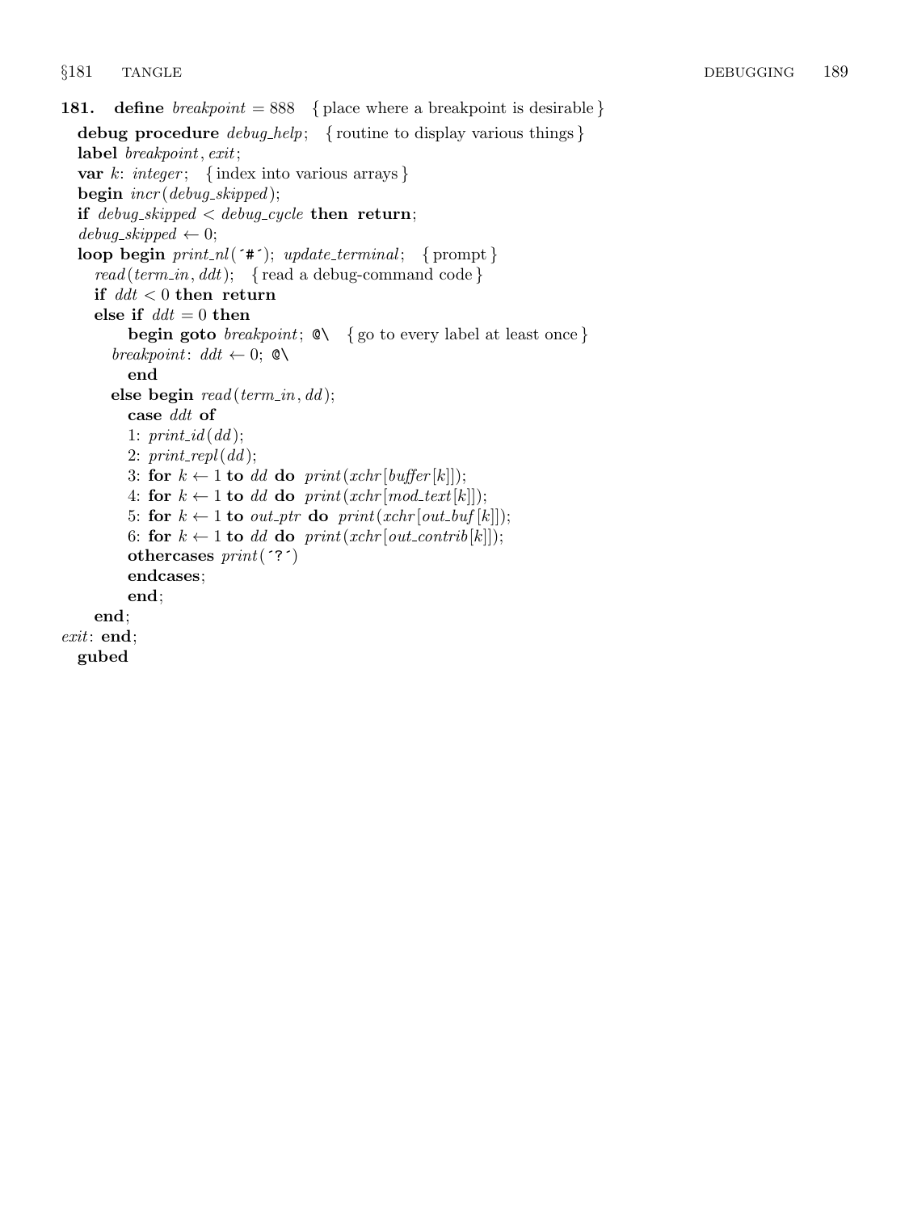**181.** **define** *breakpoint* = 888 { place where a breakpoint is desirable }

```
debug procedure debug_help;  { routine to display various things }
label breakpoint, exit;
var k: integer;  { index into various arrays }
begin incr(debug_skipped);
if debug_skipped < debug_cycle then return;
debug_skipped ← 0;
loop begin print_nl('#'); update_terminal;  { prompt }
  read(term_in, ddt);  { read a debug-command code }
  if ddt < 0 then return
  else if ddt = 0 then
      begin goto breakpoint; @\  { go to every label at least once }
    breakpoint: ddt ← 0; @\
      end
    else begin read(term_in, dd);
      case ddt of
      1: print_id(dd);
      2: print_repl(dd);
      3: for k ← 1 to dd do print(xchr[buffer[k]]);
      4: for k ← 1 to dd do print(xchr[mod_text[k]]);
      5: for k ← 1 to out_ptr do print(xchr[out_buf[k]]);
      6: for k ← 1 to dd do print(xchr[out_contrib[k]]);
      othercases print('?')
      endcases;
      end;
  end;
exit: end;
gubed
```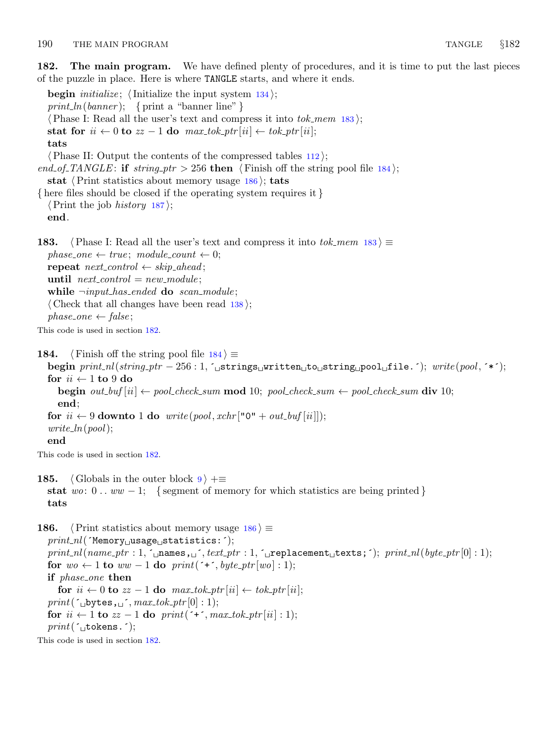**182. The main program.** We have defined plenty of procedures, and it is time to put the last pieces of the puzzle in place. Here is where TANGLE starts, and where it ends.

```
begin initialize; ⟨Initialize the input system 134⟩;
  print_ln(banner);  { print a "banner line" }
  ⟨Phase I: Read all the user's text and compress it into tok_mem 183⟩;
  stat for ii ← 0 to zz − 1 do max_tok_ptr[ii] ← tok_ptr[ii];
  tats
  ⟨Phase II: Output the contents of the compressed tables 112⟩;
end_of_TANGLE: if string_ptr > 256 then ⟨Finish off the string pool file 184⟩;
  stat ⟨Print statistics about memory usage 186⟩; tats
{ here files should be closed if the operating system requires it }
  ⟨Print the job history 187⟩;
  end.
```

**183.** ⟨Phase I: Read all the user's text and compress it into *tok_mem* 183⟩ ≡

```
phase_one ← true; module_count ← 0;
repeat next_control ← skip_ahead;
until next_control = new_module;
while ¬input_has_ended do scan_module;
⟨Check that all changes have been read 138⟩;
phase_one ← false;
```

This code is used in section 182.

**184.** ⟨Finish off the string pool file 184⟩ ≡

```
begin print_nl(string_ptr − 256 : 1, ´ strings written to string pool file.´); write(pool, ´*´);
for ii ← 1 to 9 do
  begin out_buf[ii] ← pool_check_sum mod 10; pool_check_sum ← pool_check_sum div 10;
  end;
for ii ← 9 downto 1 do write(pool, xchr["0" + out_buf[ii]]);
write_ln(pool);
end
```

This code is used in section 182.

**185.** ⟨Globals in the outer block 9⟩ +≡

```
stat wo: 0 .. ww − 1;  { segment of memory for which statistics are being printed }
tats
```

**186.** ⟨Print statistics about memory usage 186⟩ ≡

```
print_nl(´Memory usage statistics:´);
print_nl(name_ptr : 1, ´ names, ´, text_ptr : 1, ´ replacement texts;´); print_nl(byte_ptr[0] : 1);
for wo ← 1 to ww − 1 do print(´+´, byte_ptr[wo] : 1);
if phase_one then
  for ii ← 0 to zz − 1 do max_tok_ptr[ii] ← tok_ptr[ii];
print(´ bytes, ´, max_tok_ptr[0] : 1);
for ii ← 1 to zz − 1 do print(´+´, max_tok_ptr[ii] : 1);
print(´ tokens.´);
```

This code is used in section 182.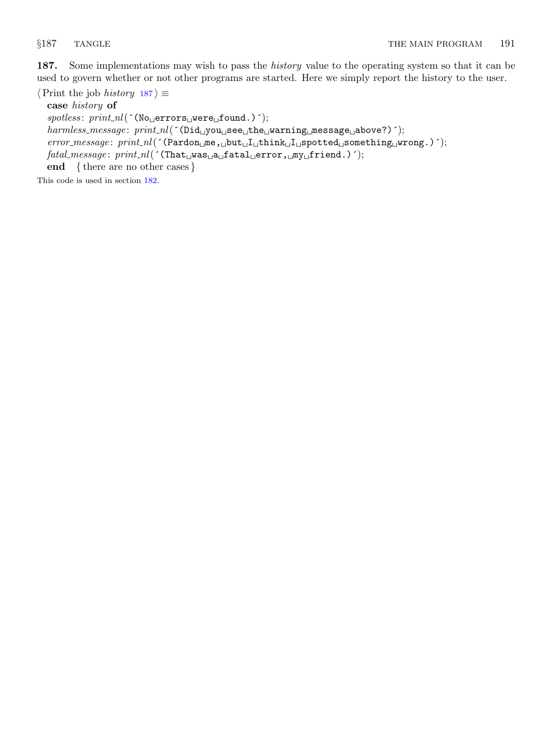**187.** Some implementations may wish to pass the *history* value to the operating system so that it can be used to govern whether or not other programs are started. Here we simply report the history to the user.

⟨Print the job *history* 187⟩ ≡

```
case history of
spotless: print_nl('(No␣errors␣were␣found.)');
harmless_message: print_nl('(Did␣you␣see␣the␣warning␣message␣above?)');
error_message: print_nl('(Pardon␣me,␣but␣I␣think␣I␣spotted␣something␣wrong.)');
fatal_message: print_nl('(That␣was␣a␣fatal␣error,␣my␣friend.)');
end  { there are no other cases }
```

This code is used in section 182.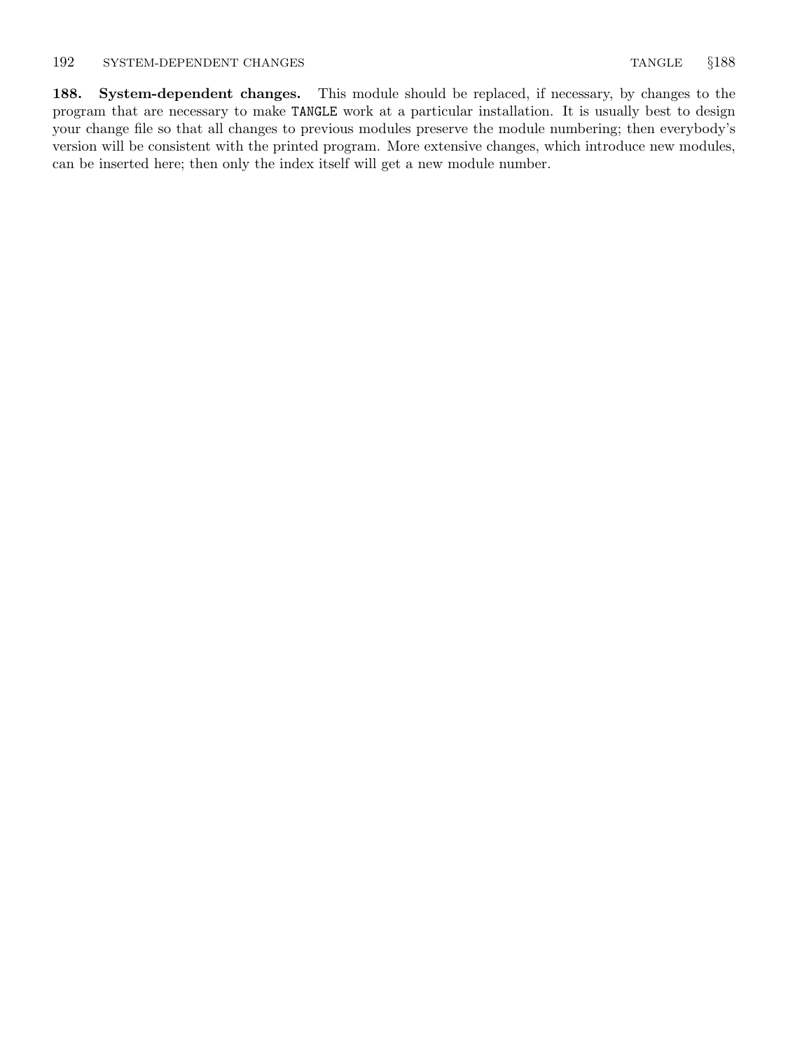**188. System-dependent changes.** This module should be replaced, if necessary, by changes to the program that are necessary to make `TANGLE` work at a particular installation. It is usually best to design your change file so that all changes to previous modules preserve the module numbering; then everybody's version will be consistent with the printed program. More extensive changes, which introduce new modules, can be inserted here; then only the index itself will get a new module number.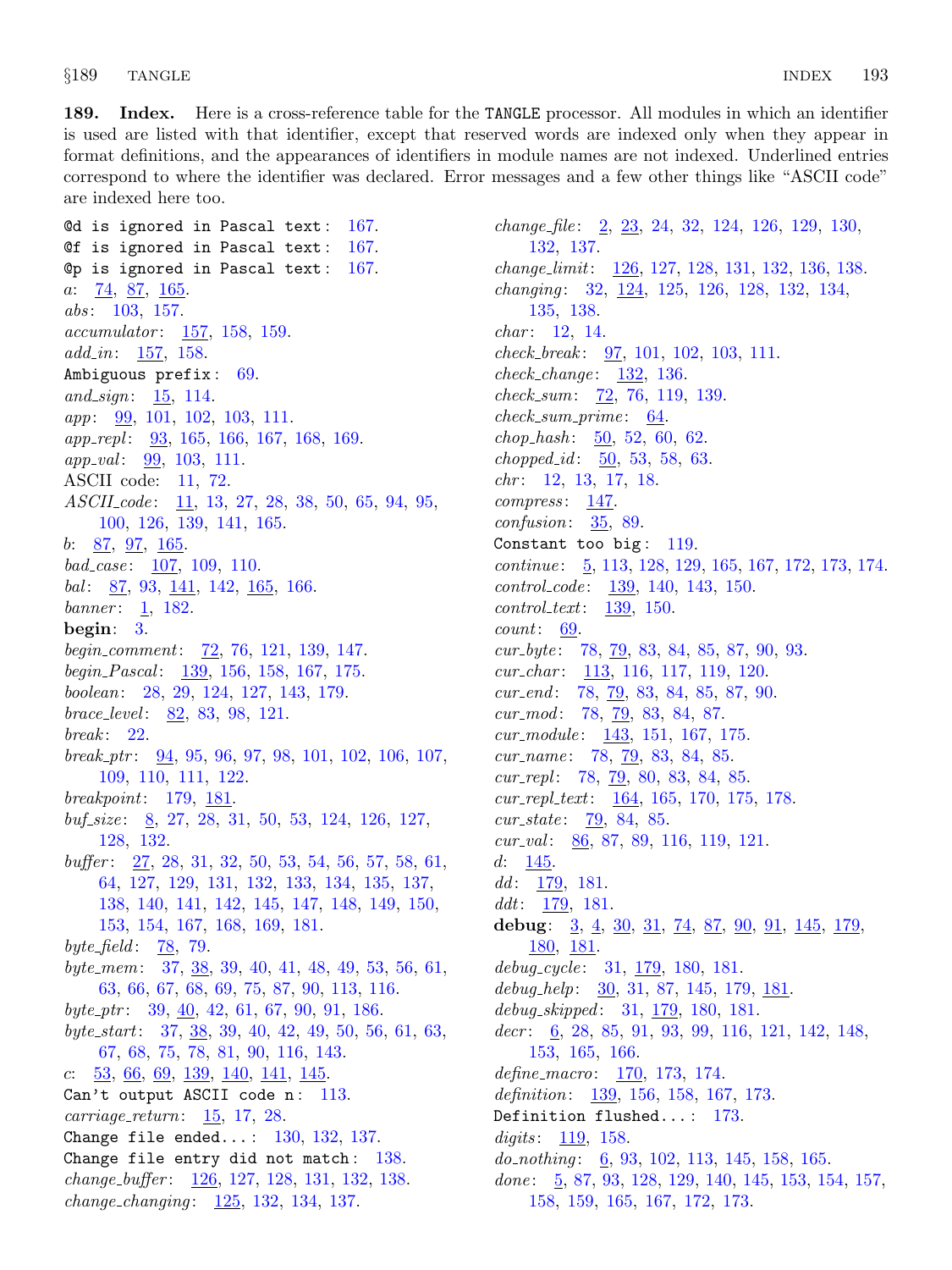**189. Index.** Here is a cross-reference table for the TANGLE processor. All modules in which an identifier is used are listed with that identifier, except that reserved words are indexed only when they appear in format definitions, and the appearances of identifiers in module names are not indexed. Underlined entries correspond to where the identifier was declared. Error messages and a few other things like "ASCII code" are indexed here too.

`@d is ignored in Pascal text`: 167.
`@f is ignored in Pascal text`: 167.
`@p is ignored in Pascal text`: 167.
*a*: 74, 87, 165.
*abs*: 103, 157.
*accumulator*: 157, 158, 159.
*add_in*: 157, 158.
`Ambiguous prefix`: 69.
*and_sign*: 15, 114.
*app*: 99, 101, 102, 103, 111.
*app_repl*: 93, 165, 166, 167, 168, 169.
*app_val*: 99, 103, 111.
ASCII code: 11, 72.
*ASCII_code*: 11, 13, 27, 28, 38, 50, 65, 94, 95, 100, 126, 139, 141, 165.
*b*: 87, 97, 165.
*bad_case*: 107, 109, 110.
*bal*: 87, 93, 141, 142, 165, 166.
*banner*: 1, 182.
**begin**: 3.
*begin_comment*: 72, 76, 121, 139, 147.
*begin_Pascal*: 139, 156, 158, 167, 175.
*boolean*: 28, 29, 124, 127, 143, 179.
*brace_level*: 82, 83, 98, 121.
*break*: 22.
*break_ptr*: 94, 95, 96, 97, 98, 101, 102, 106, 107, 109, 110, 111, 122.
*breakpoint*: 179, 181.
*buf_size*: 8, 27, 28, 31, 50, 53, 124, 126, 127, 128, 132.
*buffer*: 27, 28, 31, 32, 50, 53, 54, 56, 57, 58, 61, 64, 127, 129, 131, 132, 133, 134, 135, 137, 138, 140, 141, 142, 145, 147, 148, 149, 150, 153, 154, 167, 168, 169, 181.
*byte_field*: 78, 79.
*byte_mem*: 37, 38, 39, 40, 41, 48, 49, 53, 56, 61, 63, 66, 67, 68, 69, 75, 87, 90, 113, 116.
*byte_ptr*: 39, 40, 42, 61, 67, 90, 91, 186.
*byte_start*: 37, 38, 39, 40, 42, 49, 50, 56, 61, 63, 67, 68, 75, 78, 81, 90, 116, 143.
*c*: 53, 66, 69, 139, 140, 141, 145.
`Can't output ASCII code n`: 113.
*carriage_return*: 15, 17, 28.
`Change file ended...`: 130, 132, 137.
`Change file entry did not match`: 138.
*change_buffer*: 126, 127, 128, 131, 132, 138.
*change_changing*: 125, 132, 134, 137.
*change_file*: 2, 23, 24, 32, 124, 126, 129, 130, 132, 137.
*change_limit*: 126, 127, 128, 131, 132, 136, 138.
*changing*: 32, 124, 125, 126, 128, 132, 134, 135, 138.
*char*: 12, 14.
*check_break*: 97, 101, 102, 103, 111.
*check_change*: 132, 136.
*check_sum*: 72, 76, 119, 139.
*check_sum_prime*: 64.
*chop_hash*: 50, 52, 60, 62.
*chopped_id*: 50, 53, 58, 63.
*chr*: 12, 13, 17, 18.
*compress*: 147.
*confusion*: 35, 89.
`Constant too big`: 119.
*continue*: 5, 113, 128, 129, 165, 167, 172, 173, 174.
*control_code*: 139, 140, 143, 150.
*control_text*: 139, 150.
*count*: 69.
*cur_byte*: 78, 79, 83, 84, 85, 87, 90, 93.
*cur_char*: 113, 116, 117, 119, 120.
*cur_end*: 78, 79, 83, 84, 85, 87, 90.
*cur_mod*: 78, 79, 83, 84, 87.
*cur_module*: 143, 151, 167, 175.
*cur_name*: 78, 79, 83, 84, 85.
*cur_repl*: 78, 79, 80, 83, 84, 85.
*cur_repl_text*: 164, 165, 170, 175, 178.
*cur_state*: 79, 84, 85.
*cur_val*: 86, 87, 89, 116, 119, 121.
*d*: 145.
*dd*: 179, 181.
*ddt*: 179, 181.
**debug**: 3, 4, 30, 31, 74, 87, 90, 91, 145, 179, 180, 181.
*debug_cycle*: 31, 179, 180, 181.
*debug_help*: 30, 31, 87, 145, 179, 181.
*debug_skipped*: 31, 179, 180, 181.
*decr*: 6, 28, 85, 91, 93, 99, 116, 121, 142, 148, 153, 165, 166.
*define_macro*: 170, 173, 174.
*definition*: 139, 156, 158, 167, 173.
`Definition flushed...`: 173.
*digits*: 119, 158.
*do_nothing*: 6, 93, 102, 113, 145, 158, 165.
*done*: 5, 87, 93, 128, 129, 140, 145, 153, 154, 157, 158, 159, 165, 167, 172, 173.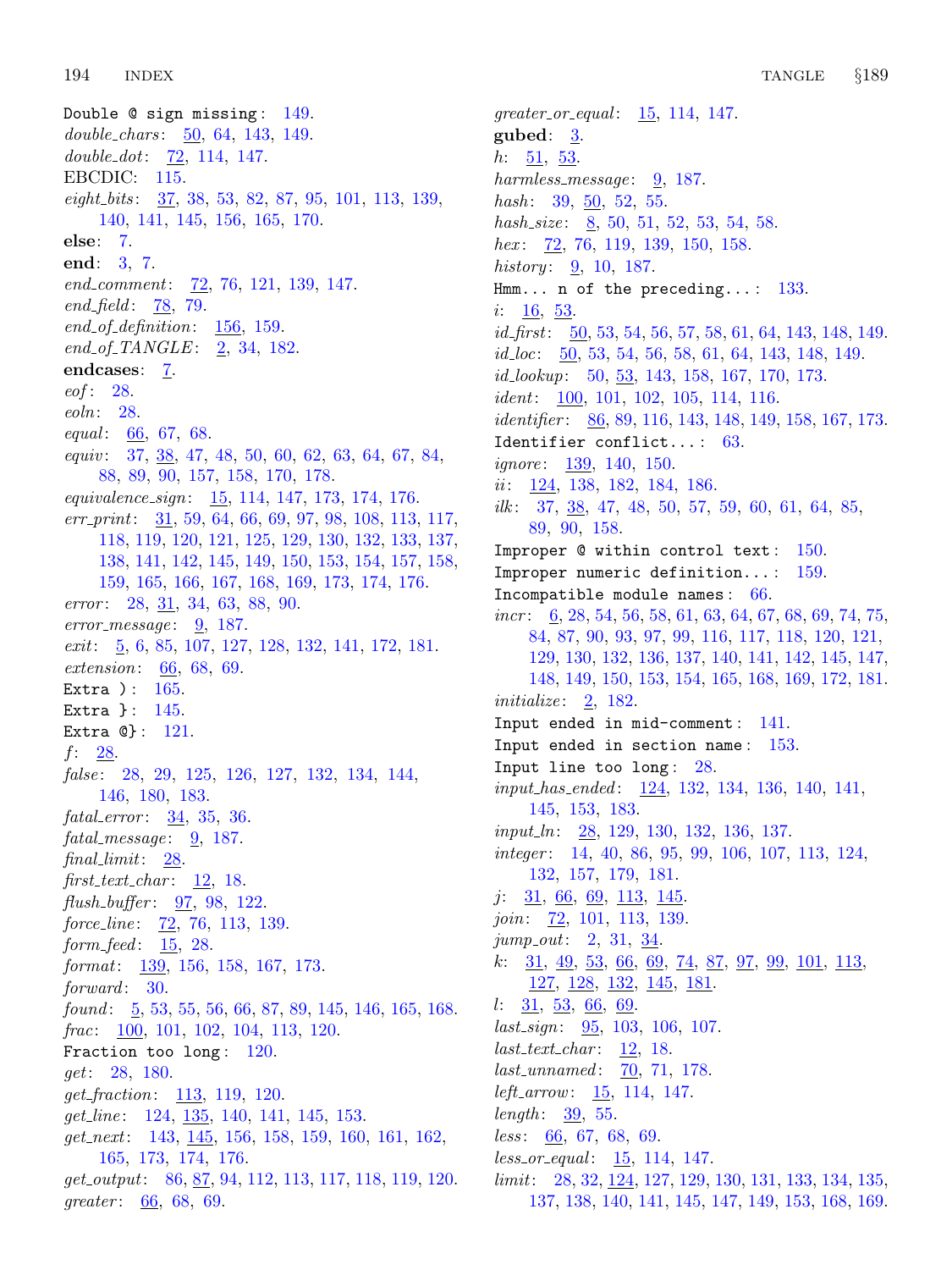Double @ sign missing: 149.
*double_chars*: 50, 64, 143, 149.
*double_dot*: 72, 114, 147.
EBCDIC: 115.
*eight_bits*: 37, 38, 53, 82, 87, 95, 101, 113, 139, 140, 141, 145, 156, 165, 170.
**else**: 7.
**end**: 3, 7.
*end_comment*: 72, 76, 121, 139, 147.
*end_field*: 78, 79.
*end_of_definition*: 156, 159.
*end_of_TANGLE*: 2, 34, 182.
**endcases**: 7.
*eof*: 28.
*eoln*: 28.
*equal*: 66, 67, 68.
*equiv*: 37, 38, 47, 48, 50, 60, 62, 63, 64, 67, 84, 88, 89, 90, 157, 158, 170, 178.
*equivalence_sign*: 15, 114, 147, 173, 174, 176.
*err_print*: 31, 59, 64, 66, 69, 97, 98, 108, 113, 117, 118, 119, 120, 121, 125, 129, 130, 132, 133, 137, 138, 141, 142, 145, 149, 150, 153, 154, 157, 158, 159, 165, 166, 167, 168, 169, 173, 174, 176.
*error*: 28, 31, 34, 63, 88, 90.
*error_message*: 9, 187.
*exit*: 5, 6, 85, 107, 127, 128, 132, 141, 172, 181.
*extension*: 66, 68, 69.
Extra ): 165.
Extra }: 145.
Extra @}: 121.
*f*: 28.
*false*: 28, 29, 125, 126, 127, 132, 134, 144, 146, 180, 183.
*fatal_error*: 34, 35, 36.
*fatal_message*: 9, 187.
*final_limit*: 28.
*first_text_char*: 12, 18.
*flush_buffer*: 97, 98, 122.
*force_line*: 72, 76, 113, 139.
*form_feed*: 15, 28.
*format*: 139, 156, 158, 167, 173.
*forward*: 30.
*found*: 5, 53, 55, 56, 66, 87, 89, 145, 146, 165, 168.
*frac*: 100, 101, 102, 104, 113, 120.
Fraction too long: 120.
*get*: 28, 180.
*get_fraction*: 113, 119, 120.
*get_line*: 124, 135, 140, 141, 145, 153.
*get_next*: 143, 145, 156, 158, 159, 160, 161, 162, 165, 173, 174, 176.
*get_output*: 86, 87, 94, 112, 113, 117, 118, 119, 120.
*greater*: 66, 68, 69.
*greater_or_equal*: 15, 114, 147.
**gubed**: 3.
*h*: 51, 53.
*harmless_message*: 9, 187.
*hash*: 39, 50, 52, 55.
*hash_size*: 8, 50, 51, 52, 53, 54, 58.
*hex*: 72, 76, 119, 139, 150, 158.
*history*: 9, 10, 187.
Hmm... n of the preceding...: 133.
*i*: 16, 53.
*id_first*: 50, 53, 54, 56, 57, 58, 61, 64, 143, 148, 149.
*id_loc*: 50, 53, 54, 56, 58, 61, 64, 143, 148, 149.
*id_lookup*: 50, 53, 143, 158, 167, 170, 173.
*ident*: 100, 101, 102, 105, 114, 116.
*identifier*: 86, 89, 116, 143, 148, 149, 158, 167, 173.
Identifier conflict...: 63.
*ignore*: 139, 140, 150.
*ii*: 124, 138, 182, 184, 186.
*ilk*: 37, 38, 47, 48, 50, 57, 59, 60, 61, 64, 85, 89, 90, 158.
Improper @ within control text: 150.
Improper numeric definition...: 159.
Incompatible module names: 66.
*incr*: 6, 28, 54, 56, 58, 61, 63, 64, 67, 68, 69, 74, 75, 84, 87, 90, 93, 97, 99, 116, 117, 118, 120, 121, 129, 130, 132, 136, 137, 140, 141, 142, 145, 147, 148, 149, 150, 153, 154, 165, 168, 169, 172, 181.
*initialize*: 2, 182.
Input ended in mid-comment: 141.
Input ended in section name: 153.
Input line too long: 28.
*input_has_ended*: 124, 132, 134, 136, 140, 141, 145, 153, 183.
*input_ln*: 28, 129, 130, 132, 136, 137.
*integer*: 14, 40, 86, 95, 99, 106, 107, 113, 124, 132, 157, 179, 181.
*j*: 31, 66, 69, 113, 145.
*join*: 72, 101, 113, 139.
*jump_out*: 2, 31, 34.
*k*: 31, 49, 53, 66, 69, 74, 87, 97, 99, 101, 113, 127, 128, 132, 145, 181.
*l*: 31, 53, 66, 69.
*last_sign*: 95, 103, 106, 107.
*last_text_char*: 12, 18.
*last_unnamed*: 70, 71, 178.
*left_arrow*: 15, 114, 147.
*length*: 39, 55.
*less*: 66, 67, 68, 69.
*less_or_equal*: 15, 114, 147.
*limit*: 28, 32, 124, 127, 129, 130, 131, 133, 134, 135, 137, 138, 140, 141, 145, 147, 149, 153, 168, 169.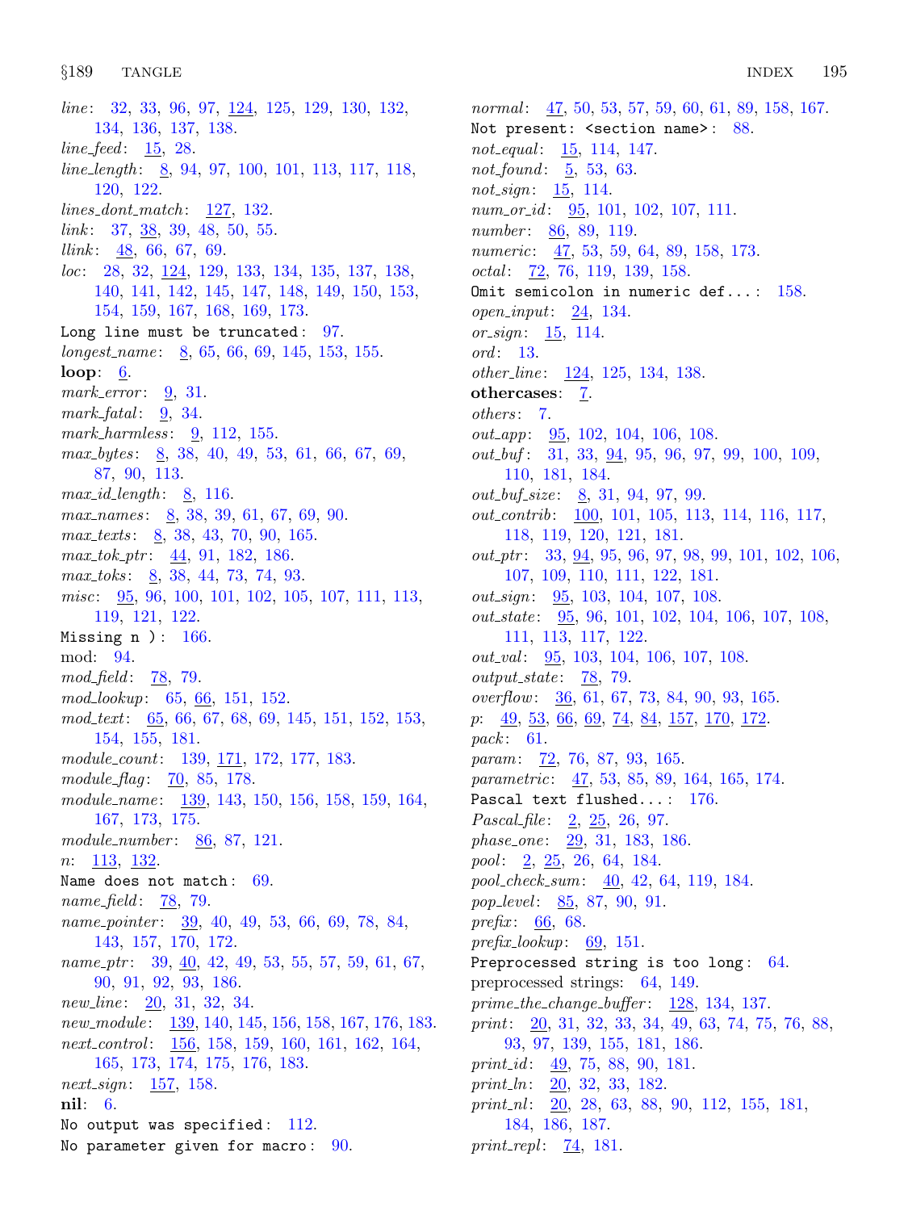*line*: 32, 33, 96, 97, 124, 125, 129, 130, 132, 134, 136, 137, 138.
*line_feed*: 15, 28.
*line_length*: 8, 94, 97, 100, 101, 113, 117, 118, 120, 122.
*lines_dont_match*: 127, 132.
*link*: 37, 38, 39, 48, 50, 55.
*llink*: 48, 66, 67, 69.
*loc*: 28, 32, 124, 129, 133, 134, 135, 137, 138, 140, 141, 142, 145, 147, 148, 149, 150, 153, 154, 159, 167, 168, 169, 173.
`Long line must be truncated`: 97.
*longest_name*: 8, 65, 66, 69, 145, 153, 155.
**loop**: 6.
*mark_error*: 9, 31.
*mark_fatal*: 9, 34.
*mark_harmless*: 9, 112, 155.
*max_bytes*: 8, 38, 40, 49, 53, 61, 66, 67, 69, 87, 90, 113.
*max_id_length*: 8, 116.
*max_names*: 8, 38, 39, 61, 67, 69, 90.
*max_texts*: 8, 38, 43, 70, 90, 165.
*max_tok_ptr*: 44, 91, 182, 186.
*max_toks*: 8, 38, 44, 73, 74, 93.
*misc*: 95, 96, 100, 101, 102, 105, 107, 111, 113, 119, 121, 122.
`Missing n )`: 166.
mod: 94.
*mod_field*: 78, 79.
*mod_lookup*: 65, 66, 151, 152.
*mod_text*: 65, 66, 67, 68, 69, 145, 151, 152, 153, 154, 155, 181.
*module_count*: 139, 171, 172, 177, 183.
*module_flag*: 70, 85, 178.
*module_name*: 139, 143, 150, 156, 158, 159, 164, 167, 173, 175.
*module_number*: 86, 87, 121.
*n*: 113, 132.
`Name does not match`: 69.
*name_field*: 78, 79.
*name_pointer*: 39, 40, 49, 53, 66, 69, 78, 84, 143, 157, 170, 172.
*name_ptr*: 39, 40, 42, 49, 53, 55, 57, 59, 61, 67, 90, 91, 92, 93, 186.
*new_line*: 20, 31, 32, 34.
*new_module*: 139, 140, 145, 156, 158, 167, 176, 183.
*next_control*: 156, 158, 159, 160, 161, 162, 164, 165, 173, 174, 175, 176, 183.
*next_sign*: 157, 158.
**nil**: 6.
`No output was specified`: 112.
`No parameter given for macro`: 90.
*normal*: 47, 50, 53, 57, 59, 60, 61, 89, 158, 167.
`Not present: <section name>`: 88.
*not_equal*: 15, 114, 147.
*not_found*: 5, 53, 63.
*not_sign*: 15, 114.
*num_or_id*: 95, 101, 102, 107, 111.
*number*: 86, 89, 119.
*numeric*: 47, 53, 59, 64, 89, 158, 173.
*octal*: 72, 76, 119, 139, 158.
`Omit semicolon in numeric def...`: 158.
*open_input*: 24, 134.
*or_sign*: 15, 114.
*ord*: 13.
*other_line*: 124, 125, 134, 138.
**othercases**: 7.
*others*: 7.
*out_app*: 95, 102, 104, 106, 108.
*out_buf*: 31, 33, 94, 95, 96, 97, 99, 100, 109, 110, 181, 184.
*out_buf_size*: 8, 31, 94, 97, 99.
*out_contrib*: 100, 101, 105, 113, 114, 116, 117, 118, 119, 120, 121, 181.
*out_ptr*: 33, 94, 95, 96, 97, 98, 99, 101, 102, 106, 107, 109, 110, 111, 122, 181.
*out_sign*: 95, 103, 104, 107, 108.
*out_state*: 95, 96, 101, 102, 104, 106, 107, 108, 111, 113, 117, 122.
*out_val*: 95, 103, 104, 106, 107, 108.
*output_state*: 78, 79.
*overflow*: 36, 61, 67, 73, 84, 90, 93, 165.
*p*: 49, 53, 66, 69, 74, 84, 157, 170, 172.
*pack*: 61.
*param*: 72, 76, 87, 93, 165.
*parametric*: 47, 53, 85, 89, 164, 165, 174.
`Pascal text flushed...`: 176.
*Pascal_file*: 2, 25, 26, 97.
*phase_one*: 29, 31, 183, 186.
*pool*: 2, 25, 26, 64, 184.
*pool_check_sum*: 40, 42, 64, 119, 184.
*pop_level*: 85, 87, 90, 91.
*prefix*: 66, 68.
*prefix_lookup*: 69, 151.
`Preprocessed string is too long`: 64.
preprocessed strings: 64, 149.
*prime_the_change_buffer*: 128, 134, 137.
*print*: 20, 31, 32, 33, 34, 49, 63, 74, 75, 76, 88, 93, 97, 139, 155, 181, 186.
*print_id*: 49, 75, 88, 90, 181.
*print_ln*: 20, 32, 33, 182.
*print_nl*: 20, 28, 63, 88, 90, 112, 155, 181, 184, 186, 187.
*print_repl*: 74, 181.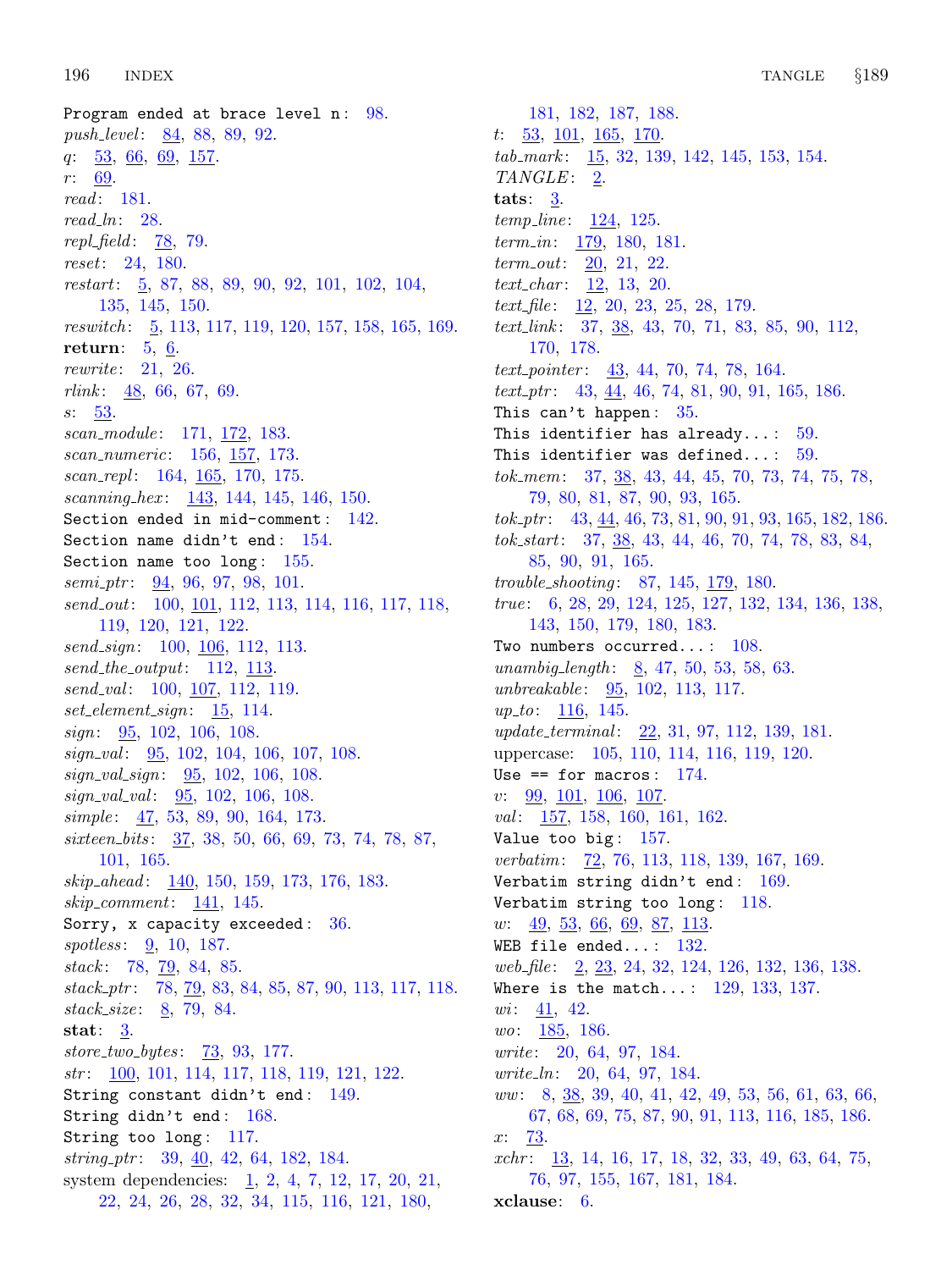Program ended at brace level n: 98.
*push_level*: 84, 88, 89, 92.
*q*: 53, 66, 69, 157.
*r*: 69.
*read*: 181.
*read_ln*: 28.
*repl_field*: 78, 79.
*reset*: 24, 180.
*restart*: 5, 87, 88, 89, 90, 92, 101, 102, 104, 135, 145, 150.
*reswitch*: 5, 113, 117, 119, 120, 157, 158, 165, 169.
**return**: 5, 6.
*rewrite*: 21, 26.
*rlink*: 48, 66, 67, 69.
*s*: 53.
*scan_module*: 171, 172, 183.
*scan_numeric*: 156, 157, 173.
*scan_repl*: 164, 165, 170, 175.
*scanning_hex*: 143, 144, 145, 146, 150.
Section ended in mid-comment: 142.
Section name didn't end: 154.
Section name too long: 155.
*semi_ptr*: 94, 96, 97, 98, 101.
*send_out*: 100, 101, 112, 113, 114, 116, 117, 118, 119, 120, 121, 122.
*send_sign*: 100, 106, 112, 113.
*send_the_output*: 112, 113.
*send_val*: 100, 107, 112, 119.
*set_element_sign*: 15, 114.
*sign*: 95, 102, 106, 108.
*sign_val*: 95, 102, 104, 106, 107, 108.
*sign_val_sign*: 95, 102, 106, 108.
*sign_val_val*: 95, 102, 106, 108.
*simple*: 47, 53, 89, 90, 164, 173.
*sixteen_bits*: 37, 38, 50, 66, 69, 73, 74, 78, 87, 101, 165.
*skip_ahead*: 140, 150, 159, 173, 176, 183.
*skip_comment*: 141, 145.
Sorry, x capacity exceeded: 36.
*spotless*: 9, 10, 187.
*stack*: 78, 79, 84, 85.
*stack_ptr*: 78, 79, 83, 84, 85, 87, 90, 113, 117, 118.
*stack_size*: 8, 79, 84.
**stat**: 3.
*store_two_bytes*: 73, 93, 177.
*str*: 100, 101, 114, 117, 118, 119, 121, 122.
String constant didn't end: 149.
String didn't end: 168.
String too long: 117.
*string_ptr*: 39, 40, 42, 64, 182, 184.
system dependencies: 1, 2, 4, 7, 12, 17, 20, 21, 22, 24, 26, 28, 32, 34, 115, 116, 121, 180, 181, 182, 187, 188.
*t*: 53, 101, 165, 170.
*tab_mark*: 15, 32, 139, 142, 145, 153, 154.
*TANGLE*: 2.
**tats**: 3.
*temp_line*: 124, 125.
*term_in*: 179, 180, 181.
*term_out*: 20, 21, 22.
*text_char*: 12, 13, 20.
*text_file*: 12, 20, 23, 25, 28, 179.
*text_link*: 37, 38, 43, 70, 71, 83, 85, 90, 112, 170, 178.
*text_pointer*: 43, 44, 70, 74, 78, 164.
*text_ptr*: 43, 44, 46, 74, 81, 90, 91, 165, 186.
This can't happen: 35.
This identifier has already...: 59.
This identifier was defined...: 59.
*tok_mem*: 37, 38, 43, 44, 45, 70, 73, 74, 75, 78, 79, 80, 81, 87, 90, 93, 165.
*tok_ptr*: 43, 44, 46, 73, 81, 90, 91, 93, 165, 182, 186.
*tok_start*: 37, 38, 43, 44, 46, 70, 74, 78, 83, 84, 85, 90, 91, 165.
*trouble_shooting*: 87, 145, 179, 180.
*true*: 6, 28, 29, 124, 125, 127, 132, 134, 136, 138, 143, 150, 179, 180, 183.
Two numbers occurred...: 108.
*unambig_length*: 8, 47, 50, 53, 58, 63.
*unbreakable*: 95, 102, 113, 117.
*up_to*: 116, 145.
*update_terminal*: 22, 31, 97, 112, 139, 181.
uppercase: 105, 110, 114, 116, 119, 120.
Use == for macros: 174.
*v*: 99, 101, 106, 107.
*val*: 157, 158, 160, 161, 162.
Value too big: 157.
*verbatim*: 72, 76, 113, 118, 139, 167, 169.
Verbatim string didn't end: 169.
Verbatim string too long: 118.
*w*: 49, 53, 66, 69, 87, 113.
WEB file ended...: 132.
*web_file*: 2, 23, 24, 32, 124, 126, 132, 136, 138.
Where is the match...: 129, 133, 137.
*wi*: 41, 42.
*wo*: 185, 186.
*write*: 20, 64, 97, 184.
*write_ln*: 20, 64, 97, 184.
*ww*: 8, 38, 39, 40, 41, 42, 49, 53, 56, 61, 63, 66, 67, 68, 69, 75, 87, 90, 91, 113, 116, 185, 186.
*x*: 73.
*xchr*: 13, 14, 16, 17, 18, 32, 33, 49, 63, 64, 75, 76, 97, 155, 167, 181, 184.
**xclause**: 6.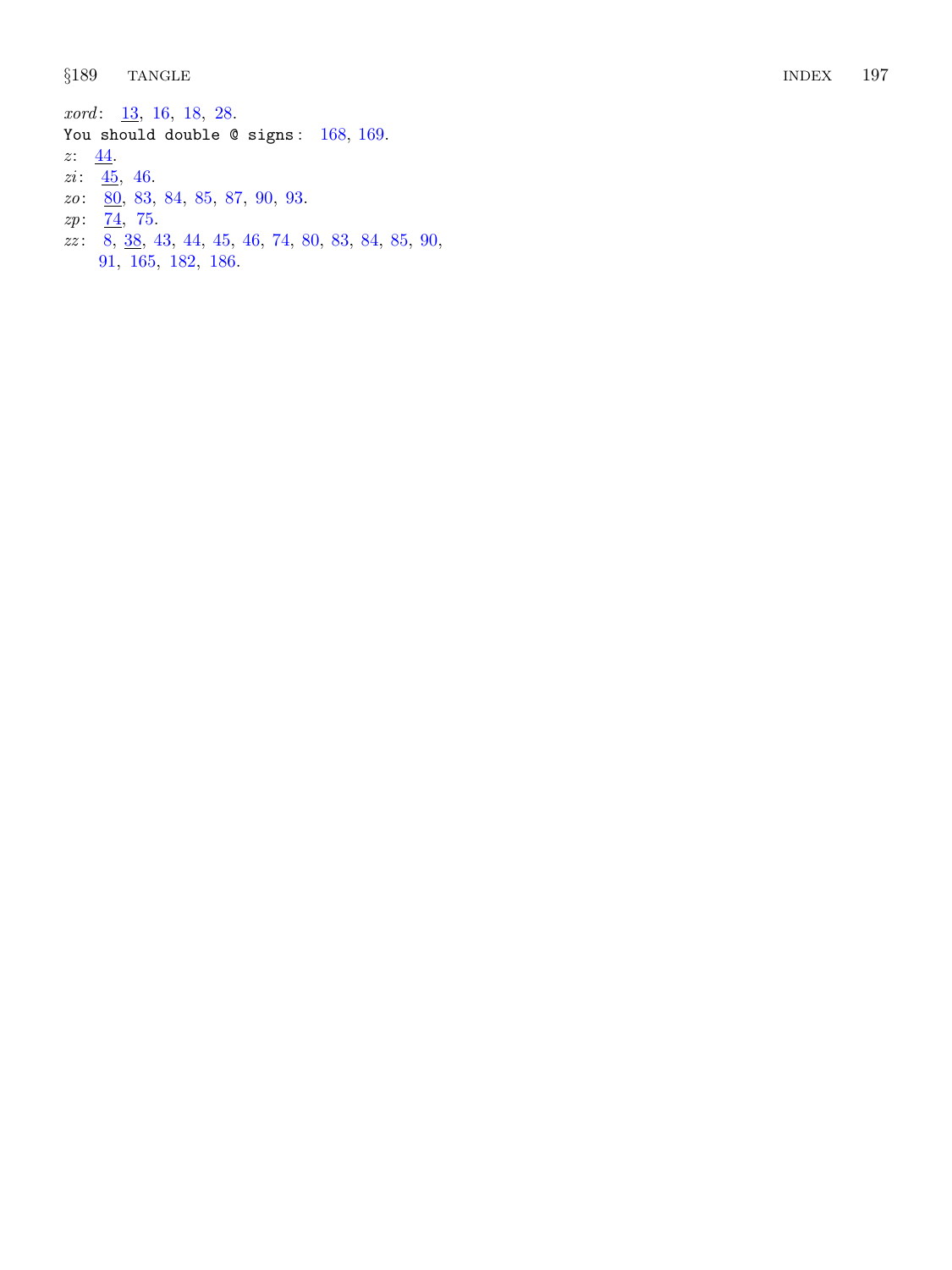*xord*: <u>13</u>, 16, 18, 28.

`You should double @ signs`: 168, 169.

*z*: <u>44</u>.

*zi*: <u>45</u>, 46.

*zo*: <u>80</u>, 83, 84, 85, 87, 90, 93.

*zp*: <u>74</u>, 75.

*zz*: 8, <u>38</u>, 43, 44, 45, 46, 74, 80, 83, 84, 85, 90, 91, 165, 182, 186.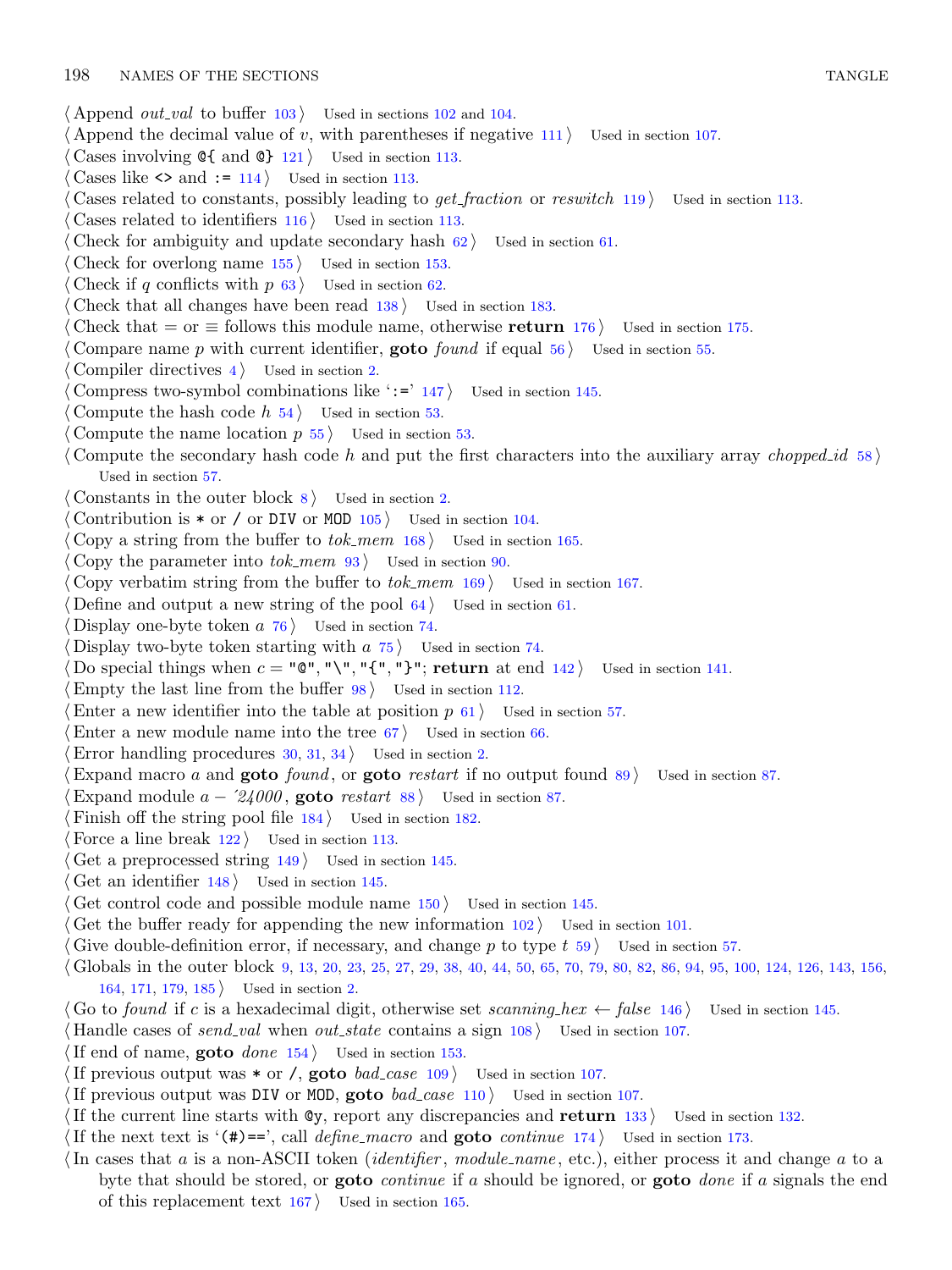⟨ Append *out_val* to buffer 103 ⟩ Used in sections 102 and 104.
⟨ Append the decimal value of $v$, with parentheses if negative 111 ⟩ Used in section 107.
⟨ Cases involving `@{` and `@}` 121 ⟩ Used in section 113.
⟨ Cases like `<>` and `:=` 114 ⟩ Used in section 113.
⟨ Cases related to constants, possibly leading to *get_fraction* or *reswitch* 119 ⟩ Used in section 113.
⟨ Cases related to identifiers 116 ⟩ Used in section 113.
⟨ Check for ambiguity and update secondary hash 62 ⟩ Used in section 61.
⟨ Check for overlong name 155 ⟩ Used in section 153.
⟨ Check if $q$ conflicts with $p$ 63 ⟩ Used in section 62.
⟨ Check that all changes have been read 138 ⟩ Used in section 183.
⟨ Check that $=$ or $\equiv$ follows this module name, otherwise **return** 176 ⟩ Used in section 175.
⟨ Compare name $p$ with current identifier, **goto** *found* if equal 56 ⟩ Used in section 55.
⟨ Compiler directives 4 ⟩ Used in section 2.
⟨ Compress two-symbol combinations like '`:=`' 147 ⟩ Used in section 145.
⟨ Compute the hash code $h$ 54 ⟩ Used in section 53.
⟨ Compute the name location $p$ 55 ⟩ Used in section 53.
⟨ Compute the secondary hash code $h$ and put the first characters into the auxiliary array *chopped_id* 58 ⟩ Used in section 57.
⟨ Constants in the outer block 8 ⟩ Used in section 2.
⟨ Contribution is `*` or `/` or `DIV` or `MOD` 105 ⟩ Used in section 104.
⟨ Copy a string from the buffer to *tok_mem* 168 ⟩ Used in section 165.
⟨ Copy the parameter into *tok_mem* 93 ⟩ Used in section 90.
⟨ Copy verbatim string from the buffer to *tok_mem* 169 ⟩ Used in section 167.
⟨ Define and output a new string of the pool 64 ⟩ Used in section 61.
⟨ Display one-byte token $a$ 76 ⟩ Used in section 74.
⟨ Display two-byte token starting with $a$ 75 ⟩ Used in section 74.
⟨ Do special things when $c =$ `"@"`, `"\"`, `"{"`, `"}"`; **return** at end 142 ⟩ Used in section 141.
⟨ Empty the last line from the buffer 98 ⟩ Used in section 112.
⟨ Enter a new identifier into the table at position $p$ 61 ⟩ Used in section 57.
⟨ Enter a new module name into the tree 67 ⟩ Used in section 66.
⟨ Error handling procedures 30, 31, 34 ⟩ Used in section 2.
⟨ Expand macro $a$ and **goto** *found*, or **goto** *restart* if no output found 89 ⟩ Used in section 87.
⟨ Expand module $a -$ ´*24000*, **goto** *restart* 88 ⟩ Used in section 87.
⟨ Finish off the string pool file 184 ⟩ Used in section 182.
⟨ Force a line break 122 ⟩ Used in section 113.
⟨ Get a preprocessed string 149 ⟩ Used in section 145.
⟨ Get an identifier 148 ⟩ Used in section 145.
⟨ Get control code and possible module name 150 ⟩ Used in section 145.
⟨ Get the buffer ready for appending the new information 102 ⟩ Used in section 101.
⟨ Give double-definition error, if necessary, and change $p$ to type $t$ 59 ⟩ Used in section 57.
⟨ Globals in the outer block 9, 13, 20, 23, 25, 27, 29, 38, 40, 44, 50, 65, 70, 79, 80, 82, 86, 94, 95, 100, 124, 126, 143, 156, 164, 171, 179, 185 ⟩ Used in section 2.
⟨ Go to *found* if $c$ is a hexadecimal digit, otherwise set *scanning_hex* $\leftarrow$ *false* 146 ⟩ Used in section 145.
⟨ Handle cases of *send_val* when *out_state* contains a sign 108 ⟩ Used in section 107.
⟨ If end of name, **goto** *done* 154 ⟩ Used in section 153.
⟨ If previous output was `*` or `/`, **goto** *bad_case* 109 ⟩ Used in section 107.
⟨ If previous output was `DIV` or `MOD`, **goto** *bad_case* 110 ⟩ Used in section 107.
⟨ If the current line starts with `@y`, report any discrepancies and **return** 133 ⟩ Used in section 132.
⟨ If the next text is '`(#)==`', call *define_macro* and **goto** *continue* 174 ⟩ Used in section 173.
⟨ In cases that $a$ is a non-ASCII token (*identifier*, *module_name*, etc.), either process it and change $a$ to a byte that should be stored, or **goto** *continue* if $a$ should be ignored, or **goto** *done* if $a$ signals the end of this replacement text 167 ⟩ Used in section 165.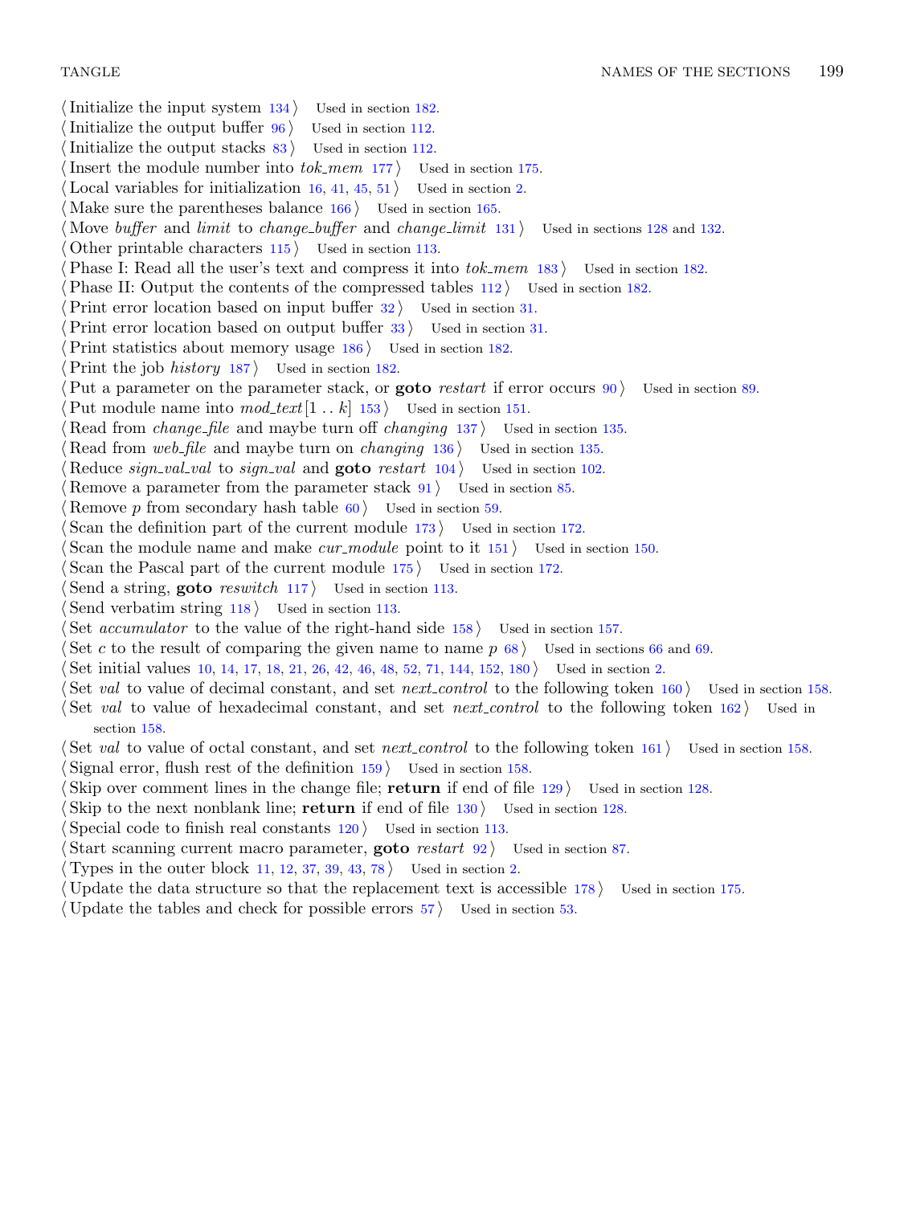⟨ Initialize the input system 134 ⟩ Used in section 182.
⟨ Initialize the output buffer 96 ⟩ Used in section 112.
⟨ Initialize the output stacks 83 ⟩ Used in section 112.
⟨ Insert the module number into *tok_mem* 177 ⟩ Used in section 175.
⟨ Local variables for initialization 16, 41, 45, 51 ⟩ Used in section 2.
⟨ Make sure the parentheses balance 166 ⟩ Used in section 165.
⟨ Move *buffer* and *limit* to *change_buffer* and *change_limit* 131 ⟩ Used in sections 128 and 132.
⟨ Other printable characters 115 ⟩ Used in section 113.
⟨ Phase I: Read all the user's text and compress it into *tok_mem* 183 ⟩ Used in section 182.
⟨ Phase II: Output the contents of the compressed tables 112 ⟩ Used in section 182.
⟨ Print error location based on input buffer 32 ⟩ Used in section 31.
⟨ Print error location based on output buffer 33 ⟩ Used in section 31.
⟨ Print statistics about memory usage 186 ⟩ Used in section 182.
⟨ Print the job *history* 187 ⟩ Used in section 182.
⟨ Put a parameter on the parameter stack, or **goto** *restart* if error occurs 90 ⟩ Used in section 89.
⟨ Put module name into *mod_text*[1 .. *k*] 153 ⟩ Used in section 151.
⟨ Read from *change_file* and maybe turn off *changing* 137 ⟩ Used in section 135.
⟨ Read from *web_file* and maybe turn on *changing* 136 ⟩ Used in section 135.
⟨ Reduce *sign_val_val* to *sign_val* and **goto** *restart* 104 ⟩ Used in section 102.
⟨ Remove a parameter from the parameter stack 91 ⟩ Used in section 85.
⟨ Remove *p* from secondary hash table 60 ⟩ Used in section 59.
⟨ Scan the definition part of the current module 173 ⟩ Used in section 172.
⟨ Scan the module name and make *cur_module* point to it 151 ⟩ Used in section 150.
⟨ Scan the Pascal part of the current module 175 ⟩ Used in section 172.
⟨ Send a string, **goto** *reswitch* 117 ⟩ Used in section 113.
⟨ Send verbatim string 118 ⟩ Used in section 113.
⟨ Set *accumulator* to the value of the right-hand side 158 ⟩ Used in section 157.
⟨ Set *c* to the result of comparing the given name to name *p* 68 ⟩ Used in sections 66 and 69.
⟨ Set initial values 10, 14, 17, 18, 21, 26, 42, 46, 48, 52, 71, 144, 152, 180 ⟩ Used in section 2.
⟨ Set *val* to value of decimal constant, and set *next_control* to the following token 160 ⟩ Used in section 158.
⟨ Set *val* to value of hexadecimal constant, and set *next_control* to the following token 162 ⟩ Used in section 158.
⟨ Set *val* to value of octal constant, and set *next_control* to the following token 161 ⟩ Used in section 158.
⟨ Signal error, flush rest of the definition 159 ⟩ Used in section 158.
⟨ Skip over comment lines in the change file; **return** if end of file 129 ⟩ Used in section 128.
⟨ Skip to the next nonblank line; **return** if end of file 130 ⟩ Used in section 128.
⟨ Special code to finish real constants 120 ⟩ Used in section 113.
⟨ Start scanning current macro parameter, **goto** *restart* 92 ⟩ Used in section 87.
⟨ Types in the outer block 11, 12, 37, 39, 43, 78 ⟩ Used in section 2.
⟨ Update the data structure so that the replacement text is accessible 178 ⟩ Used in section 175.
⟨ Update the tables and check for possible errors 57 ⟩ Used in section 53.